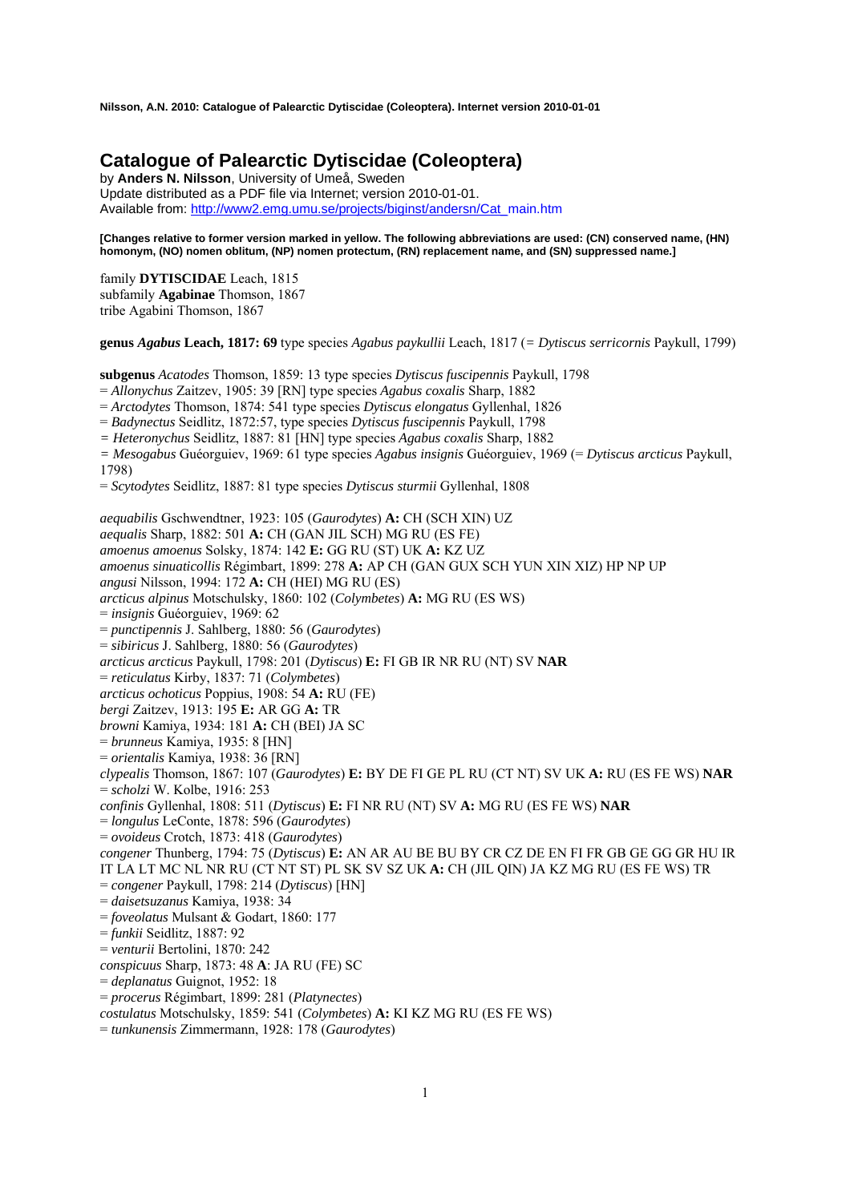# Catalogue of Palearctic Dytiscidae (Coleoptera)

by **Anders N. Nilsson**, University of Umeå, Sweden
Update distributed as a PDF file via Internet; version 2010-01-01.
Available from: http://www2.emg.umu.se/projects/biginst/andersn/Cat_main.htm

**[Changes relative to former version marked in yellow. The following abbreviations are used: (CN) conserved name, (HN) homonym, (NO) nomen oblitum, (NP) nomen protectum, (RN) replacement name, and (SN) suppressed name.]**

family **DYTISCIDAE** Leach, 1815
subfamily **Agabinae** Thomson, 1867
tribe Agabini Thomson, 1867

**genus *Agabus* Leach, 1817: 69** type species *Agabus paykullii* Leach, 1817 (= *Dytiscus serricornis* Paykull, 1799)

**subgenus** *Acatodes* Thomson, 1859: 13 type species *Dytiscus fuscipennis* Paykull, 1798
= *Allonychus* Zaitzev, 1905: 39 [RN] type species *Agabus coxalis* Sharp, 1882
= *Arctodytes* Thomson, 1874: 541 type species *Dytiscus elongatus* Gyllenhal, 1826
= *Badynectus* Seidlitz, 1872:57, type species *Dytiscus fuscipennis* Paykull, 1798
= *Heteronychus* Seidlitz, 1887: 81 [HN] type species *Agabus coxalis* Sharp, 1882
= *Mesogabus* Guéorguiev, 1969: 61 type species *Agabus insignis* Guéorguiev, 1969 (= *Dytiscus arcticus* Paykull, 1798)
= *Scytodytes* Seidlitz, 1887: 81 type species *Dytiscus sturmii* Gyllenhal, 1808

*aequabilis* Gschwendtner, 1923: 105 (*Gaurodytes*) **A:** CH (SCH XIN) UZ
*aequalis* Sharp, 1882: 501 **A:** CH (GAN JIL SCH) MG RU (ES FE)
*amoenus amoenus* Solsky, 1874: 142 **E:** GG RU (ST) UK **A:** KZ UZ
*amoenus sinuaticollis* Régimbart, 1899: 278 **A:** AP CH (GAN GUX SCH YUN XIN XIZ) HP NP UP
*angusi* Nilsson, 1994: 172 **A:** CH (HEI) MG RU (ES)
*arcticus alpinus* Motschulsky, 1860: 102 (*Colymbetes*) **A:** MG RU (ES WS)
= *insignis* Guéorguiev, 1969: 62
= *punctipennis* J. Sahlberg, 1880: 56 (*Gaurodytes*)
= *sibiricus* J. Sahlberg, 1880: 56 (*Gaurodytes*)
*arcticus arcticus* Paykull, 1798: 201 (*Dytiscus*) **E:** FI GB IR NR RU (NT) SV **NAR**
= *reticulatus* Kirby, 1837: 71 (*Colymbetes*)
*arcticus ochoticus* Poppius, 1908: 54 **A:** RU (FE)
*bergi* Zaitzev, 1913: 195 **E:** AR GG **A:** TR
*browni* Kamiya, 1934: 181 **A:** CH (BEI) JA SC
= *brunneus* Kamiya, 1935: 8 [HN]
= *orientalis* Kamiya, 1938: 36 [RN]
*clypealis* Thomson, 1867: 107 (*Gaurodytes*) **E:** BY DE FI GE PL RU (CT NT) SV UK **A:** RU (ES FE WS) **NAR**
= *scholzi* W. Kolbe, 1916: 253
*confinis* Gyllenhal, 1808: 511 (*Dytiscus*) **E:** FI NR RU (NT) SV **A:** MG RU (ES FE WS) **NAR**
= *longulus* LeConte, 1878: 596 (*Gaurodytes*)
= *ovoideus* Crotch, 1873: 418 (*Gaurodytes*)
*congener* Thunberg, 1794: 75 (*Dytiscus*) **E:** AN AR AU BE BU BY CR CZ DE EN FI FR GB GE GG GR HU IR IT LA LT MC NL NR RU (CT NT ST) PL SK SV SZ UK **A:** CH (JIL QIN) JA KZ MG RU (ES FE WS) TR
= *congener* Paykull, 1798: 214 (*Dytiscus*) [HN]
= *daisetsuzanus* Kamiya, 1938: 34
= *foveolatus* Mulsant & Godart, 1860: 177
= *funkii* Seidlitz, 1887: 92
= *venturii* Bertolini, 1870: 242
*conspicuus* Sharp, 1873: 48 **A**: JA RU (FE) SC
= *deplanatus* Guignot, 1952: 18
= *procerus* Régimbart, 1899: 281 (*Platynectes*)
*costulatus* Motschulsky, 1859: 541 (*Colymbetes*) **A:** KI KZ MG RU (ES FE WS)
= *tunkunensis* Zimmermann, 1928: 178 (*Gaurodytes*)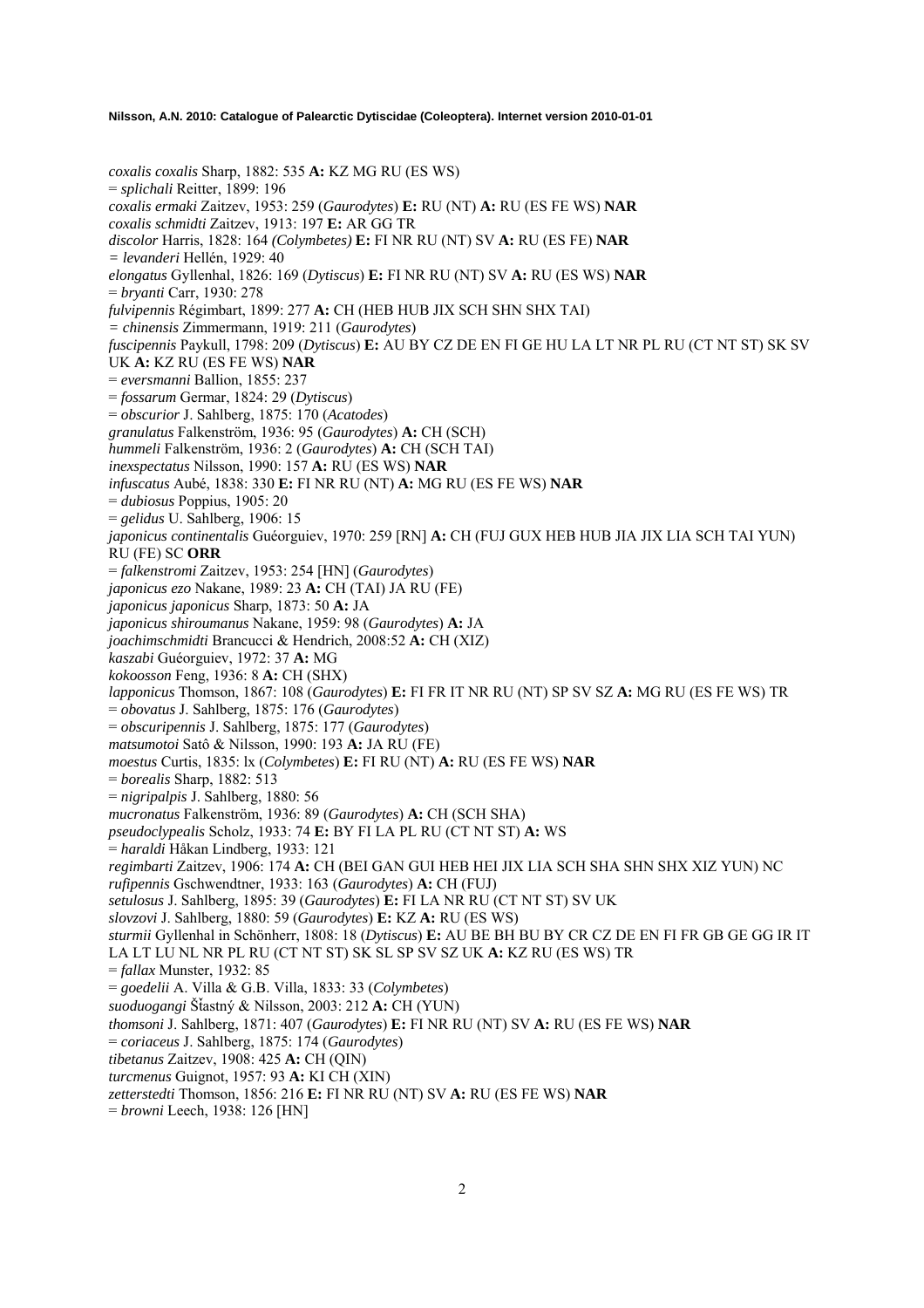*coxalis coxalis* Sharp, 1882: 535 **A:** KZ MG RU (ES WS)
= *splichali* Reitter, 1899: 196
*coxalis ermaki* Zaitzev, 1953: 259 (*Gaurodytes*) **E:** RU (NT) **A:** RU (ES FE WS) **NAR**
*coxalis schmidti* Zaitzev, 1913: 197 **E:** AR GG TR
*discolor* Harris, 1828: 164 *(Colymbetes)* **E:** FI NR RU (NT) SV **A:** RU (ES FE) **NAR**
*= levanderi* Hellén, 1929: 40
*elongatus* Gyllenhal, 1826: 169 (*Dytiscus*) **E:** FI NR RU (NT) SV **A:** RU (ES WS) **NAR**
= *bryanti* Carr, 1930: 278
*fulvipennis* Régimbart, 1899: 277 **A:** CH (HEB HUB JIX SCH SHN SHX TAI)
*= chinensis* Zimmermann, 1919: 211 (*Gaurodytes*)
*fuscipennis* Paykull, 1798: 209 (*Dytiscus*) **E:** AU BY CZ DE EN FI GE HU LA LT NR PL RU (CT NT ST) SK SV UK **A:** KZ RU (ES FE WS) **NAR**
= *eversmanni* Ballion, 1855: 237
= *fossarum* Germar, 1824: 29 (*Dytiscus*)
= *obscurior* J. Sahlberg, 1875: 170 (*Acatodes*)
*granulatus* Falkenström, 1936: 95 (*Gaurodytes*) **A:** CH (SCH)
*hummeli* Falkenström, 1936: 2 (*Gaurodytes*) **A:** CH (SCH TAI)
*inexspectatus* Nilsson, 1990: 157 **A:** RU (ES WS) **NAR**
*infuscatus* Aubé, 1838: 330 **E:** FI NR RU (NT) **A:** MG RU (ES FE WS) **NAR**
= *dubiosus* Poppius, 1905: 20
= *gelidus* U. Sahlberg, 1906: 15
*japonicus continentalis* Guéorguiev, 1970: 259 [RN] **A:** CH (FUJ GUX HEB HUB JIA JIX LIA SCH TAI YUN) RU (FE) SC **ORR**
= *falkenstromi* Zaitzev, 1953: 254 [HN] (*Gaurodytes*)
*japonicus ezo* Nakane, 1989: 23 **A:** CH (TAI) JA RU (FE)
*japonicus japonicus* Sharp, 1873: 50 **A:** JA
*japonicus shiroumanus* Nakane, 1959: 98 (*Gaurodytes*) **A:** JA
*joachimschmidti* Brancucci & Hendrich, 2008:52 **A:** CH (XIZ)
*kaszabi* Guéorguiev, 1972: 37 **A:** MG
*kokoosson* Feng, 1936: 8 **A:** CH (SHX)
*lapponicus* Thomson, 1867: 108 (*Gaurodytes*) **E:** FI FR IT NR RU (NT) SP SV SZ **A:** MG RU (ES FE WS) TR
= *obovatus* J. Sahlberg, 1875: 176 (*Gaurodytes*)
= *obscuripennis* J. Sahlberg, 1875: 177 (*Gaurodytes*)
*matsumotoi* Satô & Nilsson, 1990: 193 **A:** JA RU (FE)
*moestus* Curtis, 1835: lx (*Colymbetes*) **E:** FI RU (NT) **A:** RU (ES FE WS) **NAR**
= *borealis* Sharp, 1882: 513
= *nigripalpis* J. Sahlberg, 1880: 56
*mucronatus* Falkenström, 1936: 89 (*Gaurodytes*) **A:** CH (SCH SHA)
*pseudoclypealis* Scholz, 1933: 74 **E:** BY FI LA PL RU (CT NT ST) **A:** WS
= *haraldi* Håkan Lindberg, 1933: 121
*regimbarti* Zaitzev, 1906: 174 **A:** CH (BEI GAN GUI HEB HEI JIX LIA SCH SHA SHN SHX XIZ YUN) NC
*rufipennis* Gschwendtner, 1933: 163 (*Gaurodytes*) **A:** CH (FUJ)
*setulosus* J. Sahlberg, 1895: 39 (*Gaurodytes*) **E:** FI LA NR RU (CT NT ST) SV UK
*slovzovi* J. Sahlberg, 1880: 59 (*Gaurodytes*) **E:** KZ **A:** RU (ES WS)
*sturmii* Gyllenhal in Schönherr, 1808: 18 (*Dytiscus*) **E:** AU BE BH BU BY CR CZ DE EN FI FR GB GE GG IR IT LA LT LU NL NR PL RU (CT NT ST) SK SL SP SV SZ UK **A:** KZ RU (ES WS) TR
= *fallax* Munster, 1932: 85
= *goedelii* A. Villa & G.B. Villa, 1833: 33 (*Colymbetes*)
*suoduogangi* Šťastný & Nilsson, 2003: 212 **A:** CH (YUN)
*thomsoni* J. Sahlberg, 1871: 407 (*Gaurodytes*) **E:** FI NR RU (NT) SV **A:** RU (ES FE WS) **NAR**
= *coriaceus* J. Sahlberg, 1875: 174 (*Gaurodytes*)
*tibetanus* Zaitzev, 1908: 425 **A:** CH (QIN)
*turcmenus* Guignot, 1957: 93 **A:** KI CH (XIN)
*zetterstedti* Thomson, 1856: 216 **E:** FI NR RU (NT) SV **A:** RU (ES FE WS) **NAR**
= *browni* Leech, 1938: 126 [HN]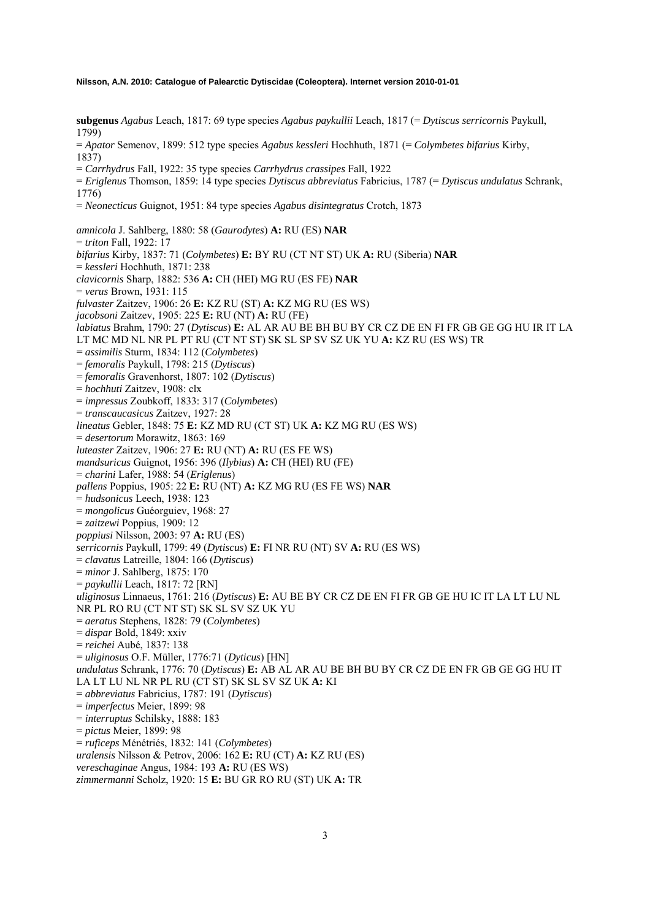**subgenus** *Agabus* Leach, 1817: 69 type species *Agabus paykullii* Leach, 1817 (= *Dytiscus serricornis* Paykull, 1799)
= *Apator* Semenov, 1899: 512 type species *Agabus kessleri* Hochhuth, 1871 (= *Colymbetes bifarius* Kirby, 1837)
= *Carrhydrus* Fall, 1922: 35 type species *Carrhydrus crassipes* Fall, 1922
= *Eriglenus* Thomson, 1859: 14 type species *Dytiscus abbreviatus* Fabricius, 1787 (= *Dytiscus undulatus* Schrank, 1776)
= *Neonecticus* Guignot, 1951: 84 type species *Agabus disintegratus* Crotch, 1873

*amnicola* J. Sahlberg, 1880: 58 (*Gaurodytes*) **A:** RU (ES) **NAR**
= *triton* Fall, 1922: 17
*bifarius* Kirby, 1837: 71 (*Colymbetes*) **E:** BY RU (CT NT ST) UK **A:** RU (Siberia) **NAR**
= *kessleri* Hochhuth, 1871: 238
*clavicornis* Sharp, 1882: 536 **A:** CH (HEI) MG RU (ES FE) **NAR**
= *verus* Brown, 1931: 115
*fulvaster* Zaitzev, 1906: 26 **E:** KZ RU (ST) **A:** KZ MG RU (ES WS)
*jacobsoni* Zaitzev, 1905: 225 **E:** RU (NT) **A:** RU (FE)
*labiatus* Brahm, 1790: 27 (*Dytiscus*) **E:** AL AR AU BE BH BU BY CR CZ DE EN FI FR GB GE GG HU IR IT LA LT MC MD NL NR PL PT RU (CT NT ST) SK SL SP SV SZ UK YU **A:** KZ RU (ES WS) TR
= *assimilis* Sturm, 1834: 112 (*Colymbetes*)
= *femoralis* Paykull, 1798: 215 (*Dytiscus*)
= *femoralis* Gravenhorst, 1807: 102 (*Dytiscus*)
= *hochhuti* Zaitzev, 1908: clx
= *impressus* Zoubkoff, 1833: 317 (*Colymbetes*)
= *transcaucasicus* Zaitzev, 1927: 28
*lineatus* Gebler, 1848: 75 **E:** KZ MD RU (CT ST) UK **A:** KZ MG RU (ES WS)
= *desertorum* Morawitz, 1863: 169
*luteaster* Zaitzev, 1906: 27 **E:** RU (NT) **A:** RU (ES FE WS)
*mandsuricus* Guignot, 1956: 396 (*Ilybius*) **A:** CH (HEI) RU (FE)
= *charini* Lafer, 1988: 54 (*Eriglenus*)
*pallens* Poppius, 1905: 22 **E:** RU (NT) **A:** KZ MG RU (ES FE WS) **NAR**
= *hudsonicus* Leech, 1938: 123
= *mongolicus* Guéorguiev, 1968: 27
= *zaitzewi* Poppius, 1909: 12
*poppiusi* Nilsson, 2003: 97 **A:** RU (ES)
*serricornis* Paykull, 1799: 49 (*Dytiscus*) **E:** FI NR RU (NT) SV **A:** RU (ES WS)
= *clavatus* Latreille, 1804: 166 (*Dytiscus*)
= *minor* J. Sahlberg, 1875: 170
= *paykullii* Leach, 1817: 72 [RN]
*uliginosus* Linnaeus, 1761: 216 (*Dytiscus*) **E:** AU BE BY CR CZ DE EN FI FR GB GE HU IC IT LA LT LU NL NR PL RO RU (CT NT ST) SK SL SV SZ UK YU
= *aeratus* Stephens, 1828: 79 (*Colymbetes*)
= *dispar* Bold, 1849: xxiv
= *reichei* Aubé, 1837: 138
= *uliginosus* O.F. Müller, 1776:71 (*Dyticus*) [HN]
*undulatus* Schrank, 1776: 70 (*Dytiscus*) **E:** AB AL AR AU BE BH BU BY CR CZ DE EN FR GB GE GG HU IT LA LT LU NL NR PL RU (CT ST) SK SL SV SZ UK **A:** KI
= *abbreviatus* Fabricius, 1787: 191 (*Dytiscus*)
= *imperfectus* Meier, 1899: 98
= *interruptus* Schilsky, 1888: 183
= *pictus* Meier, 1899: 98
= *ruficeps* Ménétriés, 1832: 141 (*Colymbetes*)
*uralensis* Nilsson & Petrov, 2006: 162 **E:** RU (CT) **A:** KZ RU (ES)
*vereschaginae* Angus, 1984: 193 **A:** RU (ES WS)
*zimmermanni* Scholz, 1920: 15 **E:** BU GR RO RU (ST) UK **A:** TR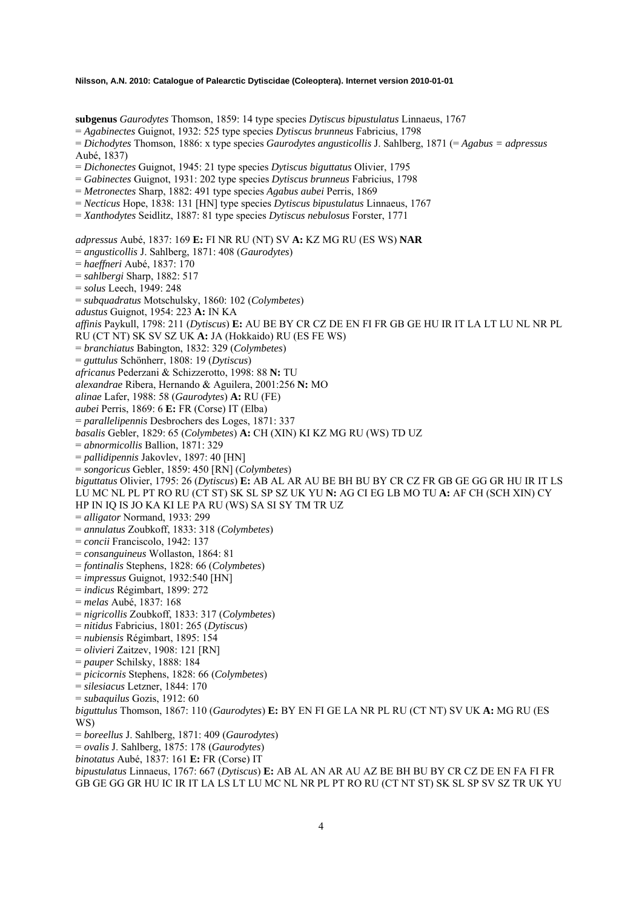**subgenus** *Gaurodytes* Thomson, 1859: 14 type species *Dytiscus bipustulatus* Linnaeus, 1767
= *Agabinectes* Guignot, 1932: 525 type species *Dytiscus brunneus* Fabricius, 1798
= *Dichodytes* Thomson, 1886: x type species *Gaurodytes angusticollis* J. Sahlberg, 1871 (= *Agabus = adpressus* Aubé, 1837)
= *Dichonectes* Guignot, 1945: 21 type species *Dytiscus biguttatus* Olivier, 1795
= *Gabinectes* Guignot, 1931: 202 type species *Dytiscus brunneus* Fabricius, 1798
= *Metronectes* Sharp, 1882: 491 type species *Agabus aubei* Perris, 1869
= *Necticus* Hope, 1838: 131 [HN] type species *Dytiscus bipustulatus* Linnaeus, 1767
= *Xanthodytes* Seidlitz, 1887: 81 type species *Dytiscus nebulosus* Forster, 1771

*adpressus* Aubé, 1837: 169 **E:** FI NR RU (NT) SV **A:** KZ MG RU (ES WS) **NAR**
= *angusticollis* J. Sahlberg, 1871: 408 (*Gaurodytes*)
= *haeffneri* Aubé, 1837: 170
= *sahlbergi* Sharp, 1882: 517
= *solus* Leech, 1949: 248
= *subquadratus* Motschulsky, 1860: 102 (*Colymbetes*)
*adustus* Guignot, 1954: 223 **A:** IN KA
*affinis* Paykull, 1798: 211 (*Dytiscus*) **E:** AU BE BY CR CZ DE EN FI FR GB GE HU IR IT LA LT LU NL NR PL RU (CT NT) SK SV SZ UK **A:** JA (Hokkaido) RU (ES FE WS)
= *branchiatus* Babington, 1832: 329 (*Colymbetes*)
= *guttulus* Schönherr, 1808: 19 (*Dytiscus*)
*africanus* Pederzani & Schizzerotto, 1998: 88 **N:** TU
*alexandrae* Ribera, Hernando & Aguilera, 2001:256 **N:** MO
*alinae* Lafer, 1988: 58 (*Gaurodytes*) **A:** RU (FE)
*aubei* Perris, 1869: 6 **E:** FR (Corse) IT (Elba)
= *parallelipennis* Desbrochers des Loges, 1871: 337
*basalis* Gebler, 1829: 65 (*Colymbetes*) **A:** CH (XIN) KI KZ MG RU (WS) TD UZ
= *abnormicollis* Ballion, 1871: 329
= *pallidipennis* Jakovlev, 1897: 40 [HN]
= *songoricus* Gebler, 1859: 450 [RN] (*Colymbetes*)
*biguttatus* Olivier, 1795: 26 (*Dytiscus*) **E:** AB AL AR AU BE BH BU BY CR CZ FR GB GE GG GR HU IR IT LS LU MC NL PL PT RO RU (CT ST) SK SL SP SZ UK YU **N:** AG CI EG LB MO TU **A:** AF CH (SCH XIN) CY HP IN IQ IS JO KA KI LE PA RU (WS) SA SI SY TM TR UZ
= *alligator* Normand, 1933: 299
= *annulatus* Zoubkoff, 1833: 318 (*Colymbetes*)
= *concii* Franciscolo, 1942: 137
= *consanguineus* Wollaston, 1864: 81
= *fontinalis* Stephens, 1828: 66 (*Colymbetes*)
= *impressus* Guignot, 1932:540 [HN]
= *indicus* Régimbart, 1899: 272
= *melas* Aubé, 1837: 168
= *nigricollis* Zoubkoff, 1833: 317 (*Colymbetes*)
= *nitidus* Fabricius, 1801: 265 (*Dytiscus*)
= *nubiensis* Régimbart, 1895: 154
= *olivieri* Zaitzev, 1908: 121 [RN]
= *pauper* Schilsky, 1888: 184
= *picicornis* Stephens, 1828: 66 (*Colymbetes*)
= *silesiacus* Letzner, 1844: 170
= *subaquilus* Gozis, 1912: 60
*biguttulus* Thomson, 1867: 110 (*Gaurodytes*) **E:** BY EN FI GE LA NR PL RU (CT NT) SV UK **A:** MG RU (ES WS)
= *boreellus* J. Sahlberg, 1871: 409 (*Gaurodytes*)
= *ovalis* J. Sahlberg, 1875: 178 (*Gaurodytes*)
*binotatus* Aubé, 1837: 161 **E:** FR (Corse) IT
*bipustulatus* Linnaeus, 1767: 667 (*Dytiscus*) **E:** AB AL AN AR AU AZ BE BH BU BY CR CZ DE EN FA FI FR GB GE GG GR HU IC IR IT LA LS LT LU MC NL NR PL PT RO RU (CT NT ST) SK SL SP SV SZ TR UK YU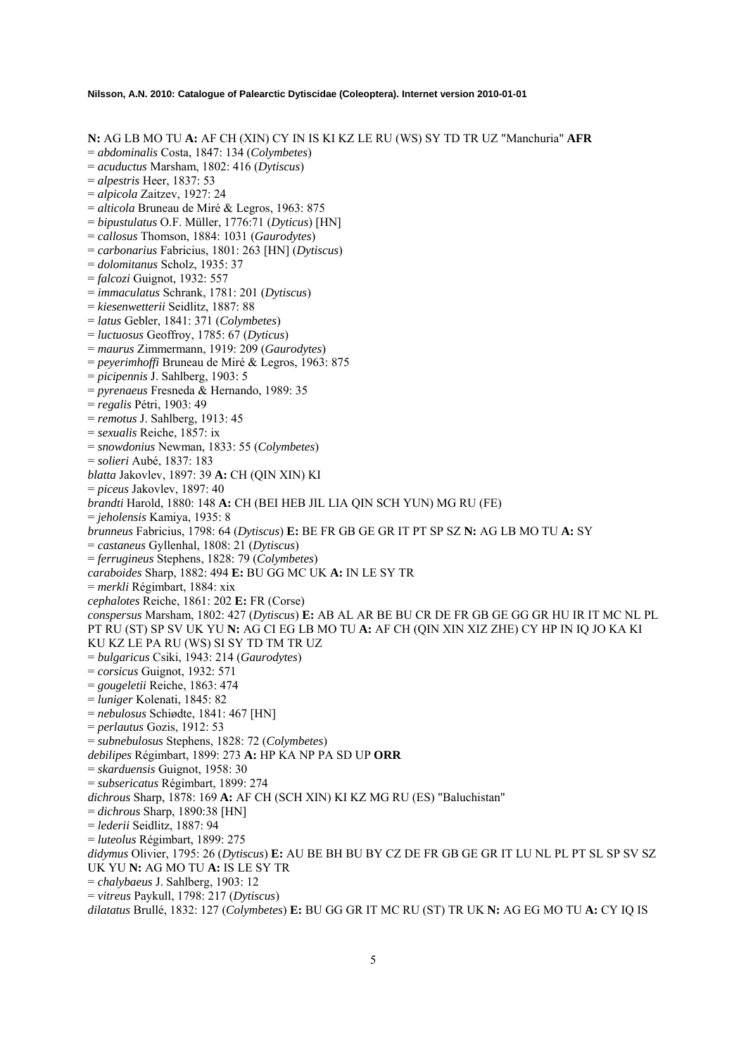**N:** AG LB MO TU **A:** AF CH (XIN) CY IN IS KI KZ LE RU (WS) SY TD TR UZ "Manchuria" **AFR**
= *abdominalis* Costa, 1847: 134 (*Colymbetes*)
= *acuductus* Marsham, 1802: 416 (*Dytiscus*)
= *alpestris* Heer, 1837: 53
= *alpicola* Zaitzev, 1927: 24
= *alticola* Bruneau de Miré & Legros, 1963: 875
= *bipustulatus* O.F. Müller, 1776:71 (*Dyticus*) [HN]
= *callosus* Thomson, 1884: 1031 (*Gaurodytes*)
= *carbonarius* Fabricius, 1801: 263 [HN] (*Dytiscus*)
= *dolomitanus* Scholz, 1935: 37
= *falcozi* Guignot, 1932: 557
= *immaculatus* Schrank, 1781: 201 (*Dytiscus*)
= *kiesenwetterii* Seidlitz, 1887: 88
= *latus* Gebler, 1841: 371 (*Colymbetes*)
= *luctuosus* Geoffroy, 1785: 67 (*Dyticus*)
= *maurus* Zimmermann, 1919: 209 (*Gaurodytes*)
= *peyerimhoffi* Bruneau de Miré & Legros, 1963: 875
= *picipennis* J. Sahlberg, 1903: 5
= *pyrenaeus* Fresneda & Hernando, 1989: 35
= *regalis* Pétri, 1903: 49
= *remotus* J. Sahlberg, 1913: 45
= *sexualis* Reiche, 1857: ix
= *snowdonius* Newman, 1833: 55 (*Colymbetes*)
= *solieri* Aubé, 1837: 183
*blatta* Jakovlev, 1897: 39 **A:** CH (QIN XIN) KI
= *piceus* Jakovlev, 1897: 40
*brandti* Harold, 1880: 148 **A:** CH (BEI HEB JIL LIA QIN SCH YUN) MG RU (FE)
= *jeholensis* Kamiya, 1935: 8
*brunneus* Fabricius, 1798: 64 (*Dytiscus*) **E:** BE FR GB GE GR IT PT SP SZ **N:** AG LB MO TU **A:** SY
= *castaneus* Gyllenhal, 1808: 21 (*Dytiscus*)
= *ferrugineus* Stephens, 1828: 79 (*Colymbetes*)
*caraboides* Sharp, 1882: 494 **E:** BU GG MC UK **A:** IN LE SY TR
= *merkli* Régimbart, 1884: xix
*cephalotes* Reiche, 1861: 202 **E:** FR (Corse)
*conspersus* Marsham, 1802: 427 (*Dytiscus*) **E:** AB AL AR BE BU CR DE FR GB GE GG GR HU IR IT MC NL PL PT RU (ST) SP SV UK YU **N:** AG CI EG LB MO TU **A:** AF CH (QIN XIN XIZ ZHE) CY HP IN IQ JO KA KI KU KZ LE PA RU (WS) SI SY TD TM TR UZ
= *bulgaricus* Csiki, 1943: 214 (*Gaurodytes*)
= *corsicus* Guignot, 1932: 571
= *gougeletii* Reiche, 1863: 474
= *luniger* Kolenati, 1845: 82
= *nebulosus* Schiødte, 1841: 467 [HN]
= *perlautus* Gozis, 1912: 53
= *subnebulosus* Stephens, 1828: 72 (*Colymbetes*)
*debilipes* Régimbart, 1899: 273 **A:** HP KA NP PA SD UP **ORR**
= *skarduensis* Guignot, 1958: 30
= *subsericatus* Régimbart, 1899: 274
*dichrous* Sharp, 1878: 169 **A:** AF CH (SCH XIN) KI KZ MG RU (ES) "Baluchistan"
= *dichrous* Sharp, 1890:38 [HN]
= *lederii* Seidlitz, 1887: 94
= *luteolus* Régimbart, 1899: 275
*didymus* Olivier, 1795: 26 (*Dytiscus*) **E:** AU BE BH BU BY CZ DE FR GB GE GR IT LU NL PL PT SL SP SV SZ UK YU **N:** AG MO TU **A:** IS LE SY TR
= *chalybaeus* J. Sahlberg, 1903: 12
= *vitreus* Paykull, 1798: 217 (*Dytiscus*)
*dilatatus* Brullé, 1832: 127 (*Colymbetes*) **E:** BU GG GR IT MC RU (ST) TR UK **N:** AG EG MO TU **A:** CY IQ IS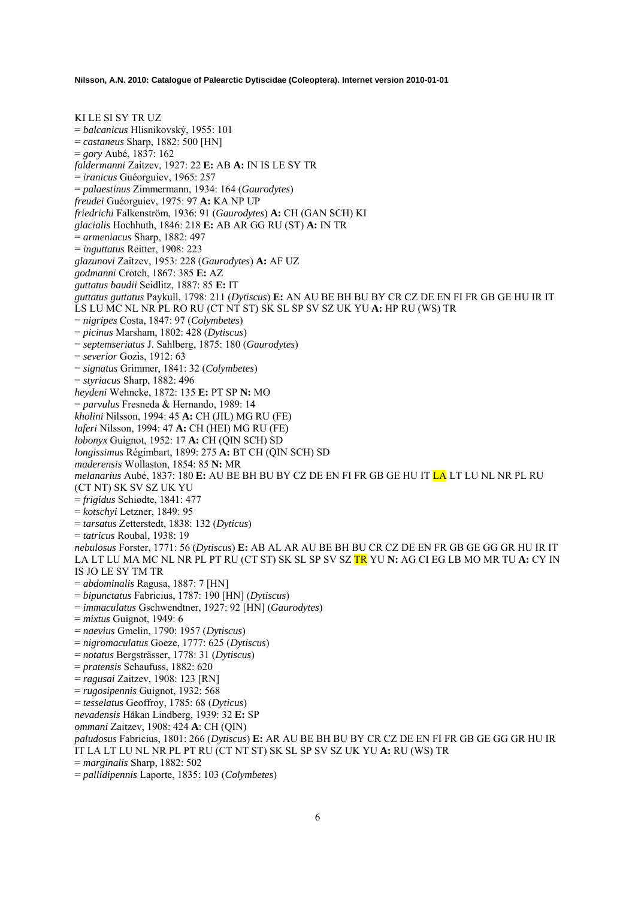KI LE SI SY TR UZ
= *balcanicus* Hlisnikovský, 1955: 101
= *castaneus* Sharp, 1882: 500 [HN]
= *gory* Aubé, 1837: 162
*faldermanni* Zaitzev, 1927: 22 **E:** AB **A:** IN IS LE SY TR
= *iranicus* Guéorguiev, 1965: 257
= *palaestinus* Zimmermann, 1934: 164 (*Gaurodytes*)
*freudei* Guéorguiev, 1975: 97 **A:** KA NP UP
*friedrichi* Falkenström, 1936: 91 (*Gaurodytes*) **A:** CH (GAN SCH) KI
*glacialis* Hochhuth, 1846: 218 **E:** AB AR GG RU (ST) **A:** IN TR
= *armeniacus* Sharp, 1882: 497
= *inguttatus* Reitter, 1908: 223
*glazunovi* Zaitzev, 1953: 228 (*Gaurodytes*) **A:** AF UZ
*godmanni* Crotch, 1867: 385 **E:** AZ
*guttatus baudii* Seidlitz, 1887: 85 **E:** IT
*guttatus guttatus* Paykull, 1798: 211 (*Dytiscus*) **E:** AN AU BE BH BU BY CR CZ DE EN FI FR GB GE HU IR IT LS LU MC NL NR PL RO RU (CT NT ST) SK SL SP SV SZ UK YU **A:** HP RU (WS) TR
= *nigripes* Costa, 1847: 97 (*Colymbetes*)
= *picinus* Marsham, 1802: 428 (*Dytiscus*)
= *septemseriatus* J. Sahlberg, 1875: 180 (*Gaurodytes*)
= *severior* Gozis, 1912: 63
= *signatus* Grimmer, 1841: 32 (*Colymbetes*)
= *styriacus* Sharp, 1882: 496
*heydeni* Wehncke, 1872: 135 **E:** PT SP **N:** MO
= *parvulus* Fresneda & Hernando, 1989: 14
*kholini* Nilsson, 1994: 45 **A:** CH (JIL) MG RU (FE)
*laferi* Nilsson, 1994: 47 **A:** CH (HEI) MG RU (FE)
*lobonyx* Guignot, 1952: 17 **A:** CH (QIN SCH) SD
*longissimus* Régimbart, 1899: 275 **A:** BT CH (QIN SCH) SD
*maderensis* Wollaston, 1854: 85 **N:** MR
*melanarius* Aubé, 1837: 180 **E:** AU BE BH BU BY CZ DE EN FI FR GB GE HU IT LA LT LU NL NR PL RU (CT NT) SK SV SZ UK YU
= *frigidus* Schiødte, 1841: 477
= *kotschyi* Letzner, 1849: 95
= *tarsatus* Zetterstedt, 1838: 132 (*Dyticus*)
= *tatricus* Roubal, 1938: 19
*nebulosus* Forster, 1771: 56 (*Dytiscus*) **E:** AB AL AR AU BE BH BU CR CZ DE EN FR GB GE GG GR HU IR IT LA LT LU MA MC NL NR PL PT RU (CT ST) SK SL SP SV SZ TR YU **N:** AG CI EG LB MO MR TU **A:** CY IN IS JO LE SY TM TR
= *abdominalis* Ragusa, 1887: 7 [HN]
= *bipunctatus* Fabricius, 1787: 190 [HN] (*Dytiscus*)
= *immaculatus* Gschwendtner, 1927: 92 [HN] (*Gaurodytes*)
= *mixtus* Guignot, 1949: 6
= *naevius* Gmelin, 1790: 1957 (*Dytiscus*)
= *nigromaculatus* Goeze, 1777: 625 (*Dytiscus*)
= *notatus* Bergsträsser, 1778: 31 (*Dytiscus*)
= *pratensis* Schaufuss, 1882: 620
= *ragusai* Zaitzev, 1908: 123 [RN]
= *rugosipennis* Guignot, 1932: 568
= *tesselatus* Geoffroy, 1785: 68 (*Dyticus*)
*nevadensis* Håkan Lindberg, 1939: 32 **E:** SP
*ommani* Zaitzev, 1908: 424 **A**: CH (QIN)
*paludosus* Fabricius, 1801: 266 (*Dytiscus*) **E:** AR AU BE BH BU BY CR CZ DE EN FI FR GB GE GG GR HU IR IT LA LT LU NL NR PL PT RU (CT NT ST) SK SL SP SV SZ UK YU **A:** RU (WS) TR
= *marginalis* Sharp, 1882: 502
= *pallidipennis* Laporte, 1835: 103 (*Colymbetes*)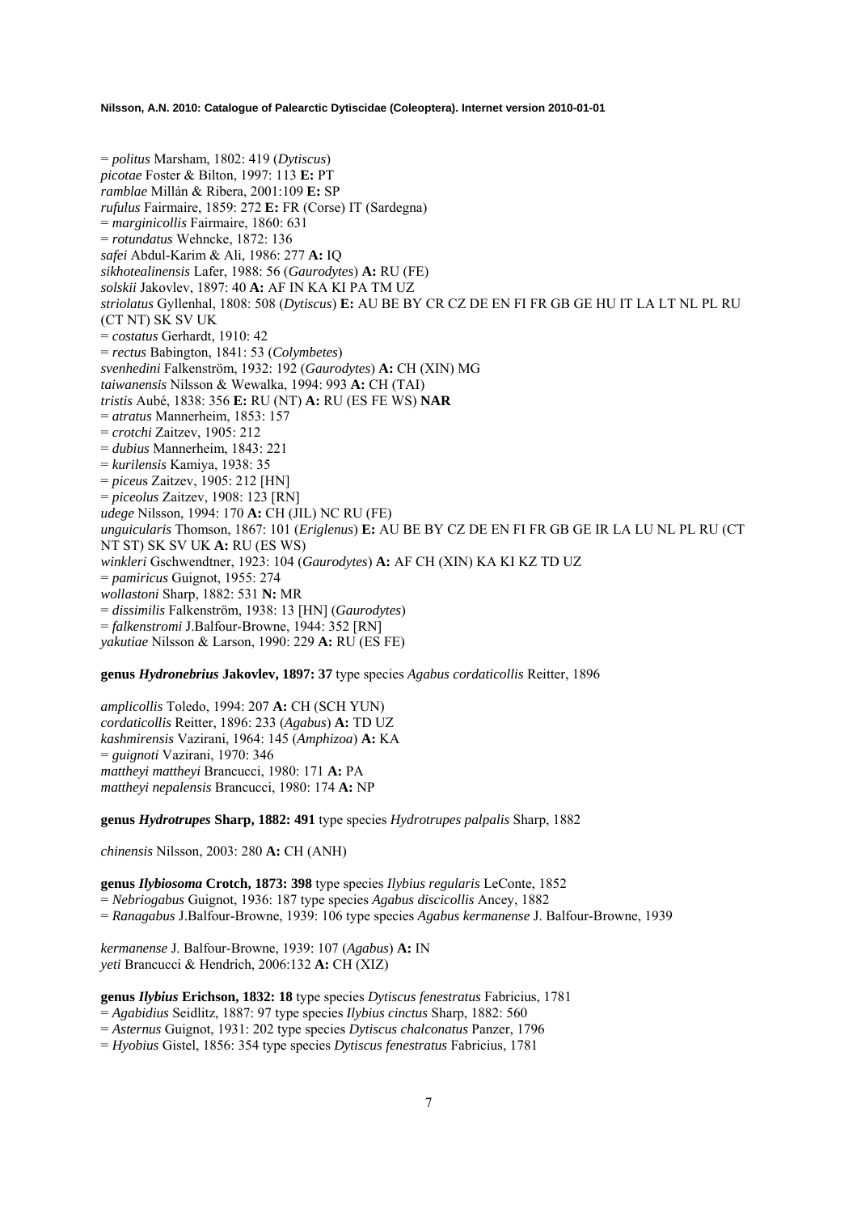= *politus* Marsham, 1802: 419 (*Dytiscus*)
*picotae* Foster & Bilton, 1997: 113 **E:** PT
*ramblae* Millán & Ribera, 2001:109 **E:** SP
*rufulus* Fairmaire, 1859: 272 **E:** FR (Corse) IT (Sardegna)
= *marginicollis* Fairmaire, 1860: 631
= *rotundatus* Wehncke, 1872: 136
*safei* Abdul-Karim & Ali, 1986: 277 **A:** IQ
*sikhotealinensis* Lafer, 1988: 56 (*Gaurodytes*) **A:** RU (FE)
*solskii* Jakovlev, 1897: 40 **A:** AF IN KA KI PA TM UZ
*striolatus* Gyllenhal, 1808: 508 (*Dytiscus*) **E:** AU BE BY CR CZ DE EN FI FR GB GE HU IT LA LT NL PL RU (CT NT) SK SV UK
= *costatus* Gerhardt, 1910: 42
= *rectus* Babington, 1841: 53 (*Colymbetes*)
*svenhedini* Falkenström, 1932: 192 (*Gaurodytes*) **A:** CH (XIN) MG
*taiwanensis* Nilsson & Wewalka, 1994: 993 **A:** CH (TAI)
*tristis* Aubé, 1838: 356 **E:** RU (NT) **A:** RU (ES FE WS) **NAR**
= *atratus* Mannerheim, 1853: 157
= *crotchi* Zaitzev, 1905: 212
= *dubius* Mannerheim, 1843: 221
= *kurilensis* Kamiya, 1938: 35
= *piceus* Zaitzev, 1905: 212 [HN]
= *piceolus* Zaitzev, 1908: 123 [RN]
*udege* Nilsson, 1994: 170 **A:** CH (JIL) NC RU (FE)
*unguicularis* Thomson, 1867: 101 (*Eriglenus*) **E:** AU BE BY CZ DE EN FI FR GB GE IR LA LU NL PL RU (CT NT ST) SK SV UK **A:** RU (ES WS)
*winkleri* Gschwendtner, 1923: 104 (*Gaurodytes*) **A:** AF CH (XIN) KA KI KZ TD UZ
= *pamiricus* Guignot, 1955: 274
*wollastoni* Sharp, 1882: 531 **N:** MR
= *dissimilis* Falkenström, 1938: 13 [HN] (*Gaurodytes*)
= *falkenstromi* J.Balfour-Browne, 1944: 352 [RN]
*yakutiae* Nilsson & Larson, 1990: 229 **A:** RU (ES FE)

**genus *Hydronebrius* Jakovlev, 1897: 37** type species *Agabus cordaticollis* Reitter, 1896

*amplicollis* Toledo, 1994: 207 **A:** CH (SCH YUN)
*cordaticollis* Reitter, 1896: 233 (*Agabus*) **A:** TD UZ
*kashmirensis* Vazirani, 1964: 145 (*Amphizoa*) **A:** KA
= *guignoti* Vazirani, 1970: 346
*mattheyi mattheyi* Brancucci, 1980: 171 **A:** PA
*mattheyi nepalensis* Brancucci, 1980: 174 **A:** NP

**genus *Hydrotrupes* Sharp, 1882: 491** type species *Hydrotrupes palpalis* Sharp, 1882

*chinensis* Nilsson, 2003: 280 **A:** CH (ANH)

**genus *Ilybiosoma* Crotch, 1873: 398** type species *Ilybius regularis* LeConte, 1852
= *Nebriogabus* Guignot, 1936: 187 type species *Agabus discicollis* Ancey, 1882
= *Ranagabus* J.Balfour-Browne, 1939: 106 type species *Agabus kermanense* J. Balfour-Browne, 1939

*kermanense* J. Balfour-Browne, 1939: 107 (*Agabus*) **A:** IN
*yeti* Brancucci & Hendrich, 2006:132 **A:** CH (XIZ)

**genus *Ilybius* Erichson, 1832: 18** type species *Dytiscus fenestratus* Fabricius, 1781
= *Agabidius* Seidlitz, 1887: 97 type species *Ilybius cinctus* Sharp, 1882: 560
= *Asternus* Guignot, 1931: 202 type species *Dytiscus chalconatus* Panzer, 1796
= *Hyobius* Gistel, 1856: 354 type species *Dytiscus fenestratus* Fabricius, 1781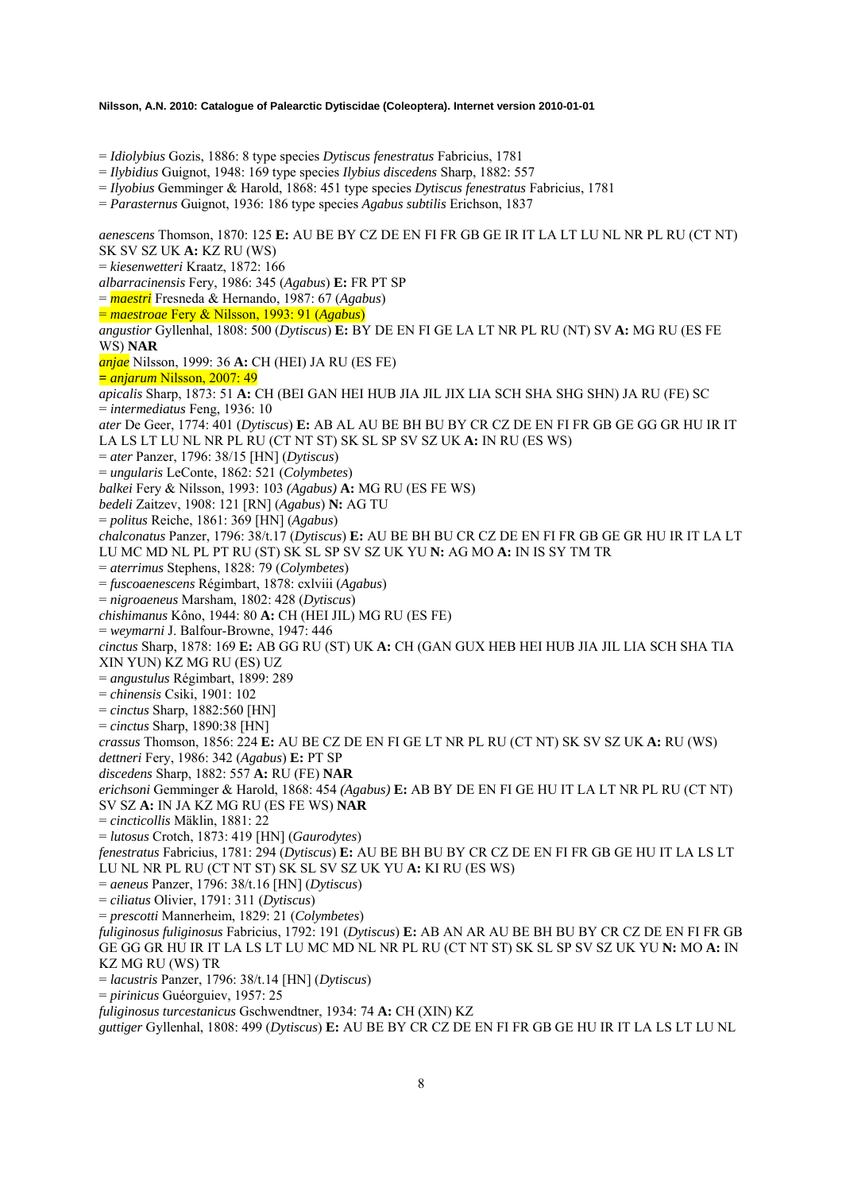= *Idiolybius* Gozis, 1886: 8 type species *Dytiscus fenestratus* Fabricius, 1781
= *Ilybidius* Guignot, 1948: 169 type species *Ilybius discedens* Sharp, 1882: 557
= *Ilyobius* Gemminger & Harold, 1868: 451 type species *Dytiscus fenestratus* Fabricius, 1781
= *Parasternus* Guignot, 1936: 186 type species *Agabus subtilis* Erichson, 1837

*aenescens* Thomson, 1870: 125 **E:** AU BE BY CZ DE EN FI FR GB GE IR IT LA LT LU NL NR PL RU (CT NT) SK SV SZ UK **A:** KZ RU (WS)
= *kiesenwetteri* Kraatz, 1872: 166
*albarracinensis* Fery, 1986: 345 (*Agabus*) **E:** FR PT SP
= *maestri* Fresneda & Hernando, 1987: 67 (*Agabus*)
= *maestroae* Fery & Nilsson, 1993: 91 (*Agabus*)
*angustior* Gyllenhal, 1808: 500 (*Dytiscus*) **E:** BY DE EN FI GE LA LT NR PL RU (NT) SV **A:** MG RU (ES FE WS) **NAR**
*anjae* Nilsson, 1999: 36 **A:** CH (HEI) JA RU (ES FE)
= *anjarum* Nilsson, 2007: 49
*apicalis* Sharp, 1873: 51 **A:** CH (BEI GAN HEI HUB JIA JIL JIX LIA SCH SHA SHG SHN) JA RU (FE) SC
= *intermediatus* Feng, 1936: 10
*ater* De Geer, 1774: 401 (*Dytiscus*) **E:** AB AL AU BE BH BU BY CR CZ DE EN FI FR GB GE GG GR HU IR IT LA LS LT LU NL NR PL RU (CT NT ST) SK SL SP SV SZ UK **A:** IN RU (ES WS)
= *ater* Panzer, 1796: 38/15 [HN] (*Dytiscus*)
= *ungularis* LeConte, 1862: 521 (*Colymbetes*)
*balkei* Fery & Nilsson, 1993: 103 *(Agabus)* **A:** MG RU (ES FE WS)
*bedeli* Zaitzev, 1908: 121 [RN] (*Agabus*) **N:** AG TU
= *politus* Reiche, 1861: 369 [HN] (*Agabus*)
*chalconatus* Panzer, 1796: 38/t.17 (*Dytiscus*) **E:** AU BE BH BU CR CZ DE EN FI FR GB GE GR HU IR IT LA LT LU MC MD NL PL PT RU (ST) SK SL SP SV SZ UK YU **N:** AG MO **A:** IN IS SY TM TR
= *aterrimus* Stephens, 1828: 79 (*Colymbetes*)
= *fuscoaenescens* Régimbart, 1878: cxlviii (*Agabus*)
= *nigroaeneus* Marsham, 1802: 428 (*Dytiscus*)
*chishimanus* Kôno, 1944: 80 **A:** CH (HEI JIL) MG RU (ES FE)
= *weymarni* J. Balfour-Browne, 1947: 446
*cinctus* Sharp, 1878: 169 **E:** AB GG RU (ST) UK **A:** CH (GAN GUX HEB HEI HUB JIA JIL LIA SCH SHA TIA XIN YUN) KZ MG RU (ES) UZ
= *angustulus* Régimbart, 1899: 289
= *chinensis* Csiki, 1901: 102
= *cinctus* Sharp, 1882:560 [HN]
= *cinctus* Sharp, 1890:38 [HN]
*crassus* Thomson, 1856: 224 **E:** AU BE CZ DE EN FI GE LT NR PL RU (CT NT) SK SV SZ UK **A:** RU (WS)
*dettneri* Fery, 1986: 342 (*Agabus*) **E:** PT SP
*discedens* Sharp, 1882: 557 **A:** RU (FE) **NAR**
*erichsoni* Gemminger & Harold, 1868: 454 *(Agabus)* **E:** AB BY DE EN FI GE HU IT LA LT NR PL RU (CT NT) SV SZ **A:** IN JA KZ MG RU (ES FE WS) **NAR**
= *cincticollis* Mäklin, 1881: 22
= *lutosus* Crotch, 1873: 419 [HN] (*Gaurodytes*)
*fenestratus* Fabricius, 1781: 294 (*Dytiscus*) **E:** AU BE BH BU BY CR CZ DE EN FI FR GB GE HU IT LA LS LT LU NL NR PL RU (CT NT ST) SK SL SV SZ UK YU **A:** KI RU (ES WS)
= *aeneus* Panzer, 1796: 38/t.16 [HN] (*Dytiscus*)
= *ciliatus* Olivier, 1791: 311 (*Dytiscus*)
= *prescotti* Mannerheim, 1829: 21 (*Colymbetes*)
*fuliginosus fuliginosus* Fabricius, 1792: 191 (*Dytiscus*) **E:** AB AN AR AU BE BH BU BY CR CZ DE EN FI FR GB GE GG GR HU IR IT LA LS LT LU MC MD NL NR PL RU (CT NT ST) SK SL SP SV SZ UK YU **N:** MO **A:** IN KZ MG RU (WS) TR
= *lacustris* Panzer, 1796: 38/t.14 [HN] (*Dytiscus*)
= *pirinicus* Guéorguiev, 1957: 25
*fuliginosus turcestanicus* Gschwendtner, 1934: 74 **A:** CH (XIN) KZ
*guttiger* Gyllenhal, 1808: 499 (*Dytiscus*) **E:** AU BE BY CR CZ DE EN FI FR GB GE HU IR IT LA LS LT LU NL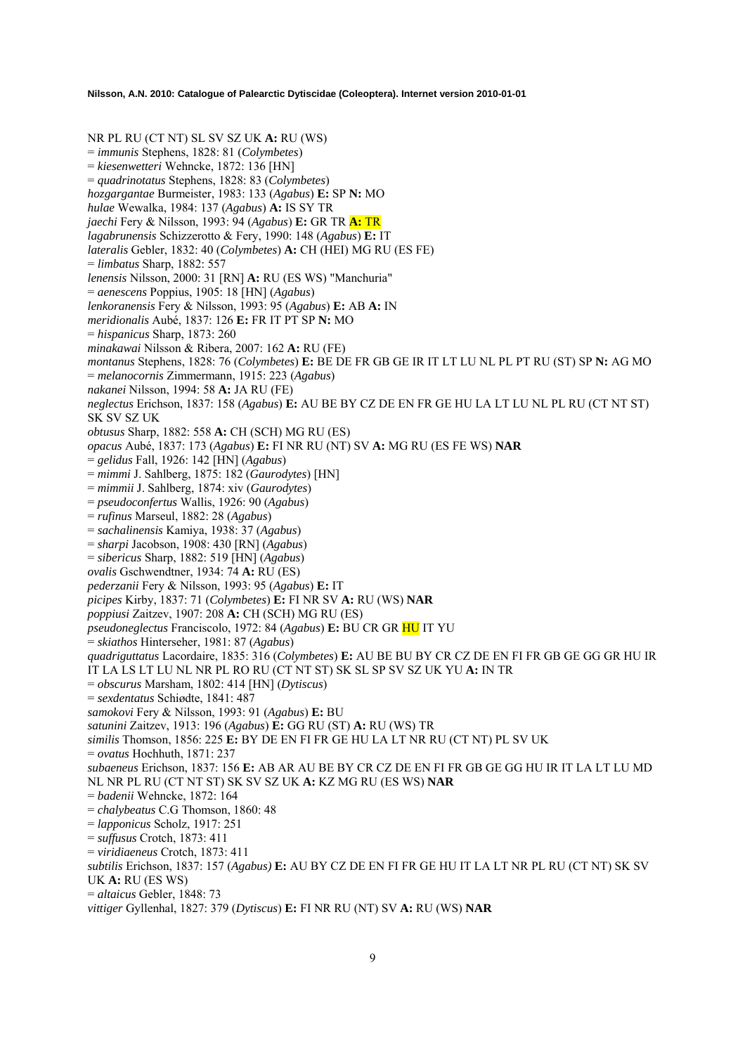NR PL RU (CT NT) SL SV SZ UK **A:** RU (WS)
= *immunis* Stephens, 1828: 81 (*Colymbetes*)
= *kiesenwetteri* Wehncke, 1872: 136 [HN]
= *quadrinotatus* Stephens, 1828: 83 (*Colymbetes*)
*hozgargantae* Burmeister, 1983: 133 (*Agabus*) **E:** SP **N:** MO
*hulae* Wewalka, 1984: 137 (*Agabus*) **A:** IS SY TR
*jaechi* Fery & Nilsson, 1993: 94 (*Agabus*) **E:** GR TR **A:** TR
*lagabrunensis* Schizzerotto & Fery, 1990: 148 (*Agabus*) **E:** IT
*lateralis* Gebler, 1832: 40 (*Colymbetes*) **A:** CH (HEI) MG RU (ES FE)
= *limbatus* Sharp, 1882: 557
*lenensis* Nilsson, 2000: 31 [RN] **A:** RU (ES WS) "Manchuria"
= *aenescens* Poppius, 1905: 18 [HN] (*Agabus*)
*lenkoranensis* Fery & Nilsson, 1993: 95 (*Agabus*) **E:** AB **A:** IN
*meridionalis* Aubé, 1837: 126 **E:** FR IT PT SP **N:** MO
= *hispanicus* Sharp, 1873: 260
*minakawai* Nilsson & Ribera, 2007: 162 **A:** RU (FE)
*montanus* Stephens, 1828: 76 (*Colymbetes*) **E:** BE DE FR GB GE IR IT LT LU NL PL PT RU (ST) SP **N:** AG MO
= *melanocornis* Zimmermann, 1915: 223 (*Agabus*)
*nakanei* Nilsson, 1994: 58 **A:** JA RU (FE)
*neglectus* Erichson, 1837: 158 (*Agabus*) **E:** AU BE BY CZ DE EN FR GE HU LA LT LU NL PL RU (CT NT ST) SK SV SZ UK
*obtusus* Sharp, 1882: 558 **A:** CH (SCH) MG RU (ES)
*opacus* Aubé, 1837: 173 (*Agabus*) **E:** FI NR RU (NT) SV **A:** MG RU (ES FE WS) **NAR**
= *gelidus* Fall, 1926: 142 [HN] (*Agabus*)
= *mimmi* J. Sahlberg, 1875: 182 (*Gaurodytes*) [HN]
= *mimmii* J. Sahlberg, 1874: xiv (*Gaurodytes*)
= *pseudoconfertus* Wallis, 1926: 90 (*Agabus*)
= *rufinus* Marseul, 1882: 28 (*Agabus*)
= *sachalinensis* Kamiya, 1938: 37 (*Agabus*)
= *sharpi* Jacobson, 1908: 430 [RN] (*Agabus*)
= *sibericus* Sharp, 1882: 519 [HN] (*Agabus*)
*ovalis* Gschwendtner, 1934: 74 **A:** RU (ES)
*pederzanii* Fery & Nilsson, 1993: 95 (*Agabus*) **E:** IT
*picipes* Kirby, 1837: 71 (*Colymbetes*) **E:** FI NR SV **A:** RU (WS) **NAR**
*poppiusi* Zaitzev, 1907: 208 **A:** CH (SCH) MG RU (ES)
*pseudoneglectus* Franciscolo, 1972: 84 (*Agabus*) **E:** BU CR GR HU IT YU
= *skiathos* Hinterseher, 1981: 87 (*Agabus*)
*quadriguttatus* Lacordaire, 1835: 316 (*Colymbetes*) **E:** AU BE BU BY CR CZ DE EN FI FR GB GE GG GR HU IR IT LA LS LT LU NL NR PL RO RU (CT NT ST) SK SL SP SV SZ UK YU **A:** IN TR
= *obscurus* Marsham, 1802: 414 [HN] (*Dytiscus*)
= *sexdentatus* Schiødte, 1841: 487
*samokovi* Fery & Nilsson, 1993: 91 (*Agabus*) **E:** BU
*satunini* Zaitzev, 1913: 196 (*Agabus*) **E:** GG RU (ST) **A:** RU (WS) TR
*similis* Thomson, 1856: 225 **E:** BY DE EN FI FR GE HU LA LT NR RU (CT NT) PL SV UK
= *ovatus* Hochhuth, 1871: 237
*subaeneus* Erichson, 1837: 156 **E:** AB AR AU BE BY CR CZ DE EN FI FR GB GE GG HU IR IT LA LT LU MD NL NR PL RU (CT NT ST) SK SV SZ UK **A:** KZ MG RU (ES WS) **NAR**
= *badenii* Wehncke, 1872: 164
= *chalybeatus* C.G Thomson, 1860: 48
= *lapponicus* Scholz, 1917: 251
= *suffusus* Crotch, 1873: 411
= *viridiaeneus* Crotch, 1873: 411
*subtilis* Erichson, 1837: 157 (*Agabus)* **E:** AU BY CZ DE EN FI FR GE HU IT LA LT NR PL RU (CT NT) SK SV UK **A:** RU (ES WS)
= *altaicus* Gebler, 1848: 73
*vittiger* Gyllenhal, 1827: 379 (*Dytiscus*) **E:** FI NR RU (NT) SV **A:** RU (WS) **NAR**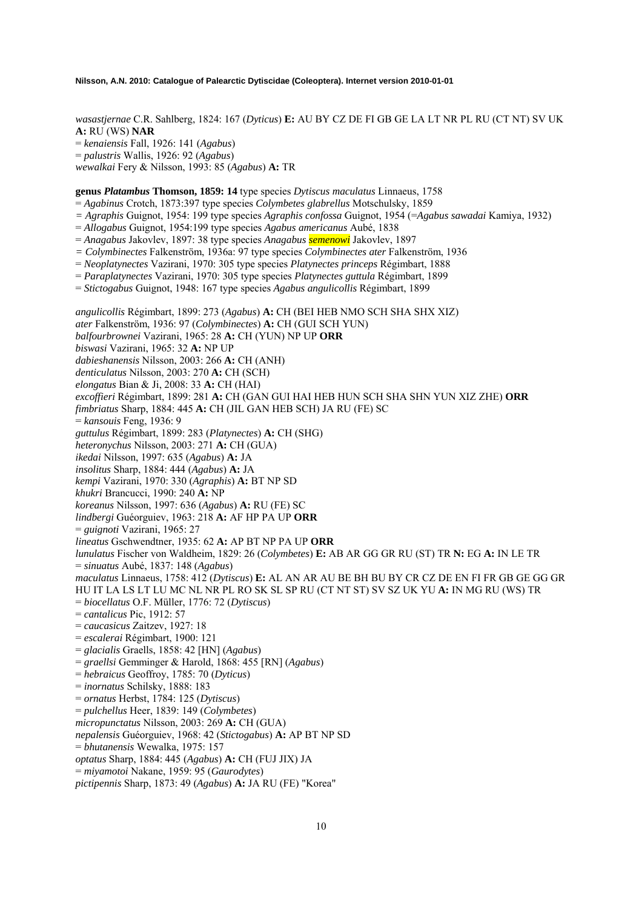*wasastjernae* C.R. Sahlberg, 1824: 167 (*Dyticus*) **E:** AU BY CZ DE FI GB GE LA LT NR PL RU (CT NT) SV UK **A:** RU (WS) **NAR**
= *kenaiensis* Fall, 1926: 141 (*Agabus*)
= *palustris* Wallis, 1926: 92 (*Agabus*)
*wewalkai* Fery & Nilsson, 1993: 85 (*Agabus*) **A:** TR

**genus *Platambus* Thomson, 1859: 14** type species *Dytiscus maculatus* Linnaeus, 1758
= *Agabinus* Crotch, 1873:397 type species *Colymbetes glabrellus* Motschulsky, 1859
= *Agraphis* Guignot, 1954: 199 type species *Agraphis confossa* Guignot, 1954 (=*Agabus sawadai* Kamiya, 1932)
= *Allogabus* Guignot, 1954:199 type species *Agabus americanus* Aubé, 1838
= *Anagabus* Jakovlev, 1897: 38 type species *Anagabus semenowi* Jakovlev, 1897
= *Colymbinectes* Falkenström, 1936a: 97 type species *Colymbinectes ater* Falkenström, 1936
= *Neoplatynectes* Vazirani, 1970: 305 type species *Platynectes princeps* Régimbart, 1888
= *Paraplatynectes* Vazirani, 1970: 305 type species *Platynectes guttula* Régimbart, 1899
= *Stictogabus* Guignot, 1948: 167 type species *Agabus angulicollis* Régimbart, 1899

*angulicollis* Régimbart, 1899: 273 (*Agabus*) **A:** CH (BEI HEB NMO SCH SHA SHX XIZ)
*ater* Falkenström, 1936: 97 (*Colymbinectes*) **A:** CH (GUI SCH YUN)
*balfourbrownei* Vazirani, 1965: 28 **A:** CH (YUN) NP UP **ORR**
*biswasi* Vazirani, 1965: 32 **A:** NP UP
*dabieshanensis* Nilsson, 2003: 266 **A:** CH (ANH)
*denticulatus* Nilsson, 2003: 270 **A:** CH (SCH)
*elongatus* Bian & Ji, 2008: 33 **A:** CH (HAI)
*excoffieri* Régimbart, 1899: 281 **A:** CH (GAN GUI HAI HEB HUN SCH SHA SHN YUN XIZ ZHE) **ORR**
*fimbriatus* Sharp, 1884: 445 **A:** CH (JIL GAN HEB SCH) JA RU (FE) SC
= *kansouis* Feng, 1936: 9
*guttulus* Régimbart, 1899: 283 (*Platynectes*) **A:** CH (SHG)
*heteronychus* Nilsson, 2003: 271 **A:** CH (GUA)
*ikedai* Nilsson, 1997: 635 (*Agabus*) **A:** JA
*insolitus* Sharp, 1884: 444 (*Agabus*) **A:** JA
*kempi* Vazirani, 1970: 330 (*Agraphis*) **A:** BT NP SD
*khukri* Brancucci, 1990: 240 **A:** NP
*koreanus* Nilsson, 1997: 636 (*Agabus*) **A:** RU (FE) SC
*lindbergi* Guéorguiev, 1963: 218 **A:** AF HP PA UP **ORR**
= *guignoti* Vazirani, 1965: 27
*lineatus* Gschwendtner, 1935: 62 **A:** AP BT NP PA UP **ORR**
*lunulatus* Fischer von Waldheim, 1829: 26 (*Colymbetes*) **E:** AB AR GG GR RU (ST) TR **N:** EG **A:** IN LE TR
= *sinuatus* Aubé, 1837: 148 (*Agabus*)
*maculatus* Linnaeus, 1758: 412 (*Dytiscus*) **E:** AL AN AR AU BE BH BU BY CR CZ DE EN FI FR GB GE GG GR HU IT LA LS LT LU MC NL NR PL RO SK SL SP RU (CT NT ST) SV SZ UK YU **A:** IN MG RU (WS) TR
= *biocellatus* O.F. Müller, 1776: 72 (*Dytiscus*)
= *cantalicus* Pic, 1912: 57
= *caucasicus* Zaitzev, 1927: 18
= *escalerai* Régimbart, 1900: 121
= *glacialis* Graells, 1858: 42 [HN] (*Agabus*)
= *graellsi* Gemminger & Harold, 1868: 455 [RN] (*Agabus*)
= *hebraicus* Geoffroy, 1785: 70 (*Dyticus*)
= *inornatus* Schilsky, 1888: 183
= *ornatus* Herbst, 1784: 125 (*Dytiscus*)
= *pulchellus* Heer, 1839: 149 (*Colymbetes*)
*micropunctatus* Nilsson, 2003: 269 **A:** CH (GUA)
*nepalensis* Guéorguiev, 1968: 42 (*Stictogabus*) **A:** AP BT NP SD
= *bhutanensis* Wewalka, 1975: 157
*optatus* Sharp, 1884: 445 (*Agabus*) **A:** CH (FUJ JIX) JA
= *miyamotoi* Nakane, 1959: 95 (*Gaurodytes*)
*pictipennis* Sharp, 1873: 49 (*Agabus*) **A:** JA RU (FE) "Korea"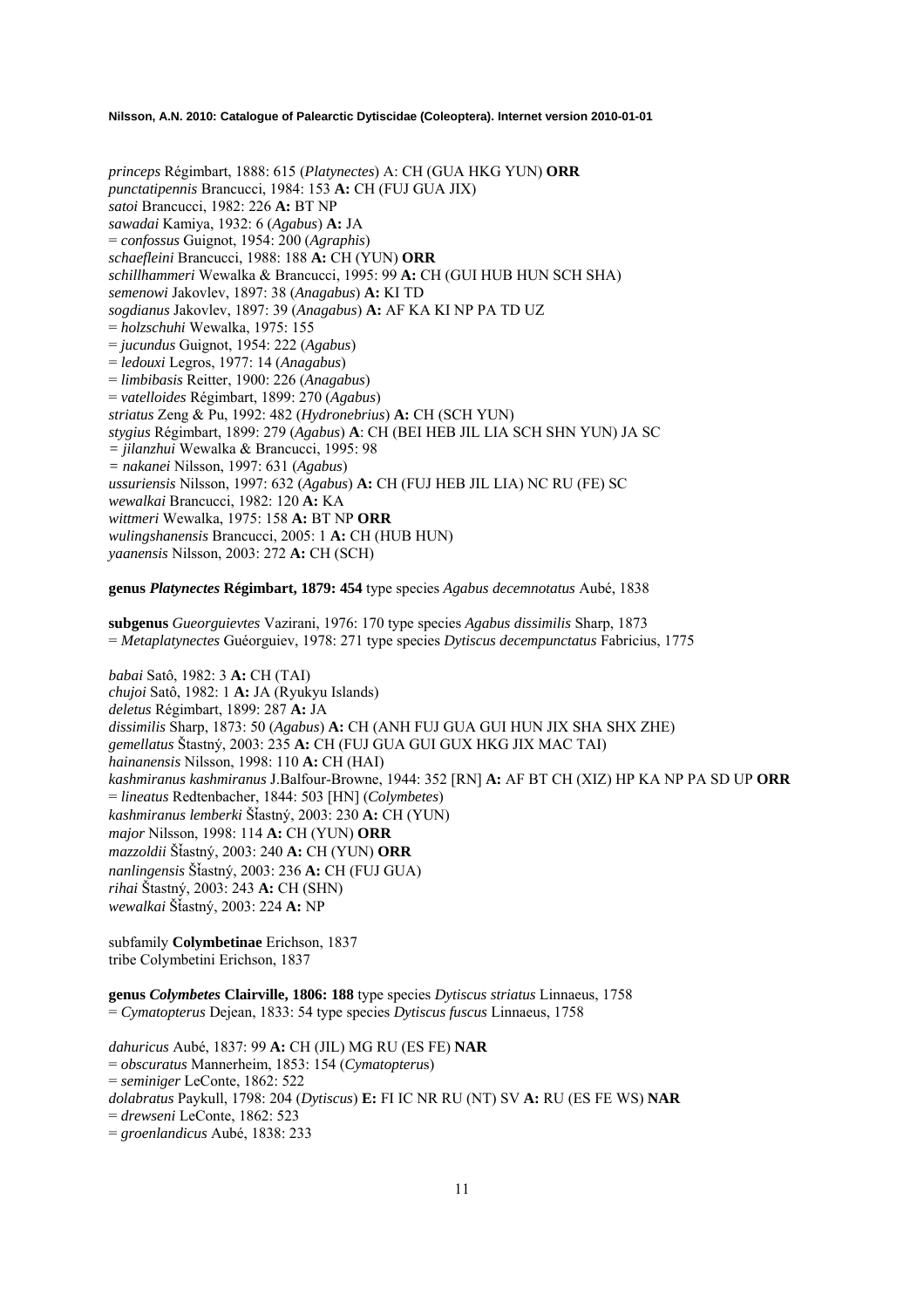*princeps* Régimbart, 1888: 615 (*Platynectes*) A: CH (GUA HKG YUN) **ORR**
*punctatipennis* Brancucci, 1984: 153 **A:** CH (FUJ GUA JIX)
*satoi* Brancucci, 1982: 226 **A:** BT NP
*sawadai* Kamiya, 1932: 6 (*Agabus*) **A:** JA
= *confossus* Guignot, 1954: 200 (*Agraphis*)
*schaefleini* Brancucci, 1988: 188 **A:** CH (YUN) **ORR**
*schillhammeri* Wewalka & Brancucci, 1995: 99 **A:** CH (GUI HUB HUN SCH SHA)
*semenowi* Jakovlev, 1897: 38 (*Anagabus*) **A:** KI TD
*sogdianus* Jakovlev, 1897: 39 (*Anagabus*) **A:** AF KA KI NP PA TD UZ
= *holzschuhi* Wewalka, 1975: 155
= *jucundus* Guignot, 1954: 222 (*Agabus*)
= *ledouxi* Legros, 1977: 14 (*Anagabus*)
= *limbibasis* Reitter, 1900: 226 (*Anagabus*)
= *vatelloides* Régimbart, 1899: 270 (*Agabus*)
*striatus* Zeng & Pu, 1992: 482 (*Hydronebrius*) **A:** CH (SCH YUN)
*stygius* Régimbart, 1899: 279 (*Agabus*) **A**: CH (BEI HEB JIL LIA SCH SHN YUN) JA SC
*= jilanzhui* Wewalka & Brancucci, 1995: 98
*= nakanei* Nilsson, 1997: 631 (*Agabus*)
*ussuriensis* Nilsson, 1997: 632 (*Agabus*) **A:** CH (FUJ HEB JIL LIA) NC RU (FE) SC
*wewalkai* Brancucci, 1982: 120 **A:** KA
*wittmeri* Wewalka, 1975: 158 **A:** BT NP **ORR**
*wulingshanensis* Brancucci, 2005: 1 **A:** CH (HUB HUN)
*yaanensis* Nilsson, 2003: 272 **A:** CH (SCH)

**genus *Platynectes* Régimbart, 1879: 454** type species *Agabus decemnotatus* Aubé, 1838

**subgenus** *Gueorguievtes* Vazirani, 1976: 170 type species *Agabus dissimilis* Sharp, 1873
= *Metaplatynectes* Guéorguiev, 1978: 271 type species *Dytiscus decempunctatus* Fabricius, 1775

*babai* Satô, 1982: 3 **A:** CH (TAI)
*chujoi* Satô, 1982: 1 **A:** JA (Ryukyu Islands)
*deletus* Régimbart, 1899: 287 **A:** JA
*dissimilis* Sharp, 1873: 50 (*Agabus*) **A:** CH (ANH FUJ GUA GUI HUN JIX SHA SHX ZHE)
*gemellatus* Štastný, 2003: 235 **A:** CH (FUJ GUA GUI GUX HKG JIX MAC TAI)
*hainanensis* Nilsson, 1998: 110 **A:** CH (HAI)
*kashmiranus kashmiranus* J.Balfour-Browne, 1944: 352 [RN] **A:** AF BT CH (XIZ) HP KA NP PA SD UP **ORR**
= *lineatus* Redtenbacher, 1844: 503 [HN] (*Colymbetes*)
*kashmiranus lemberki* Šťastný, 2003: 230 **A:** CH (YUN)
*major* Nilsson, 1998: 114 **A:** CH (YUN) **ORR**
*mazzoldii* Šťastný, 2003: 240 **A:** CH (YUN) **ORR**
*nanlingensis* Šťastný, 2003: 236 **A:** CH (FUJ GUA)
*rihai* Štastný, 2003: 243 **A:** CH (SHN)
*wewalkai* Šťastný, 2003: 224 **A:** NP

subfamily **Colymbetinae** Erichson, 1837
tribe Colymbetini Erichson, 1837

**genus *Colymbetes* Clairville, 1806: 188** type species *Dytiscus striatus* Linnaeus, 1758
= *Cymatopterus* Dejean, 1833: 54 type species *Dytiscus fuscus* Linnaeus, 1758

*dahuricus* Aubé, 1837: 99 **A:** CH (JIL) MG RU (ES FE) **NAR**
= *obscuratus* Mannerheim, 1853: 154 (*Cymatopterus*)
= *seminiger* LeConte, 1862: 522
*dolabratus* Paykull, 1798: 204 (*Dytiscus*) **E:** FI IC NR RU (NT) SV **A:** RU (ES FE WS) **NAR**
= *drewseni* LeConte, 1862: 523
= *groenlandicus* Aubé, 1838: 233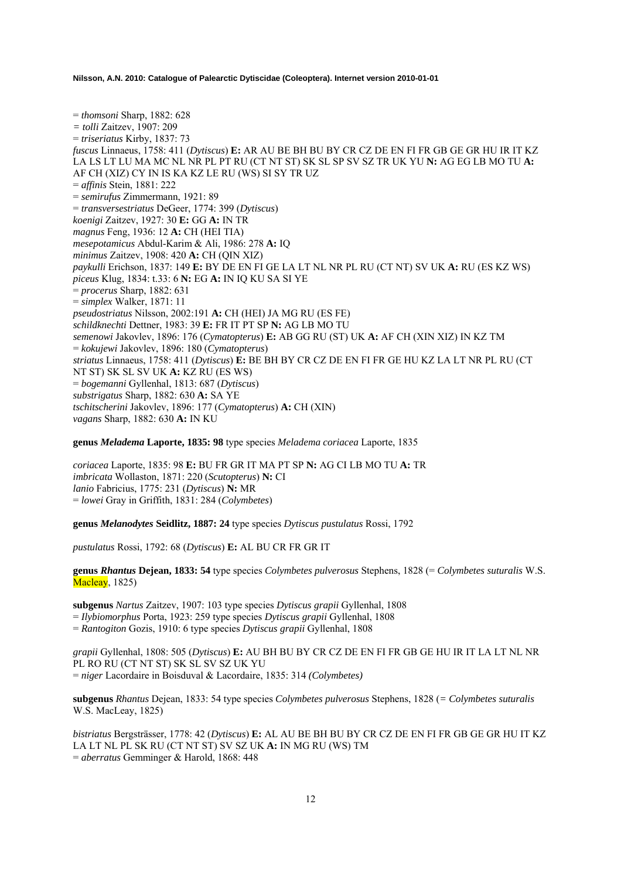= *thomsoni* Sharp, 1882: 628
= *tolli* Zaitzev, 1907: 209
= *triseriatus* Kirby, 1837: 73
*fuscus* Linnaeus, 1758: 411 (*Dytiscus*) **E:** AR AU BE BH BU BY CR CZ DE EN FI FR GB GE GR HU IR IT KZ LA LS LT LU MA MC NL NR PL PT RU (CT NT ST) SK SL SP SV SZ TR UK YU **N:** AG EG LB MO TU **A:** AF CH (XIZ) CY IN IS KA KZ LE RU (WS) SI SY TR UZ
= *affinis* Stein, 1881: 222
= *semirufus* Zimmermann, 1921: 89
= *transversestriatus* DeGeer, 1774: 399 (*Dytiscus*)
*koenigi* Zaitzev, 1927: 30 **E:** GG **A:** IN TR
*magnus* Feng, 1936: 12 **A:** CH (HEI TIA)
*mesepotamicus* Abdul-Karim & Ali, 1986: 278 **A:** IQ
*minimus* Zaitzev, 1908: 420 **A:** CH (QIN XIZ)
*paykulli* Erichson, 1837: 149 **E:** BY DE EN FI GE LA LT NL NR PL RU (CT NT) SV UK **A:** RU (ES KZ WS)
*piceus* Klug, 1834: t.33: 6 **N:** EG **A:** IN IQ KU SA SI YE
= *procerus* Sharp, 1882: 631
= *simplex* Walker, 1871: 11
*pseudostriatus* Nilsson, 2002:191 **A:** CH (HEI) JA MG RU (ES FE)
*schildknechti* Dettner, 1983: 39 **E:** FR IT PT SP **N:** AG LB MO TU
*semenowi* Jakovlev, 1896: 176 (*Cymatopterus*) **E:** AB GG RU (ST) UK **A:** AF CH (XIN XIZ) IN KZ TM
= *kokujewi* Jakovlev, 1896: 180 (*Cymatopterus*)
*striatus* Linnaeus, 1758: 411 (*Dytiscus*) **E:** BE BH BY CR CZ DE EN FI FR GE HU KZ LA LT NR PL RU (CT NT ST) SK SL SV UK **A:** KZ RU (ES WS)
= *bogemanni* Gyllenhal, 1813: 687 (*Dytiscus*)
*substrigatus* Sharp, 1882: 630 **A:** SA YE
*tschitscherini* Jakovlev, 1896: 177 (*Cymatopterus*) **A:** CH (XIN)
*vagans* Sharp, 1882: 630 **A:** IN KU

**genus *Meladema* Laporte, 1835: 98** type species *Meladema coriacea* Laporte, 1835

*coriacea* Laporte, 1835: 98 **E:** BU FR GR IT MA PT SP **N:** AG CI LB MO TU **A:** TR
*imbricata* Wollaston, 1871: 220 (*Scutopterus*) **N:** CI
*lanio* Fabricius, 1775: 231 (*Dytiscus*) **N:** MR
= *lowei* Gray in Griffith, 1831: 284 (*Colymbetes*)

**genus *Melanodytes* Seidlitz, 1887: 24** type species *Dytiscus pustulatus* Rossi, 1792

*pustulatus* Rossi, 1792: 68 (*Dytiscus*) **E:** AL BU CR FR GR IT

**genus *Rhantus* Dejean, 1833: 54** type species *Colymbetes pulverosus* Stephens, 1828 (= *Colymbetes suturalis* W.S. Macleay, 1825)

**subgenus** *Nartus* Zaitzev, 1907: 103 type species *Dytiscus grapii* Gyllenhal, 1808
= *Ilybiomorphus* Porta, 1923: 259 type species *Dytiscus grapii* Gyllenhal, 1808
= *Rantogiton* Gozis, 1910: 6 type species *Dytiscus grapii* Gyllenhal, 1808

*grapii* Gyllenhal, 1808: 505 (*Dytiscus*) **E:** AU BH BU BY CR CZ DE EN FI FR GB GE HU IR IT LA LT NL NR PL RO RU (CT NT ST) SK SL SV SZ UK YU
= *niger* Lacordaire in Boisduval & Lacordaire, 1835: 314 *(Colymbetes)*

**subgenus** *Rhantus* Dejean, 1833: 54 type species *Colymbetes pulverosus* Stephens, 1828 (= *Colymbetes suturalis* W.S. MacLeay, 1825)

*bistriatus* Bergsträsser, 1778: 42 (*Dytiscus*) **E:** AL AU BE BH BU BY CR CZ DE EN FI FR GB GE GR HU IT KZ LA LT NL PL SK RU (CT NT ST) SV SZ UK **A:** IN MG RU (WS) TM
= *aberratus* Gemminger & Harold, 1868: 448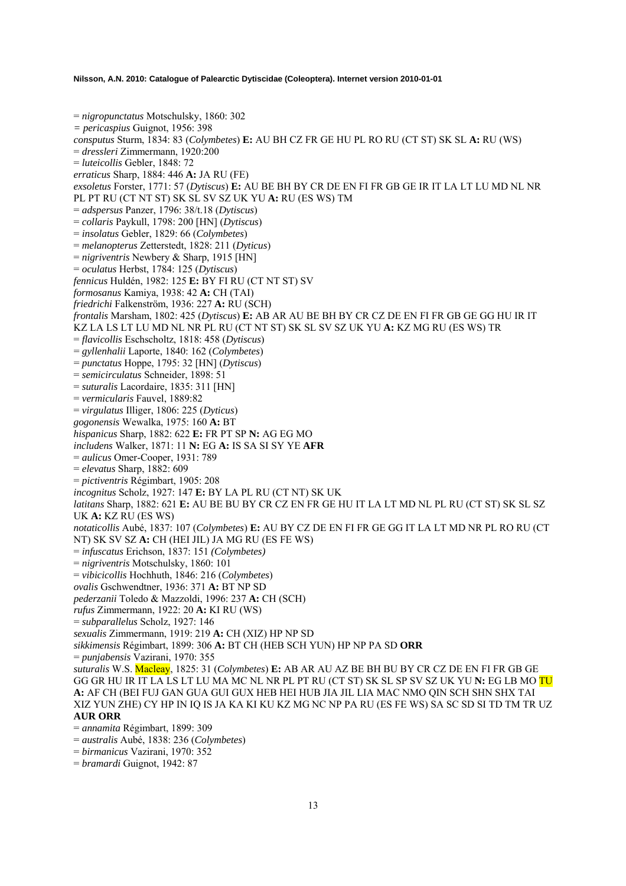= *nigropunctatus* Motschulsky, 1860: 302
= *pericaspius* Guignot, 1956: 398
*consputus* Sturm, 1834: 83 (*Colymbetes*) **E:** AU BH CZ FR GE HU PL RO RU (CT ST) SK SL **A:** RU (WS)
= *dressleri* Zimmermann, 1920:200
= *luteicollis* Gebler, 1848: 72
*erraticus* Sharp, 1884: 446 **A:** JA RU (FE)
*exsoletus* Forster, 1771: 57 (*Dytiscus*) **E:** AU BE BH BY CR DE EN FI FR GB GE IR IT LA LT LU MD NL NR PL PT RU (CT NT ST) SK SL SV SZ UK YU **A:** RU (ES WS) TM
= *adspersus* Panzer, 1796: 38/t.18 (*Dytiscus*)
= *collaris* Paykull, 1798: 200 [HN] (*Dytiscus*)
= *insolatus* Gebler, 1829: 66 (*Colymbetes*)
= *melanopterus* Zetterstedt, 1828: 211 (*Dyticus*)
= *nigriventris* Newbery & Sharp, 1915 [HN]
= *oculatus* Herbst, 1784: 125 (*Dytiscus*)
*fennicus* Huldén, 1982: 125 **E:** BY FI RU (CT NT ST) SV
*formosanus* Kamiya, 1938: 42 **A:** CH (TAI)
*friedrichi* Falkenström, 1936: 227 **A:** RU (SCH)
*frontalis* Marsham, 1802: 425 (*Dytiscus*) **E:** AB AR AU BE BH BY CR CZ DE EN FI FR GB GE GG HU IR IT KZ LA LS LT LU MD NL NR PL RU (CT NT ST) SK SL SV SZ UK YU **A:** KZ MG RU (ES WS) TR
= *flavicollis* Eschscholtz, 1818: 458 (*Dytiscus*)
= *gyllenhalii* Laporte, 1840: 162 (*Colymbetes*)
= *punctatus* Hoppe, 1795: 32 [HN] (*Dytiscus*)
= *semicirculatus* Schneider, 1898: 51
= *suturalis* Lacordaire, 1835: 311 [HN]
= *vermicularis* Fauvel, 1889:82
= *virgulatus* Illiger, 1806: 225 (*Dyticus*)
*gogonensis* Wewalka, 1975: 160 **A:** BT
*hispanicus* Sharp, 1882: 622 **E:** FR PT SP **N:** AG EG MO
*includens* Walker, 1871: 11 **N:** EG **A:** IS SA SI SY YE **AFR**
= *aulicus* Omer-Cooper, 1931: 789
= *elevatus* Sharp, 1882: 609
= *pictiventris* Régimbart, 1905: 208
*incognitus* Scholz, 1927: 147 **E:** BY LA PL RU (CT NT) SK UK
*latitans* Sharp, 1882: 621 **E:** AU BE BU BY CR CZ EN FR GE HU IT LA LT MD NL PL RU (CT ST) SK SL SZ UK **A:** KZ RU (ES WS)
*notaticollis* Aubé, 1837: 107 (*Colymbetes*) **E:** AU BY CZ DE EN FI FR GE GG IT LA LT MD NR PL RO RU (CT NT) SK SV SZ **A:** CH (HEI JIL) JA MG RU (ES FE WS)
= *infuscatus* Erichson, 1837: 151 *(Colymbetes)*
= *nigriventris* Motschulsky, 1860: 101
= *vibicicollis* Hochhuth, 1846: 216 (*Colymbetes*)
*ovalis* Gschwendtner, 1936: 371 **A:** BT NP SD
*pederzanii* Toledo & Mazzoldi, 1996: 237 **A:** CH (SCH)
*rufus* Zimmermann, 1922: 20 **A:** KI RU (WS)
= *subparallelus* Scholz, 1927: 146
*sexualis* Zimmermann, 1919: 219 **A:** CH (XIZ) HP NP SD
*sikkimensis* Régimbart, 1899: 306 **A:** BT CH (HEB SCH YUN) HP NP PA SD **ORR**
= *punjabensis* Vazirani, 1970: 355
*suturalis* W.S. Macleay, 1825: 31 (*Colymbetes*) **E:** AB AR AU AZ BE BH BU BY CR CZ DE EN FI FR GB GE GG GR HU IR IT LA LS LT LU MA MC NL NR PL PT RU (CT ST) SK SL SP SV SZ UK YU **N:** EG LB MO TU **A:** AF CH (BEI FUJ GAN GUA GUI GUX HEB HEI HUB JIA JIL LIA MAC NMO QIN SCH SHN SHX TAI XIZ YUN ZHE) CY HP IN IQ IS JA KA KI KU KZ MG NC NP PA RU (ES FE WS) SA SC SD SI TD TM TR UZ **AUR ORR**
= *annamita* Régimbart, 1899: 309
= *australis* Aubé, 1838: 236 (*Colymbetes*)
= *birmanicus* Vazirani, 1970: 352
= *bramardi* Guignot, 1942: 87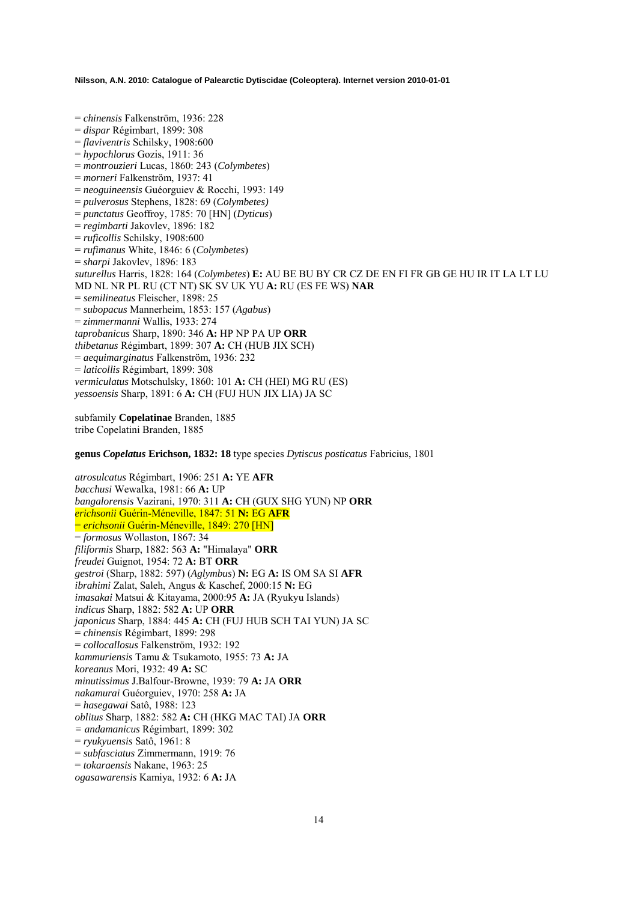= *chinensis* Falkenström, 1936: 228
= *dispar* Régimbart, 1899: 308
= *flaviventris* Schilsky, 1908:600
= *hypochlorus* Gozis, 1911: 36
= *montrouzieri* Lucas, 1860: 243 (*Colymbetes*)
= *morneri* Falkenström, 1937: 41
= *neoguineensis* Guéorguiev & Rocchi, 1993: 149
= *pulverosus* Stephens, 1828: 69 (*Colymbetes)*
= *punctatus* Geoffroy, 1785: 70 [HN] (*Dyticus*)
= *regimbarti* Jakovlev, 1896: 182
= *ruficollis* Schilsky, 1908:600
= *rufimanus* White, 1846: 6 (*Colymbetes*)
= *sharpi* Jakovlev, 1896: 183
*suturellus* Harris, 1828: 164 (*Colymbetes*) **E:** AU BE BU BY CR CZ DE EN FI FR GB GE HU IR IT LA LT LU MD NL NR PL RU (CT NT) SK SV UK YU **A:** RU (ES FE WS) **NAR**
= *semilineatus* Fleischer, 1898: 25
= *subopacus* Mannerheim, 1853: 157 (*Agabus*)
= *zimmermanni* Wallis, 1933: 274
*taprobanicus* Sharp, 1890: 346 **A:** HP NP PA UP **ORR**
*thibetanus* Régimbart, 1899: 307 **A:** CH (HUB JIX SCH)
= *aequimarginatus* Falkenström, 1936: 232
= *laticollis* Régimbart, 1899: 308
*vermiculatus* Motschulsky, 1860: 101 **A:** CH (HEI) MG RU (ES)
*yessoensis* Sharp, 1891: 6 **A:** CH (FUJ HUN JIX LIA) JA SC

subfamily **Copelatinae** Branden, 1885
tribe Copelatini Branden, 1885

**genus *Copelatus* Erichson, 1832: 18** type species *Dytiscus posticatus* Fabricius, 1801

*atrosulcatus* Régimbart, 1906: 251 **A:** YE **AFR**
*bacchusi* Wewalka, 1981: 66 **A:** UP
*bangalorensis* Vazirani, 1970: 311 **A:** CH (GUX SHG YUN) NP **ORR**
*erichsonii* Guérin-Méneville, 1847: 51 **N:** EG **AFR**
= *erichsonii* Guérin-Méneville, 1849: 270 [HN]
= *formosus* Wollaston, 1867: 34
*filiformis* Sharp, 1882: 563 **A:** "Himalaya" **ORR**
*freudei* Guignot, 1954: 72 **A:** BT **ORR**
*gestroi* (Sharp, 1882: 597) (*Aglymbus*) **N:** EG **A:** IS OM SA SI **AFR**
*ibrahimi* Zalat, Saleh, Angus & Kaschef, 2000:15 **N:** EG
*imasakai* Matsui & Kitayama, 2000:95 **A:** JA (Ryukyu Islands)
*indicus* Sharp, 1882: 582 **A:** UP **ORR**
*japonicus* Sharp, 1884: 445 **A:** CH (FUJ HUB SCH TAI YUN) JA SC
= *chinensis* Régimbart, 1899: 298
= *collocallosus* Falkenström, 1932: 192
*kammuriensis* Tamu & Tsukamoto, 1955: 73 **A:** JA
*koreanus* Mori, 1932: 49 **A:** SC
*minutissimus* J.Balfour-Browne, 1939: 79 **A:** JA **ORR**
*nakamurai* Guéorguiev, 1970: 258 **A:** JA
= *hasegawai* Satô, 1988: 123
*oblitus* Sharp, 1882: 582 **A:** CH (HKG MAC TAI) JA **ORR**
= *andamanicus* Régimbart, 1899: 302
= *ryukyuensis* Satô, 1961: 8
= *subfasciatus* Zimmermann, 1919: 76
= *tokaraensis* Nakane, 1963: 25
*ogasawarensis* Kamiya, 1932: 6 **A:** JA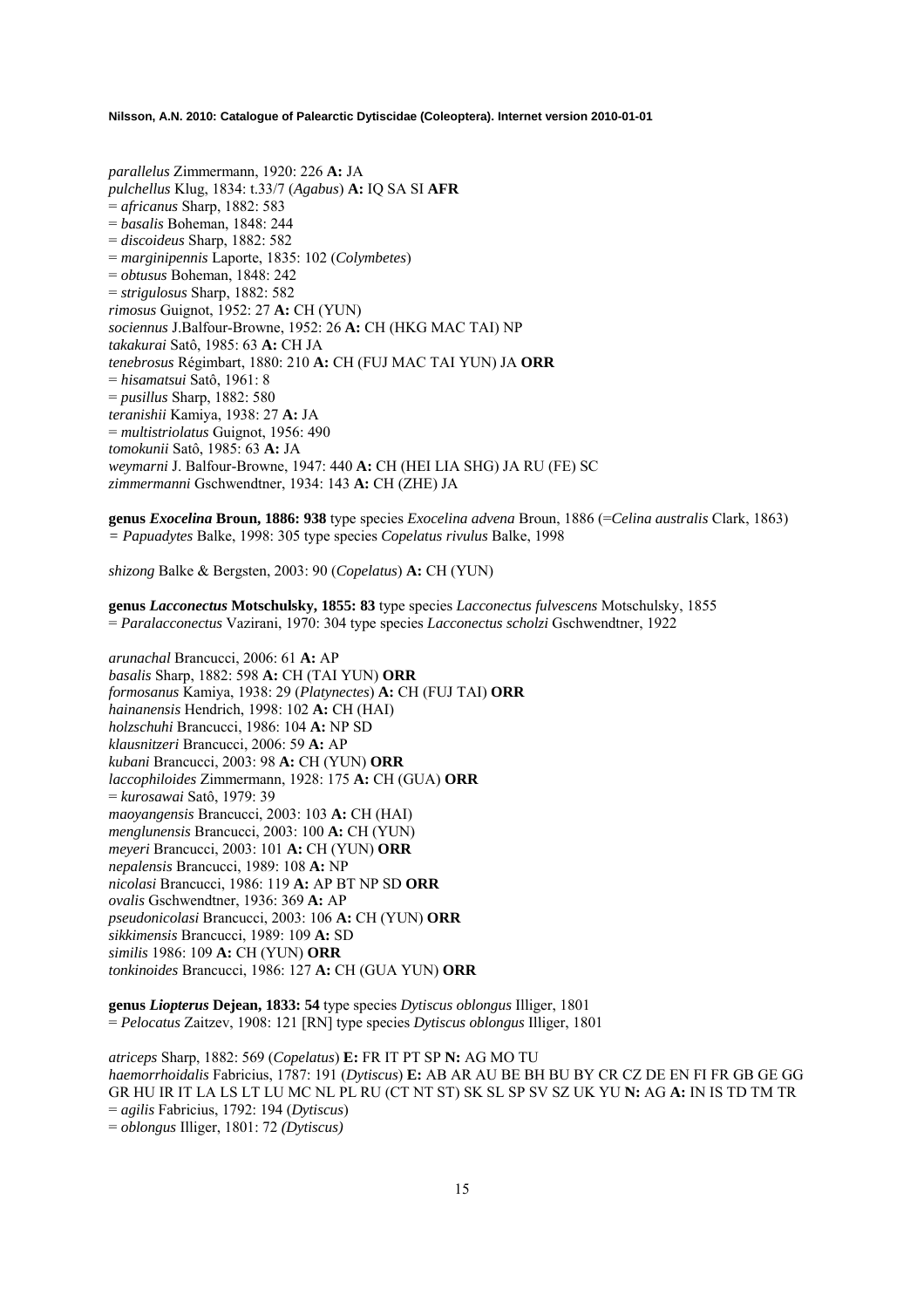*parallelus* Zimmermann, 1920: 226 **A:** JA
*pulchellus* Klug, 1834: t.33/7 (*Agabus*) **A:** IQ SA SI **AFR**
= *africanus* Sharp, 1882: 583
= *basalis* Boheman, 1848: 244
= *discoideus* Sharp, 1882: 582
= *marginipennis* Laporte, 1835: 102 (*Colymbetes*)
= *obtusus* Boheman, 1848: 242
= *strigulosus* Sharp, 1882: 582
*rimosus* Guignot, 1952: 27 **A:** CH (YUN)
*sociennus* J.Balfour-Browne, 1952: 26 **A:** CH (HKG MAC TAI) NP
*takakurai* Satô, 1985: 63 **A:** CH JA
*tenebrosus* Régimbart, 1880: 210 **A:** CH (FUJ MAC TAI YUN) JA **ORR**
= *hisamatsui* Satô, 1961: 8
= *pusillus* Sharp, 1882: 580
*teranishii* Kamiya, 1938: 27 **A:** JA
= *multistriolatus* Guignot, 1956: 490
*tomokunii* Satô, 1985: 63 **A:** JA
*weymarni* J. Balfour-Browne, 1947: 440 **A:** CH (HEI LIA SHG) JA RU (FE) SC
*zimmermanni* Gschwendtner, 1934: 143 **A:** CH (ZHE) JA

**genus *Exocelina* Broun, 1886: 938** type species *Exocelina advena* Broun, 1886 (=*Celina australis* Clark, 1863)
*= Papuadytes* Balke, 1998: 305 type species *Copelatus rivulus* Balke, 1998

*shizong* Balke & Bergsten, 2003: 90 (*Copelatus*) **A:** CH (YUN)

**genus *Lacconectus* Motschulsky, 1855: 83** type species *Lacconectus fulvescens* Motschulsky, 1855
= *Paralacconectus* Vazirani, 1970: 304 type species *Lacconectus scholzi* Gschwendtner, 1922

*arunachal* Brancucci, 2006: 61 **A:** AP
*basalis* Sharp, 1882: 598 **A:** CH (TAI YUN) **ORR**
*formosanus* Kamiya, 1938: 29 (*Platynectes*) **A:** CH (FUJ TAI) **ORR**
*hainanensis* Hendrich, 1998: 102 **A:** CH (HAI)
*holzschuhi* Brancucci, 1986: 104 **A:** NP SD
*klausnitzeri* Brancucci, 2006: 59 **A:** AP
*kubani* Brancucci, 2003: 98 **A:** CH (YUN) **ORR**
*laccophiloides* Zimmermann, 1928: 175 **A:** CH (GUA) **ORR**
= *kurosawai* Satô, 1979: 39
*maoyangensis* Brancucci, 2003: 103 **A:** CH (HAI)
*menglunensis* Brancucci, 2003: 100 **A:** CH (YUN)
*meyeri* Brancucci, 2003: 101 **A:** CH (YUN) **ORR**
*nepalensis* Brancucci, 1989: 108 **A:** NP
*nicolasi* Brancucci, 1986: 119 **A:** AP BT NP SD **ORR**
*ovalis* Gschwendtner, 1936: 369 **A:** AP
*pseudonicolasi* Brancucci, 2003: 106 **A:** CH (YUN) **ORR**
*sikkimensis* Brancucci, 1989: 109 **A:** SD
*similis* 1986: 109 **A:** CH (YUN) **ORR**
*tonkinoides* Brancucci, 1986: 127 **A:** CH (GUA YUN) **ORR**

**genus *Liopterus* Dejean, 1833: 54** type species *Dytiscus oblongus* Illiger, 1801
= *Pelocatus* Zaitzev, 1908: 121 [RN] type species *Dytiscus oblongus* Illiger, 1801

*atriceps* Sharp, 1882: 569 (*Copelatus*) **E:** FR IT PT SP **N:** AG MO TU
*haemorrhoidalis* Fabricius, 1787: 191 (*Dytiscus*) **E:** AB AR AU BE BH BU BY CR CZ DE EN FI FR GB GE GG GR HU IR IT LA LS LT LU MC NL PL RU (CT NT ST) SK SL SP SV SZ UK YU **N:** AG **A:** IN IS TD TM TR
= *agilis* Fabricius, 1792: 194 (*Dytiscus*)
= *oblongus* Illiger, 1801: 72 *(Dytiscus)*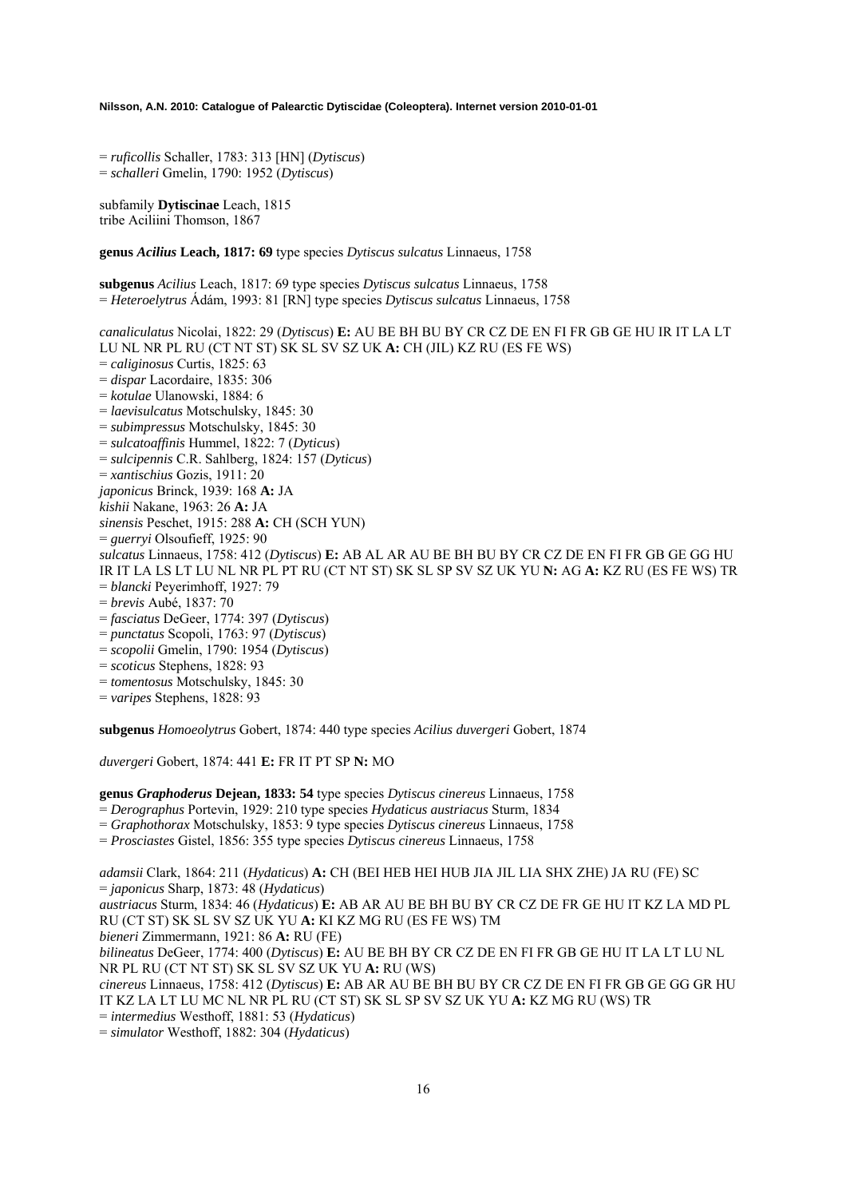= *ruficollis* Schaller, 1783: 313 [HN] (*Dytiscus*)
= *schalleri* Gmelin, 1790: 1952 (*Dytiscus*)

subfamily **Dytiscinae** Leach, 1815
tribe Aciliini Thomson, 1867

**genus *Acilius* Leach, 1817: 69** type species *Dytiscus sulcatus* Linnaeus, 1758

**subgenus** *Acilius* Leach, 1817: 69 type species *Dytiscus sulcatus* Linnaeus, 1758
= *Heteroelytrus* Ádám, 1993: 81 [RN] type species *Dytiscus sulcatus* Linnaeus, 1758

*canaliculatus* Nicolai, 1822: 29 (*Dytiscus*) **E:** AU BE BH BU BY CR CZ DE EN FI FR GB GE HU IR IT LA LT LU NL NR PL RU (CT NT ST) SK SL SV SZ UK **A:** CH (JIL) KZ RU (ES FE WS)
= *caliginosus* Curtis, 1825: 63
= *dispar* Lacordaire, 1835: 306
= *kotulae* Ulanowski, 1884: 6
= *laevisulcatus* Motschulsky, 1845: 30
= *subimpressus* Motschulsky, 1845: 30
= *sulcatoaffinis* Hummel, 1822: 7 (*Dyticus*)
= *sulcipennis* C.R. Sahlberg, 1824: 157 (*Dyticus*)
= *xantischius* Gozis, 1911: 20
*japonicus* Brinck, 1939: 168 **A:** JA
*kishii* Nakane, 1963: 26 **A:** JA
*sinensis* Peschet, 1915: 288 **A:** CH (SCH YUN)
= *guerryi* Olsoufieff, 1925: 90
*sulcatus* Linnaeus, 1758: 412 (*Dytiscus*) **E:** AB AL AR AU BE BH BU BY CR CZ DE EN FI FR GB GE GG HU IR IT LA LS LT LU NL NR PL PT RU (CT NT ST) SK SL SP SV SZ UK YU **N:** AG **A:** KZ RU (ES FE WS) TR
= *blancki* Peyerimhoff, 1927: 79
= *brevis* Aubé, 1837: 70
= *fasciatus* DeGeer, 1774: 397 (*Dytiscus*)
= *punctatus* Scopoli, 1763: 97 (*Dytiscus*)
= *scopolii* Gmelin, 1790: 1954 (*Dytiscus*)
= *scoticus* Stephens, 1828: 93
= *tomentosus* Motschulsky, 1845: 30
= *varipes* Stephens, 1828: 93

**subgenus** *Homoeolytrus* Gobert, 1874: 440 type species *Acilius duvergeri* Gobert, 1874

*duvergeri* Gobert, 1874: 441 **E:** FR IT PT SP **N:** MO

**genus *Graphoderus* Dejean, 1833: 54** type species *Dytiscus cinereus* Linnaeus, 1758
= *Derographus* Portevin, 1929: 210 type species *Hydaticus austriacus* Sturm, 1834
= *Graphothorax* Motschulsky, 1853: 9 type species *Dytiscus cinereus* Linnaeus, 1758
= *Prosciastes* Gistel, 1856: 355 type species *Dytiscus cinereus* Linnaeus, 1758

*adamsii* Clark, 1864: 211 (*Hydaticus*) **A:** CH (BEI HEB HEI HUB JIA JIL LIA SHX ZHE) JA RU (FE) SC
= *japonicus* Sharp, 1873: 48 (*Hydaticus*)
*austriacus* Sturm, 1834: 46 (*Hydaticus*) **E:** AB AR AU BE BH BU BY CR CZ DE FR GE HU IT KZ LA MD PL RU (CT ST) SK SL SV SZ UK YU **A:** KI KZ MG RU (ES FE WS) TM
*bieneri* Zimmermann, 1921: 86 **A:** RU (FE)
*bilineatus* DeGeer, 1774: 400 (*Dytiscus*) **E:** AU BE BH BY CR CZ DE EN FI FR GB GE HU IT LA LT LU NL NR PL RU (CT NT ST) SK SL SV SZ UK YU **A:** RU (WS)
*cinereus* Linnaeus, 1758: 412 (*Dytiscus*) **E:** AB AR AU BE BH BU BY CR CZ DE EN FI FR GB GE GG GR HU IT KZ LA LT LU MC NL NR PL RU (CT ST) SK SL SP SV SZ UK YU **A:** KZ MG RU (WS) TR
= *intermedius* Westhoff, 1881: 53 (*Hydaticus*)
= *simulator* Westhoff, 1882: 304 (*Hydaticus*)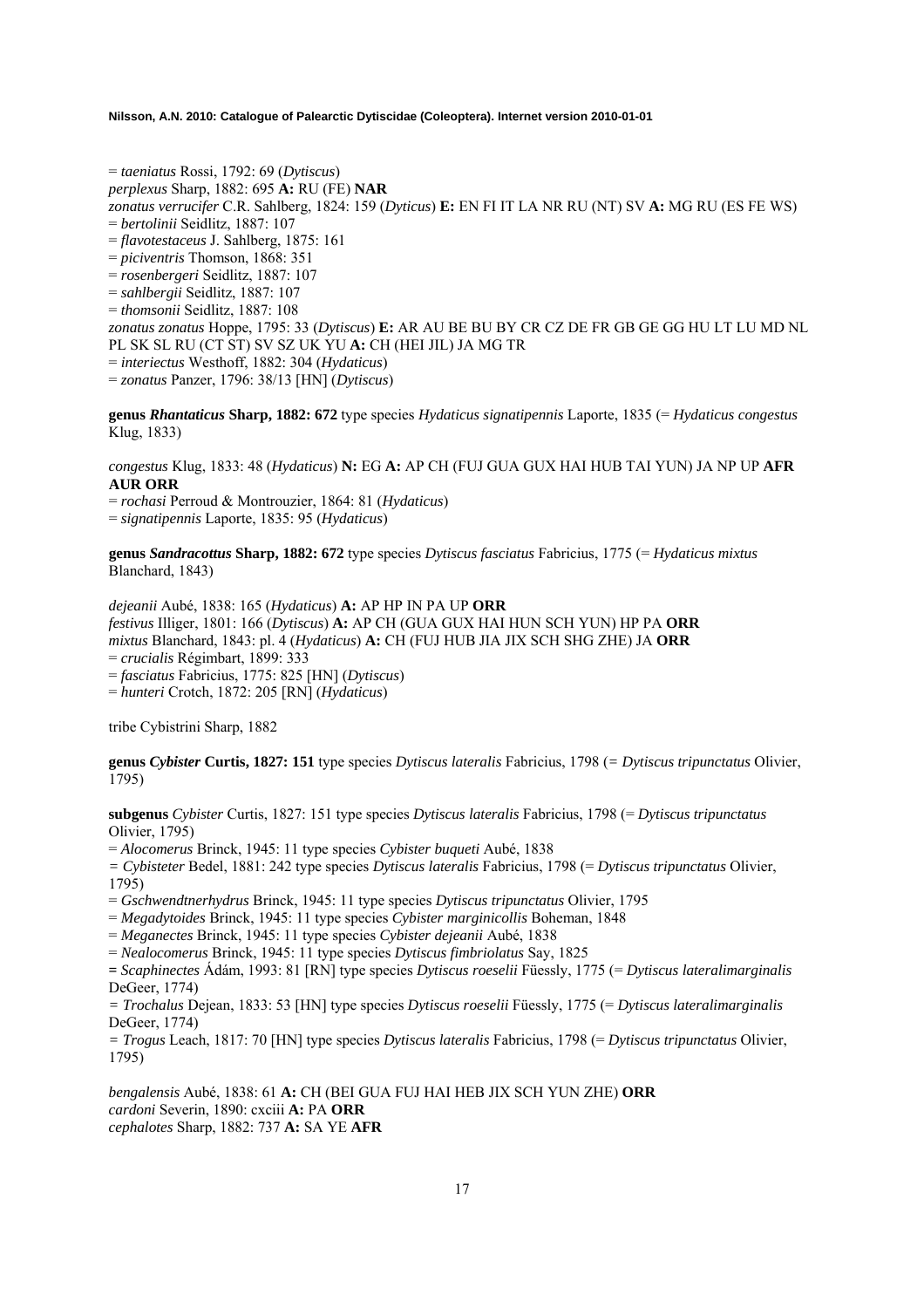= *taeniatus* Rossi, 1792: 69 (*Dytiscus*)
*perplexus* Sharp, 1882: 695 **A:** RU (FE) **NAR**
*zonatus verrucifer* C.R. Sahlberg, 1824: 159 (*Dyticus*) **E:** EN FI IT LA NR RU (NT) SV **A:** MG RU (ES FE WS)
= *bertolinii* Seidlitz, 1887: 107
= *flavotestaceus* J. Sahlberg, 1875: 161
= *piciventris* Thomson, 1868: 351
= *rosenbergeri* Seidlitz, 1887: 107
= *sahlbergii* Seidlitz, 1887: 107
= *thomsonii* Seidlitz, 1887: 108
*zonatus zonatus* Hoppe, 1795: 33 (*Dytiscus*) **E:** AR AU BE BU BY CR CZ DE FR GB GE GG HU LT LU MD NL PL SK SL RU (CT ST) SV SZ UK YU **A:** CH (HEI JIL) JA MG TR
= *interiectus* Westhoff, 1882: 304 (*Hydaticus*)
= *zonatus* Panzer, 1796: 38/13 [HN] (*Dytiscus*)

**genus *Rhantaticus* Sharp, 1882: 672** type species *Hydaticus signatipennis* Laporte, 1835 (= *Hydaticus congestus* Klug, 1833)

*congestus* Klug, 1833: 48 (*Hydaticus*) **N:** EG **A:** AP CH (FUJ GUA GUX HAI HUB TAI YUN) JA NP UP **AFR AUR ORR**
= *rochasi* Perroud & Montrouzier, 1864: 81 (*Hydaticus*)
= *signatipennis* Laporte, 1835: 95 (*Hydaticus*)

**genus *Sandracottus* Sharp, 1882: 672** type species *Dytiscus fasciatus* Fabricius, 1775 (= *Hydaticus mixtus* Blanchard, 1843)

*dejeanii* Aubé, 1838: 165 (*Hydaticus*) **A:** AP HP IN PA UP **ORR**
*festivus* Illiger, 1801: 166 (*Dytiscus*) **A:** AP CH (GUA GUX HAI HUN SCH YUN) HP PA **ORR**
*mixtus* Blanchard, 1843: pl. 4 (*Hydaticus*) **A:** CH (FUJ HUB JIA JIX SCH SHG ZHE) JA **ORR**
= *crucialis* Régimbart, 1899: 333
= *fasciatus* Fabricius, 1775: 825 [HN] (*Dytiscus*)
= *hunteri* Crotch, 1872: 205 [RN] (*Hydaticus*)

tribe Cybistrini Sharp, 1882

**genus *Cybister* Curtis, 1827: 151** type species *Dytiscus lateralis* Fabricius, 1798 (= *Dytiscus tripunctatus* Olivier, 1795)

**subgenus** *Cybister* Curtis, 1827: 151 type species *Dytiscus lateralis* Fabricius, 1798 (= *Dytiscus tripunctatus* Olivier, 1795)
= *Alocomerus* Brinck, 1945: 11 type species *Cybister buqueti* Aubé, 1838
= *Cybisteter* Bedel, 1881: 242 type species *Dytiscus lateralis* Fabricius, 1798 (= *Dytiscus tripunctatus* Olivier, 1795)
= *Gschwendtnerhydrus* Brinck, 1945: 11 type species *Dytiscus tripunctatus* Olivier, 1795
= *Megadytoides* Brinck, 1945: 11 type species *Cybister marginicollis* Boheman, 1848
= *Meganectes* Brinck, 1945: 11 type species *Cybister dejeanii* Aubé, 1838
= *Nealocomerus* Brinck, 1945: 11 type species *Dytiscus fimbriolatus* Say, 1825
= *Scaphinectes* Ádám, 1993: 81 [RN] type species *Dytiscus roeselii* Füessly, 1775 (= *Dytiscus lateralimarginalis* DeGeer, 1774)
= *Trochalus* Dejean, 1833: 53 [HN] type species *Dytiscus roeselii* Füessly, 1775 (= *Dytiscus lateralimarginalis* DeGeer, 1774)
= *Trogus* Leach, 1817: 70 [HN] type species *Dytiscus lateralis* Fabricius, 1798 (= *Dytiscus tripunctatus* Olivier, 1795)

*bengalensis* Aubé, 1838: 61 **A:** CH (BEI GUA FUJ HAI HEB JIX SCH YUN ZHE) **ORR**
*cardoni* Severin, 1890: cxciii **A:** PA **ORR**
*cephalotes* Sharp, 1882: 737 **A:** SA YE **AFR**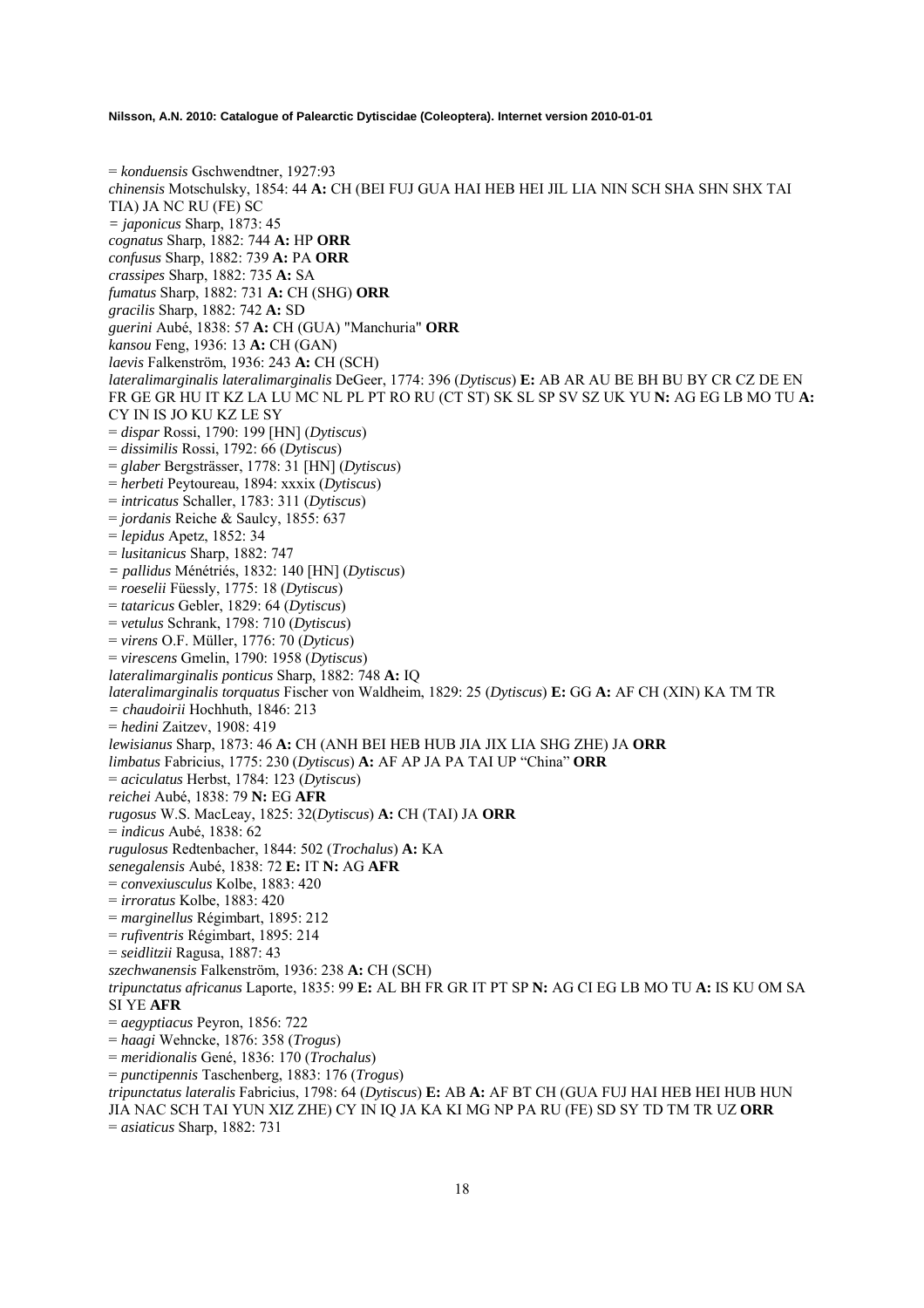= *konduensis* Gschwendtner, 1927:93
*chinensis* Motschulsky, 1854: 44 **A:** CH (BEI FUJ GUA HAI HEB HEI JIL LIA NIN SCH SHA SHN SHX TAI TIA) JA NC RU (FE) SC
*= japonicus* Sharp, 1873: 45
*cognatus* Sharp, 1882: 744 **A:** HP **ORR**
*confusus* Sharp, 1882: 739 **A:** PA **ORR**
*crassipes* Sharp, 1882: 735 **A:** SA
*fumatus* Sharp, 1882: 731 **A:** CH (SHG) **ORR**
*gracilis* Sharp, 1882: 742 **A:** SD
*guerini* Aubé, 1838: 57 **A:** CH (GUA) "Manchuria" **ORR**
*kansou* Feng, 1936: 13 **A:** CH (GAN)
*laevis* Falkenström, 1936: 243 **A:** CH (SCH)
*lateralimarginalis lateralimarginalis* DeGeer, 1774: 396 (*Dytiscus*) **E:** AB AR AU BE BH BU BY CR CZ DE EN FR GE GR HU IT KZ LA LU MC NL PL PT RO RU (CT ST) SK SL SP SV SZ UK YU **N:** AG EG LB MO TU **A:** CY IN IS JO KU KZ LE SY
= *dispar* Rossi, 1790: 199 [HN] (*Dytiscus*)
= *dissimilis* Rossi, 1792: 66 (*Dytiscus*)
= *glaber* Bergsträsser, 1778: 31 [HN] (*Dytiscus*)
= *herbeti* Peytoureau, 1894: xxxix (*Dytiscus*)
= *intricatus* Schaller, 1783: 311 (*Dytiscus*)
= *jordanis* Reiche & Saulcy, 1855: 637
= *lepidus* Apetz, 1852: 34
= *lusitanicus* Sharp, 1882: 747
*= pallidus* Ménétriés, 1832: 140 [HN] (*Dytiscus*)
= *roeselii* Füessly, 1775: 18 (*Dytiscus*)
= *tataricus* Gebler, 1829: 64 (*Dytiscus*)
= *vetulus* Schrank, 1798: 710 (*Dytiscus*)
= *virens* O.F. Müller, 1776: 70 (*Dyticus*)
= *virescens* Gmelin, 1790: 1958 (*Dytiscus*)
*lateralimarginalis ponticus* Sharp, 1882: 748 **A:** IQ
*lateralimarginalis torquatus* Fischer von Waldheim, 1829: 25 (*Dytiscus*) **E:** GG **A:** AF CH (XIN) KA TM TR
*= chaudoirii* Hochhuth, 1846: 213
= *hedini* Zaitzev, 1908: 419
*lewisianus* Sharp, 1873: 46 **A:** CH (ANH BEI HEB HUB JIA JIX LIA SHG ZHE) JA **ORR**
*limbatus* Fabricius, 1775: 230 (*Dytiscus*) **A:** AF AP JA PA TAI UP "China" **ORR**
= *aciculatus* Herbst, 1784: 123 (*Dytiscus*)
*reichei* Aubé, 1838: 79 **N:** EG **AFR**
*rugosus* W.S. MacLeay, 1825: 32(*Dytiscus*) **A:** CH (TAI) JA **ORR**
= *indicus* Aubé, 1838: 62
*rugulosus* Redtenbacher, 1844: 502 (*Trochalus*) **A:** KA
*senegalensis* Aubé, 1838: 72 **E:** IT **N:** AG **AFR**
= *convexiusculus* Kolbe, 1883: 420
= *irroratus* Kolbe, 1883: 420
= *marginellus* Régimbart, 1895: 212
= *rufiventris* Régimbart, 1895: 214
= *seidlitzii* Ragusa, 1887: 43
*szechwanensis* Falkenström, 1936: 238 **A:** CH (SCH)
*tripunctatus africanus* Laporte, 1835: 99 **E:** AL BH FR GR IT PT SP **N:** AG CI EG LB MO TU **A:** IS KU OM SA SI YE **AFR**
= *aegyptiacus* Peyron, 1856: 722
= *haagi* Wehncke, 1876: 358 (*Trogus*)
= *meridionalis* Gené, 1836: 170 (*Trochalus*)
= *punctipennis* Taschenberg, 1883: 176 (*Trogus*)
*tripunctatus lateralis* Fabricius, 1798: 64 (*Dytiscus*) **E:** AB **A:** AF BT CH (GUA FUJ HAI HEB HEI HUB HUN JIA NAC SCH TAI YUN XIZ ZHE) CY IN IQ JA KA KI MG NP PA RU (FE) SD SY TD TM TR UZ **ORR**
= *asiaticus* Sharp, 1882: 731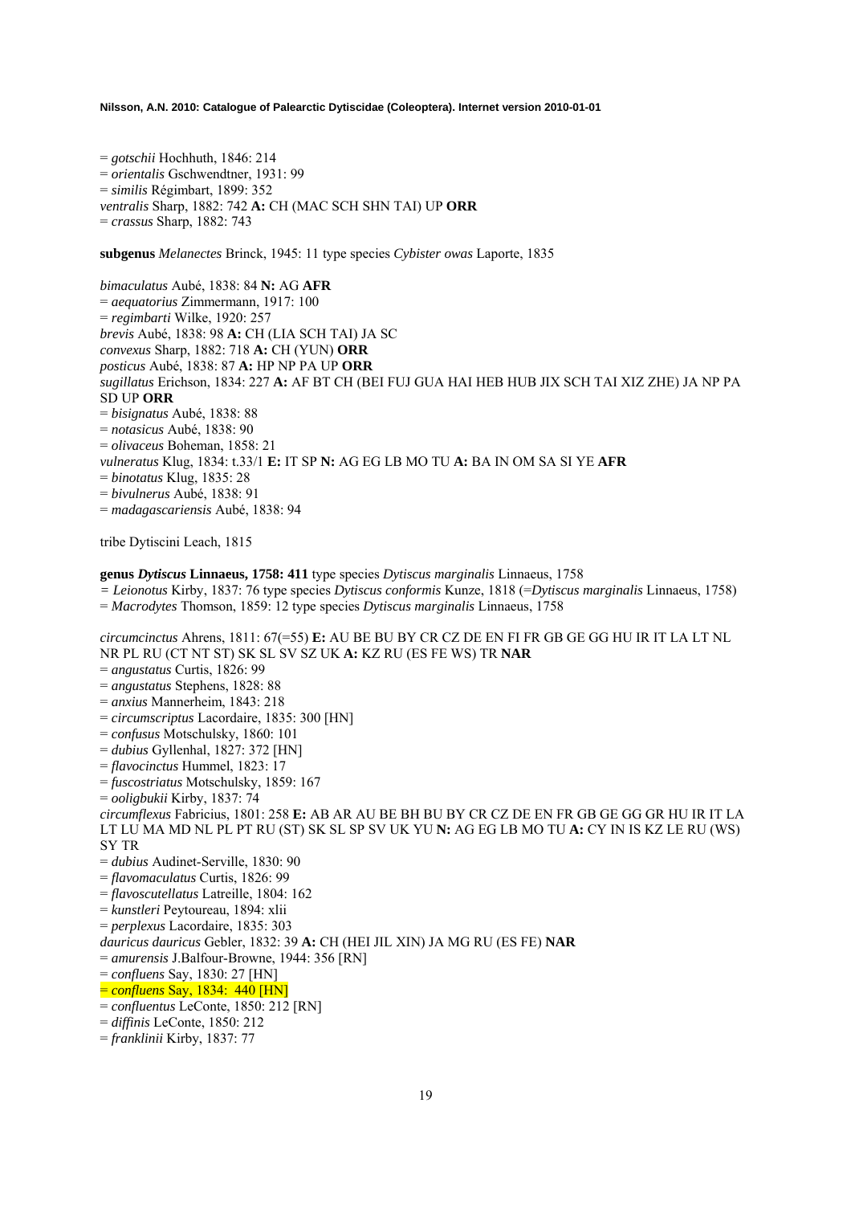= *gotschii* Hochhuth, 1846: 214
= *orientalis* Gschwendtner, 1931: 99
= *similis* Régimbart, 1899: 352
*ventralis* Sharp, 1882: 742 **A:** CH (MAC SCH SHN TAI) UP **ORR**
= *crassus* Sharp, 1882: 743

**subgenus** *Melanectes* Brinck, 1945: 11 type species *Cybister owas* Laporte, 1835

*bimaculatus* Aubé, 1838: 84 **N:** AG **AFR**
= *aequatorius* Zimmermann, 1917: 100
= *regimbarti* Wilke, 1920: 257
*brevis* Aubé, 1838: 98 **A:** CH (LIA SCH TAI) JA SC
*convexus* Sharp, 1882: 718 **A:** CH (YUN) **ORR**
*posticus* Aubé, 1838: 87 **A:** HP NP PA UP **ORR**
*sugillatus* Erichson, 1834: 227 **A:** AF BT CH (BEI FUJ GUA HAI HEB HUB JIX SCH TAI XIZ ZHE) JA NP PA SD UP **ORR**
= *bisignatus* Aubé, 1838: 88
= *notasicus* Aubé, 1838: 90
= *olivaceus* Boheman, 1858: 21
*vulneratus* Klug, 1834: t.33/1 **E:** IT SP **N:** AG EG LB MO TU **A:** BA IN OM SA SI YE **AFR**
= *binotatus* Klug, 1835: 28
= *bivulnerus* Aubé, 1838: 91
= *madagascariensis* Aubé, 1838: 94

tribe Dytiscini Leach, 1815

**genus *Dytiscus* Linnaeus, 1758: 411** type species *Dytiscus marginalis* Linnaeus, 1758
= *Leionotus* Kirby, 1837: 76 type species *Dytiscus conformis* Kunze, 1818 (=*Dytiscus marginalis* Linnaeus, 1758)
= *Macrodytes* Thomson, 1859: 12 type species *Dytiscus marginalis* Linnaeus, 1758

*circumcinctus* Ahrens, 1811: 67(=55) **E:** AU BE BU BY CR CZ DE EN FI FR GB GE GG HU IR IT LA LT NL NR PL RU (CT NT ST) SK SL SV SZ UK **A:** KZ RU (ES FE WS) TR **NAR**
= *angustatus* Curtis, 1826: 99
= *angustatus* Stephens, 1828: 88
= *anxius* Mannerheim, 1843: 218
= *circumscriptus* Lacordaire, 1835: 300 [HN]
= *confusus* Motschulsky, 1860: 101
= *dubius* Gyllenhal, 1827: 372 [HN]
= *flavocinctus* Hummel, 1823: 17
= *fuscostriatus* Motschulsky, 1859: 167
= *ooligbukii* Kirby, 1837: 74
*circumflexus* Fabricius, 1801: 258 **E:** AB AR AU BE BH BU BY CR CZ DE EN FR GB GE GG GR HU IR IT LA LT LU MA MD NL PL PT RU (ST) SK SL SP SV UK YU **N:** AG EG LB MO TU **A:** CY IN IS KZ LE RU (WS) SY TR
= *dubius* Audinet-Serville, 1830: 90
= *flavomaculatus* Curtis, 1826: 99
= *flavoscutellatus* Latreille, 1804: 162
= *kunstleri* Peytoureau, 1894: xlii
= *perplexus* Lacordaire, 1835: 303
*dauricus dauricus* Gebler, 1832: 39 **A:** CH (HEI JIL XIN) JA MG RU (ES FE) **NAR**
= *amurensis* J.Balfour-Browne, 1944: 356 [RN]
= *confluens* Say, 1830: 27 [HN]
= *confluens* Say, 1834: 440 [HN]
= *confluentus* LeConte, 1850: 212 [RN]
= *diffinis* LeConte, 1850: 212
= *franklinii* Kirby, 1837: 77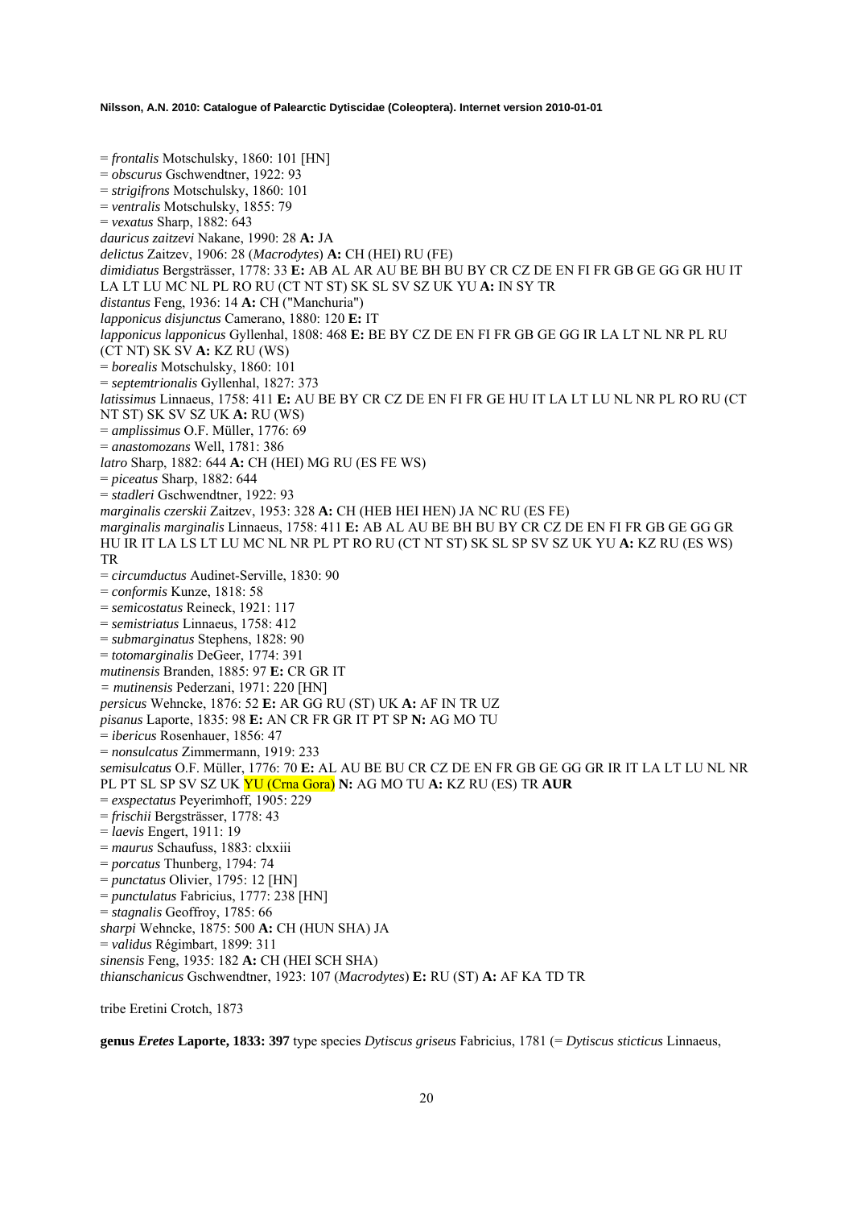= *frontalis* Motschulsky, 1860: 101 [HN]
= *obscurus* Gschwendtner, 1922: 93
= *strigifrons* Motschulsky, 1860: 101
= *ventralis* Motschulsky, 1855: 79
= *vexatus* Sharp, 1882: 643
*dauricus zaitzevi* Nakane, 1990: 28 **A:** JA
*delictus* Zaitzev, 1906: 28 (*Macrodytes*) **A:** CH (HEI) RU (FE)
*dimidiatus* Bergsträsser, 1778: 33 **E:** AB AL AR AU BE BH BU BY CR CZ DE EN FI FR GB GE GG GR HU IT LA LT LU MC NL PL RO RU (CT NT ST) SK SL SV SZ UK YU **A:** IN SY TR
*distantus* Feng, 1936: 14 **A:** CH ("Manchuria")
*lapponicus disjunctus* Camerano, 1880: 120 **E:** IT
*lapponicus lapponicus* Gyllenhal, 1808: 468 **E:** BE BY CZ DE EN FI FR GB GE GG IR LA LT NL NR PL RU (CT NT) SK SV **A:** KZ RU (WS)
= *borealis* Motschulsky, 1860: 101
= *septemtrionalis* Gyllenhal, 1827: 373
*latissimus* Linnaeus, 1758: 411 **E:** AU BE BY CR CZ DE EN FI FR GE HU IT LA LT LU NL NR PL RO RU (CT NT ST) SK SV SZ UK **A:** RU (WS)
= *amplissimus* O.F. Müller, 1776: 69
= *anastomozans* Well, 1781: 386
*latro* Sharp, 1882: 644 **A:** CH (HEI) MG RU (ES FE WS)
= *piceatus* Sharp, 1882: 644
= *stadleri* Gschwendtner, 1922: 93
*marginalis czerskii* Zaitzev, 1953: 328 **A:** CH (HEB HEI HEN) JA NC RU (ES FE)
*marginalis marginalis* Linnaeus, 1758: 411 **E:** AB AL AU BE BH BU BY CR CZ DE EN FI FR GB GE GG GR HU IR IT LA LS LT LU MC NL NR PL PT RO RU (CT NT ST) SK SL SP SV SZ UK YU **A:** KZ RU (ES WS) TR
= *circumductus* Audinet-Serville, 1830: 90
= *conformis* Kunze, 1818: 58
= *semicostatus* Reineck, 1921: 117
= *semistriatus* Linnaeus, 1758: 412
= *submarginatus* Stephens, 1828: 90
= *totomarginalis* DeGeer, 1774: 391
*mutinensis* Branden, 1885: 97 **E:** CR GR IT
= *mutinensis* Pederzani, 1971: 220 [HN]
*persicus* Wehncke, 1876: 52 **E:** AR GG RU (ST) UK **A:** AF IN TR UZ
*pisanus* Laporte, 1835: 98 **E:** AN CR FR GR IT PT SP **N:** AG MO TU
= *ibericus* Rosenhauer, 1856: 47
= *nonsulcatus* Zimmermann, 1919: 233
*semisulcatus* O.F. Müller, 1776: 70 **E:** AL AU BE BU CR CZ DE EN FR GB GE GG GR IR IT LA LT LU NL NR PL PT SL SP SV SZ UK YU (Crna Gora) **N:** AG MO TU **A:** KZ RU (ES) TR **AUR**
= *exspectatus* Peyerimhoff, 1905: 229
= *frischii* Bergsträsser, 1778: 43
= *laevis* Engert, 1911: 19
= *maurus* Schaufuss, 1883: clxxiii
= *porcatus* Thunberg, 1794: 74
= *punctatus* Olivier, 1795: 12 [HN]
= *punctulatus* Fabricius, 1777: 238 [HN]
= *stagnalis* Geoffroy, 1785: 66
*sharpi* Wehncke, 1875: 500 **A:** CH (HUN SHA) JA
= *validus* Régimbart, 1899: 311
*sinensis* Feng, 1935: 182 **A:** CH (HEI SCH SHA)
*thianschanicus* Gschwendtner, 1923: 107 (*Macrodytes*) **E:** RU (ST) **A:** AF KA TD TR

tribe Eretini Crotch, 1873

**genus *Eretes* Laporte, 1833: 397** type species *Dytiscus griseus* Fabricius, 1781 (= *Dytiscus sticticus* Linnaeus,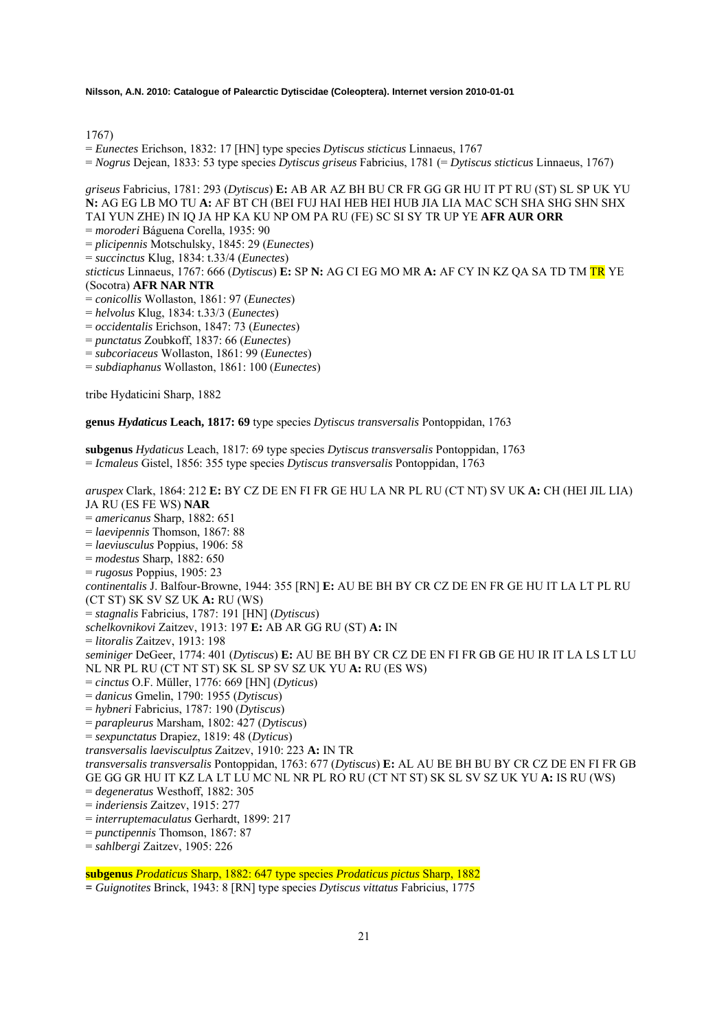1767)

= *Eunectes* Erichson, 1832: 17 [HN] type species *Dytiscus sticticus* Linnaeus, 1767

= *Nogrus* Dejean, 1833: 53 type species *Dytiscus griseus* Fabricius, 1781 (= *Dytiscus sticticus* Linnaeus, 1767)

*griseus* Fabricius, 1781: 293 (*Dytiscus*) **E:** AB AR AZ BH BU CR FR GG GR HU IT PT RU (ST) SL SP UK YU **N:** AG EG LB MO TU **A:** AF BT CH (BEI FUJ HAI HEB HEI HUB JIA LIA MAC SCH SHA SHG SHN SHX TAI YUN ZHE) IN IQ JA HP KA KU NP OM PA RU (FE) SC SI SY TR UP YE **AFR AUR ORR**

= *moroderi* Báguena Corella, 1935: 90

= *plicipennis* Motschulsky, 1845: 29 (*Eunectes*)

= *succinctus* Klug, 1834: t.33/4 (*Eunectes*)

*sticticus* Linnaeus, 1767: 666 (*Dytiscus*) **E:** SP **N:** AG CI EG MO MR **A:** AF CY IN KZ QA SA TD TM TR YE (Socotra) **AFR NAR NTR**

= *conicollis* Wollaston, 1861: 97 (*Eunectes*)

= *helvolus* Klug, 1834: t.33/3 (*Eunectes*)

= *occidentalis* Erichson, 1847: 73 (*Eunectes*)

= *punctatus* Zoubkoff, 1837: 66 (*Eunectes*)

= *subcoriaceus* Wollaston, 1861: 99 (*Eunectes*)

= *subdiaphanus* Wollaston, 1861: 100 (*Eunectes*)

tribe Hydaticini Sharp, 1882

**genus *Hydaticus* Leach, 1817: 69** type species *Dytiscus transversalis* Pontoppidan, 1763

**subgenus** *Hydaticus* Leach, 1817: 69 type species *Dytiscus transversalis* Pontoppidan, 1763

= *Icmaleus* Gistel, 1856: 355 type species *Dytiscus transversalis* Pontoppidan, 1763

*aruspex* Clark, 1864: 212 **E:** BY CZ DE EN FI FR GE HU LA NR PL RU (CT NT) SV UK **A:** CH (HEI JIL LIA) JA RU (ES FE WS) **NAR**

= *americanus* Sharp, 1882: 651

= *laevipennis* Thomson, 1867: 88

= *laeviusculus* Poppius, 1906: 58

= *modestus* Sharp, 1882: 650

= *rugosus* Poppius, 1905: 23

*continentalis* J. Balfour-Browne, 1944: 355 [RN] **E:** AU BE BH BY CR CZ DE EN FR GE HU IT LA LT PL RU (CT ST) SK SV SZ UK **A:** RU (WS)

= *stagnalis* Fabricius, 1787: 191 [HN] (*Dytiscus*)

*schelkovnikovi* Zaitzev, 1913: 197 **E:** AB AR GG RU (ST) **A:** IN

= *litoralis* Zaitzev, 1913: 198

*seminiger* DeGeer, 1774: 401 (*Dytiscus*) **E:** AU BE BH BY CR CZ DE EN FI FR GB GE HU IR IT LA LS LT LU NL NR PL RU (CT NT ST) SK SL SP SV SZ UK YU **A:** RU (ES WS)

= *cinctus* O.F. Müller, 1776: 669 [HN] (*Dyticus*)

= *danicus* Gmelin, 1790: 1955 (*Dytiscus*)

= *hybneri* Fabricius, 1787: 190 (*Dytiscus*)

= *parapleurus* Marsham, 1802: 427 (*Dytiscus*)

= *sexpunctatus* Drapiez, 1819: 48 (*Dyticus*)

*transversalis laevisculptus* Zaitzev, 1910: 223 **A:** IN TR

*transversalis transversalis* Pontoppidan, 1763: 677 (*Dytiscus*) **E:** AL AU BE BH BU BY CR CZ DE EN FI FR GB GE GG GR HU IT KZ LA LT LU MC NL NR PL RO RU (CT NT ST) SK SL SV SZ UK YU **A:** IS RU (WS)

= *degeneratus* Westhoff, 1882: 305

= *inderiensis* Zaitzev, 1915: 277

= *interruptemaculatus* Gerhardt, 1899: 217

= *punctipennis* Thomson, 1867: 87

= *sahlbergi* Zaitzev, 1905: 226

**subgenus** *Prodaticus* Sharp, 1882: 647 type species *Prodaticus pictus* Sharp, 1882

**=** *Guignotites* Brinck, 1943: 8 [RN] type species *Dytiscus vittatus* Fabricius, 1775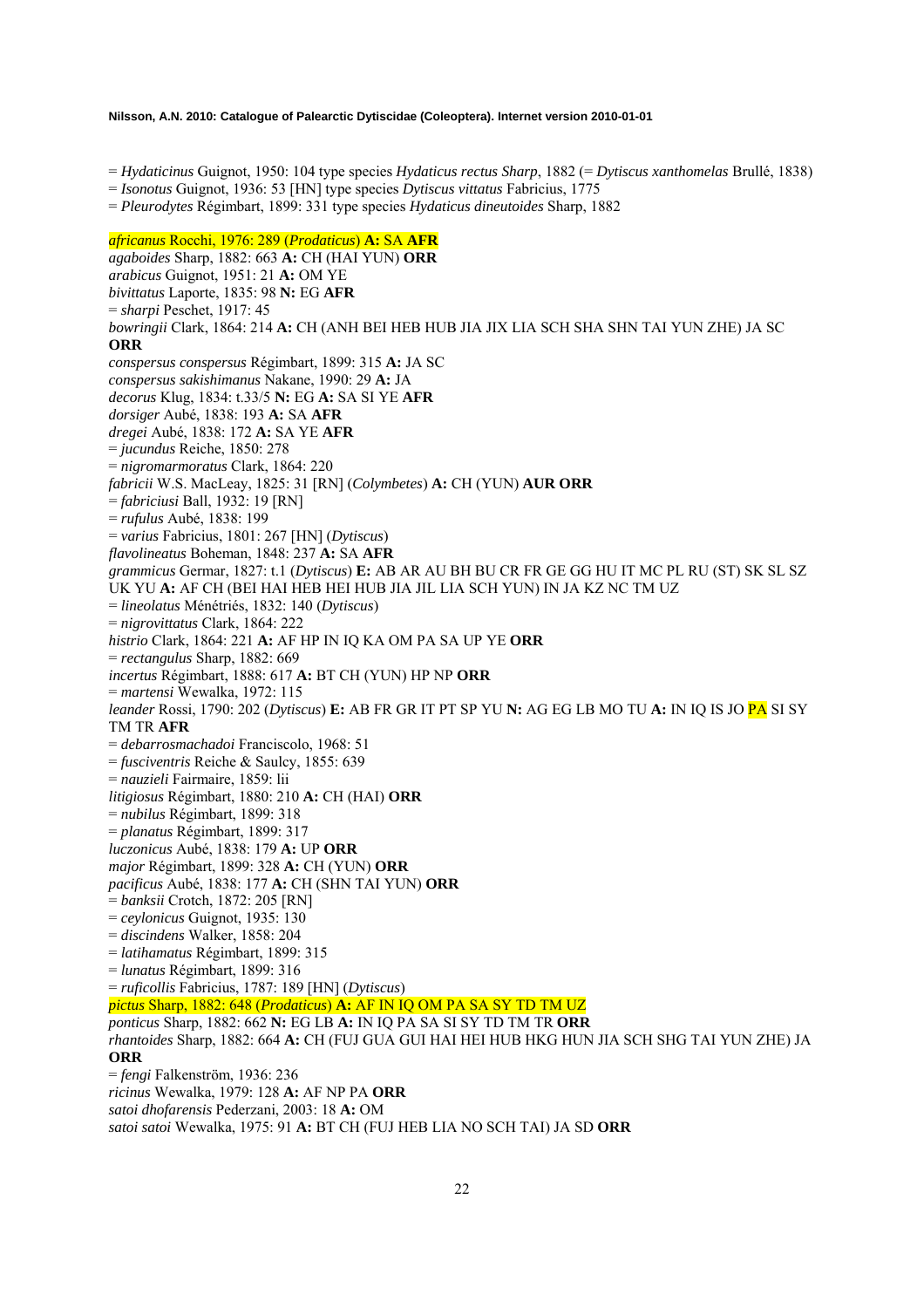= *Hydaticinus* Guignot, 1950: 104 type species *Hydaticus rectus Sharp*, 1882 (= *Dytiscus xanthomelas* Brullé, 1838)
= *Isonotus* Guignot, 1936: 53 [HN] type species *Dytiscus vittatus* Fabricius, 1775
= *Pleurodytes* Régimbart, 1899: 331 type species *Hydaticus dineutoides* Sharp, 1882

*africanus* Rocchi, 1976: 289 (*Prodaticus*) **A:** SA **AFR**
*agaboides* Sharp, 1882: 663 **A:** CH (HAI YUN) **ORR**
*arabicus* Guignot, 1951: 21 **A:** OM YE
*bivittatus* Laporte, 1835: 98 **N:** EG **AFR**
= *sharpi* Peschet, 1917: 45
*bowringii* Clark, 1864: 214 **A:** CH (ANH BEI HEB HUB JIA JIX LIA SCH SHA SHN TAI YUN ZHE) JA SC **ORR**
*conspersus conspersus* Régimbart, 1899: 315 **A:** JA SC
*conspersus sakishimanus* Nakane, 1990: 29 **A:** JA
*decorus* Klug, 1834: t.33/5 **N:** EG **A:** SA SI YE **AFR**
*dorsiger* Aubé, 1838: 193 **A:** SA **AFR**
*dregei* Aubé, 1838: 172 **A:** SA YE **AFR**
= *jucundus* Reiche, 1850: 278
= *nigromarmoratus* Clark, 1864: 220
*fabricii* W.S. MacLeay, 1825: 31 [RN] (*Colymbetes*) **A:** CH (YUN) **AUR ORR**
= *fabriciusi* Ball, 1932: 19 [RN]
= *rufulus* Aubé, 1838: 199
= *varius* Fabricius, 1801: 267 [HN] (*Dytiscus*)
*flavolineatus* Boheman, 1848: 237 **A:** SA **AFR**
*grammicus* Germar, 1827: t.1 (*Dytiscus*) **E:** AB AR AU BH BU CR FR GE GG HU IT MC PL RU (ST) SK SL SZ UK YU **A:** AF CH (BEI HAI HEB HEI HUB JIA JIL LIA SCH YUN) IN JA KZ NC TM UZ
= *lineolatus* Ménétriés, 1832: 140 (*Dytiscus*)
= *nigrovittatus* Clark, 1864: 222
*histrio* Clark, 1864: 221 **A:** AF HP IN IQ KA OM PA SA UP YE **ORR**
= *rectangulus* Sharp, 1882: 669
*incertus* Régimbart, 1888: 617 **A:** BT CH (YUN) HP NP **ORR**
= *martensi* Wewalka, 1972: 115
*leander* Rossi, 1790: 202 (*Dytiscus*) **E:** AB FR GR IT PT SP YU **N:** AG EG LB MO TU **A:** IN IQ IS JO PA SI SY TM TR **AFR**
= *debarrosmachadoi* Franciscolo, 1968: 51
= *fusciventris* Reiche & Saulcy, 1855: 639
= *nauzieli* Fairmaire, 1859: lii
*litigiosus* Régimbart, 1880: 210 **A:** CH (HAI) **ORR**
= *nubilus* Régimbart, 1899: 318
= *planatus* Régimbart, 1899: 317
*luczonicus* Aubé, 1838: 179 **A:** UP **ORR**
*major* Régimbart, 1899: 328 **A:** CH (YUN) **ORR**
*pacificus* Aubé, 1838: 177 **A:** CH (SHN TAI YUN) **ORR**
= *banksii* Crotch, 1872: 205 [RN]
= *ceylonicus* Guignot, 1935: 130
= *discindens* Walker, 1858: 204
= *latihamatus* Régimbart, 1899: 315
= *lunatus* Régimbart, 1899: 316
= *ruficollis* Fabricius, 1787: 189 [HN] (*Dytiscus*)
*pictus* Sharp, 1882: 648 (*Prodaticus*) **A:** AF IN IQ OM PA SA SY TD TM UZ
*ponticus* Sharp, 1882: 662 **N:** EG LB **A:** IN IQ PA SA SI SY TD TM TR **ORR**
*rhantoides* Sharp, 1882: 664 **A:** CH (FUJ GUA GUI HAI HEI HUB HKG HUN JIA SCH SHG TAI YUN ZHE) JA **ORR**
= *fengi* Falkenström, 1936: 236
*ricinus* Wewalka, 1979: 128 **A:** AF NP PA **ORR**
*satoi dhofarensis* Pederzani, 2003: 18 **A:** OM
*satoi satoi* Wewalka, 1975: 91 **A:** BT CH (FUJ HEB LIA NO SCH TAI) JA SD **ORR**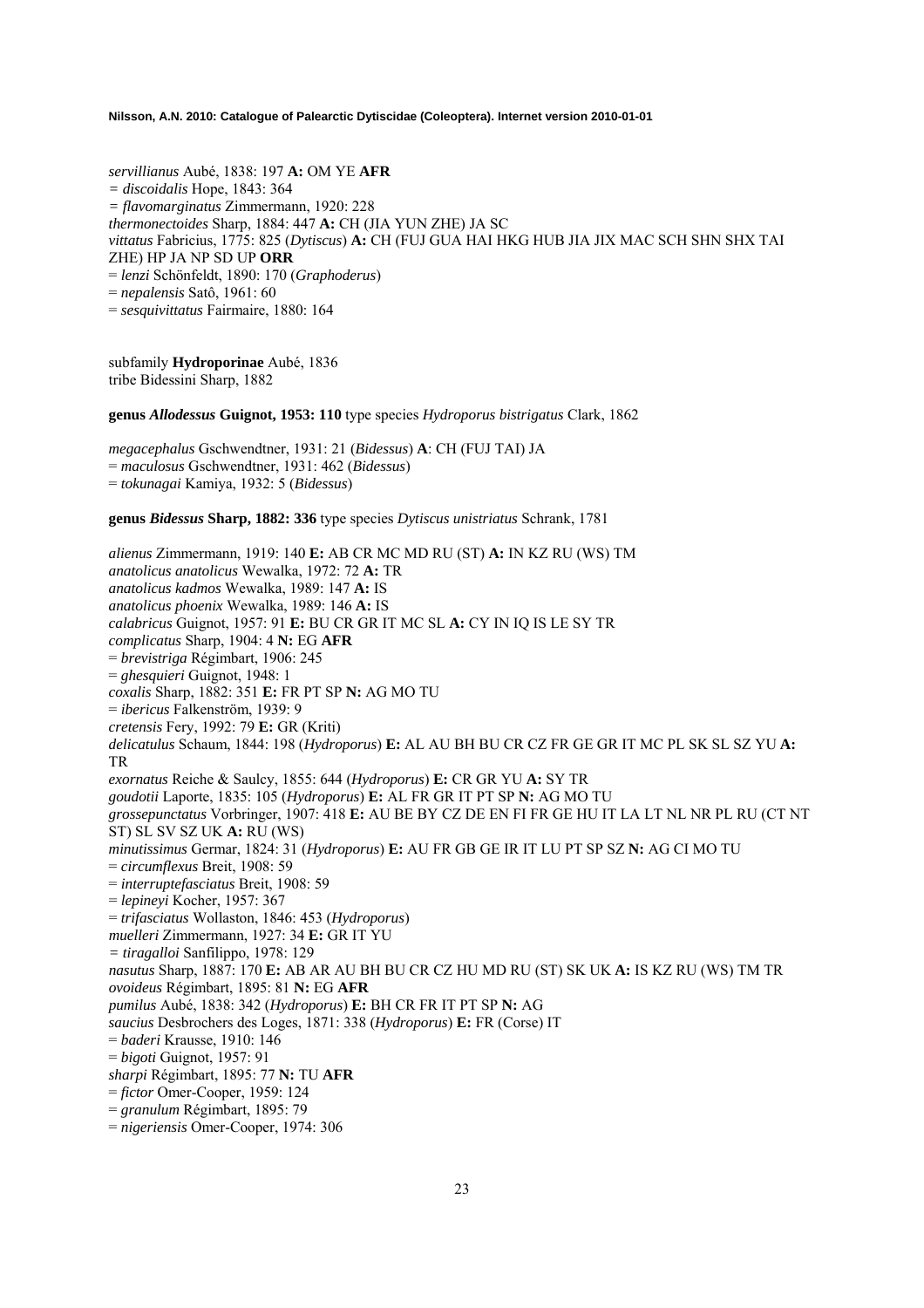*servillianus* Aubé, 1838: 197 **A:** OM YE **AFR**
*= discoidalis* Hope, 1843: 364
*= flavomarginatus* Zimmermann, 1920: 228
*thermonectoides* Sharp, 1884: 447 **A:** CH (JIA YUN ZHE) JA SC
*vittatus* Fabricius, 1775: 825 (*Dytiscus*) **A:** CH (FUJ GUA HAI HKG HUB JIA JIX MAC SCH SHN SHX TAI ZHE) HP JA NP SD UP **ORR**
= *lenzi* Schönfeldt, 1890: 170 (*Graphoderus*)
= *nepalensis* Satô, 1961: 60
= *sesquivittatus* Fairmaire, 1880: 164

subfamily **Hydroporinae** Aubé, 1836
tribe Bidessini Sharp, 1882

**genus *Allodessus* Guignot, 1953: 110** type species *Hydroporus bistrigatus* Clark, 1862

*megacephalus* Gschwendtner, 1931: 21 (*Bidessus*) **A**: CH (FUJ TAI) JA
= *maculosus* Gschwendtner, 1931: 462 (*Bidessus*)
= *tokunagai* Kamiya, 1932: 5 (*Bidessus*)

**genus *Bidessus* Sharp, 1882: 336** type species *Dytiscus unistriatus* Schrank, 1781

*alienus* Zimmermann, 1919: 140 **E:** AB CR MC MD RU (ST) **A:** IN KZ RU (WS) TM
*anatolicus anatolicus* Wewalka, 1972: 72 **A:** TR
*anatolicus kadmos* Wewalka, 1989: 147 **A:** IS
*anatolicus phoenix* Wewalka, 1989: 146 **A:** IS
*calabricus* Guignot, 1957: 91 **E:** BU CR GR IT MC SL **A:** CY IN IQ IS LE SY TR
*complicatus* Sharp, 1904: 4 **N:** EG **AFR**
= *brevistriga* Régimbart, 1906: 245
= *ghesquieri* Guignot, 1948: 1
*coxalis* Sharp, 1882: 351 **E:** FR PT SP **N:** AG MO TU
= *ibericus* Falkenström, 1939: 9
*cretensis* Fery, 1992: 79 **E:** GR (Kriti)
*delicatulus* Schaum, 1844: 198 (*Hydroporus*) **E:** AL AU BH BU CR CZ FR GE GR IT MC PL SK SL SZ YU **A:** TR
*exornatus* Reiche & Saulcy, 1855: 644 (*Hydroporus*) **E:** CR GR YU **A:** SY TR
*goudotii* Laporte, 1835: 105 (*Hydroporus*) **E:** AL FR GR IT PT SP **N:** AG MO TU
*grossepunctatus* Vorbringer, 1907: 418 **E:** AU BE BY CZ DE EN FI FR GE HU IT LA LT NL NR PL RU (CT NT ST) SL SV SZ UK **A:** RU (WS)
*minutissimus* Germar, 1824: 31 (*Hydroporus*) **E:** AU FR GB GE IR IT LU PT SP SZ **N:** AG CI MO TU
= *circumflexus* Breit, 1908: 59
= *interruptefasciatus* Breit, 1908: 59
= *lepineyi* Kocher, 1957: 367
= *trifasciatus* Wollaston, 1846: 453 (*Hydroporus*)
*muelleri* Zimmermann, 1927: 34 **E:** GR IT YU
*= tiragalloi* Sanfilippo, 1978: 129
*nasutus* Sharp, 1887: 170 **E:** AB AR AU BH BU CR CZ HU MD RU (ST) SK UK **A:** IS KZ RU (WS) TM TR
*ovoideus* Régimbart, 1895: 81 **N:** EG **AFR**
*pumilus* Aubé, 1838: 342 (*Hydroporus*) **E:** BH CR FR IT PT SP **N:** AG
*saucius* Desbrochers des Loges, 1871: 338 (*Hydroporus*) **E:** FR (Corse) IT
= *baderi* Krausse, 1910: 146
= *bigoti* Guignot, 1957: 91
*sharpi* Régimbart, 1895: 77 **N:** TU **AFR**
= *fictor* Omer-Cooper, 1959: 124
= *granulum* Régimbart, 1895: 79
= *nigeriensis* Omer-Cooper, 1974: 306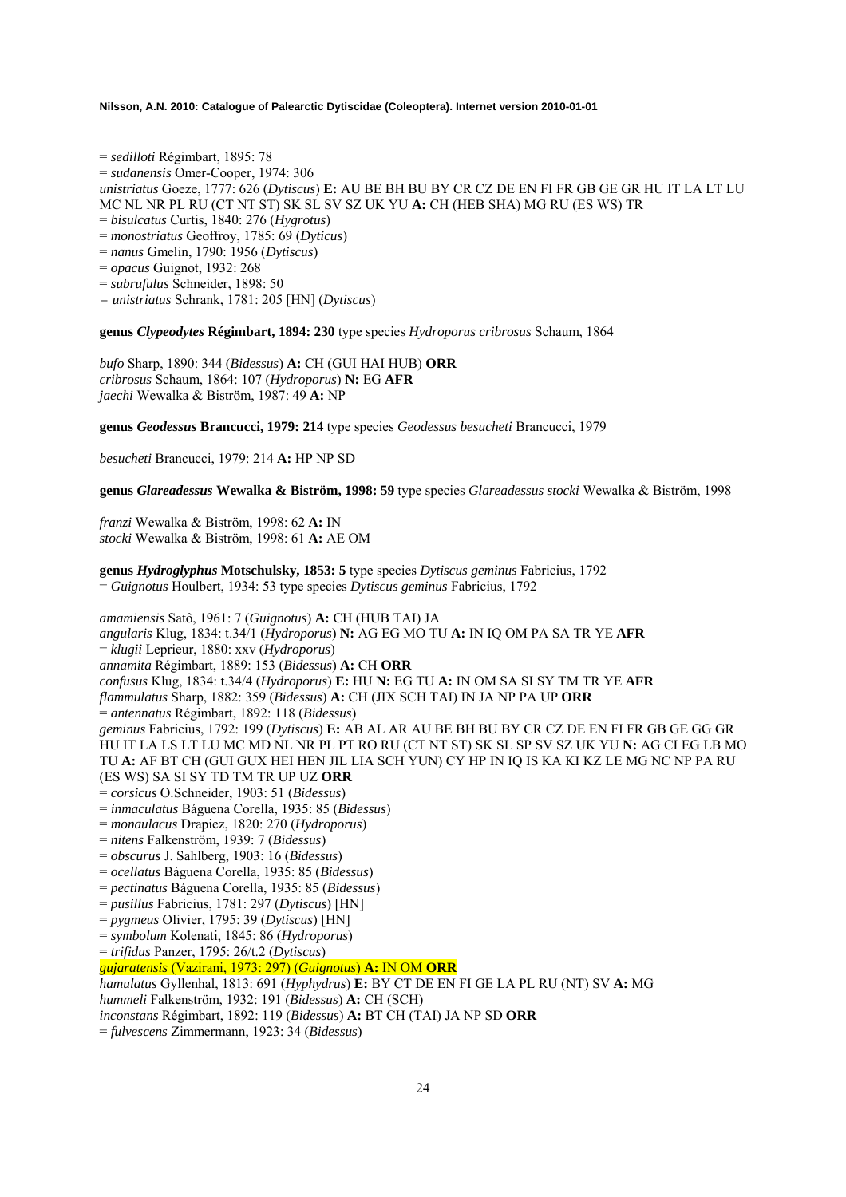= *sedilloti* Régimbart, 1895: 78
= *sudanensis* Omer-Cooper, 1974: 306
*unistriatus* Goeze, 1777: 626 (*Dytiscus*) **E:** AU BE BH BU BY CR CZ DE EN FI FR GB GE GR HU IT LA LT LU MC NL NR PL RU (CT NT ST) SK SL SV SZ UK YU **A:** CH (HEB SHA) MG RU (ES WS) TR
= *bisulcatus* Curtis, 1840: 276 (*Hygrotus*)
= *monostriatus* Geoffroy, 1785: 69 (*Dyticus*)
= *nanus* Gmelin, 1790: 1956 (*Dytiscus*)
= *opacus* Guignot, 1932: 268
= *subrufulus* Schneider, 1898: 50
= *unistriatus* Schrank, 1781: 205 [HN] (*Dytiscus*)

**genus *Clypeodytes* Régimbart, 1894: 230** type species *Hydroporus cribrosus* Schaum, 1864

*bufo* Sharp, 1890: 344 (*Bidessus*) **A:** CH (GUI HAI HUB) **ORR**
*cribrosus* Schaum, 1864: 107 (*Hydroporus*) **N:** EG **AFR**
*jaechi* Wewalka & Biström, 1987: 49 **A:** NP

**genus *Geodessus* Brancucci, 1979: 214** type species *Geodessus besucheti* Brancucci, 1979

*besucheti* Brancucci, 1979: 214 **A:** HP NP SD

**genus *Glareadessus* Wewalka & Biström, 1998: 59** type species *Glareadessus stocki* Wewalka & Biström, 1998

*franzi* Wewalka & Biström, 1998: 62 **A:** IN
*stocki* Wewalka & Biström, 1998: 61 **A:** AE OM

**genus *Hydroglyphus* Motschulsky, 1853: 5** type species *Dytiscus geminus* Fabricius, 1792
= *Guignotus* Houlbert, 1934: 53 type species *Dytiscus geminus* Fabricius, 1792

*amamiensis* Satô, 1961: 7 (*Guignotus*) **A:** CH (HUB TAI) JA
*angularis* Klug, 1834: t.34/1 (*Hydroporus*) **N:** AG EG MO TU **A:** IN IQ OM PA SA TR YE **AFR**
= *klugii* Leprieur, 1880: xxv (*Hydroporus*)
*annamita* Régimbart, 1889: 153 (*Bidessus*) **A:** CH **ORR**
*confusus* Klug, 1834: t.34/4 (*Hydroporus*) **E:** HU **N:** EG TU **A:** IN OM SA SI SY TM TR YE **AFR**
*flammulatus* Sharp, 1882: 359 (*Bidessus*) **A:** CH (JIX SCH TAI) IN JA NP PA UP **ORR**
= *antennatus* Régimbart, 1892: 118 (*Bidessus*)
*geminus* Fabricius, 1792: 199 (*Dytiscus*) **E:** AB AL AR AU BE BH BU BY CR CZ DE EN FI FR GB GE GG GR HU IT LA LS LT LU MC MD NL NR PL PT RO RU (CT NT ST) SK SL SP SV SZ UK YU **N:** AG CI EG LB MO TU **A:** AF BT CH (GUI GUX HEI HEN JIL LIA SCH YUN) CY HP IN IQ IS KA KI KZ LE MG NC NP PA RU (ES WS) SA SI SY TD TM TR UP UZ **ORR**
= *corsicus* O.Schneider, 1903: 51 (*Bidessus*)
= *inmaculatus* Báguena Corella, 1935: 85 (*Bidessus*)
= *monaulacus* Drapiez, 1820: 270 (*Hydroporus*)
= *nitens* Falkenström, 1939: 7 (*Bidessus*)
= *obscurus* J. Sahlberg, 1903: 16 (*Bidessus*)
= *ocellatus* Báguena Corella, 1935: 85 (*Bidessus*)
= *pectinatus* Báguena Corella, 1935: 85 (*Bidessus*)
= *pusillus* Fabricius, 1781: 297 (*Dytiscus*) [HN]
= *pygmeus* Olivier, 1795: 39 (*Dytiscus*) [HN]
= *symbolum* Kolenati, 1845: 86 (*Hydroporus*)
= *trifidus* Panzer, 1795: 26/t.2 (*Dytiscus*)
*gujaratensis* (Vazirani, 1973: 297) (*Guignotus*) **A:** IN OM **ORR**
*hamulatus* Gyllenhal, 1813: 691 (*Hyphydrus*) **E:** BY CT DE EN FI GE LA PL RU (NT) SV **A:** MG
*hummeli* Falkenström, 1932: 191 (*Bidessus*) **A:** CH (SCH)
*inconstans* Régimbart, 1892: 119 (*Bidessus*) **A:** BT CH (TAI) JA NP SD **ORR**
= *fulvescens* Zimmermann, 1923: 34 (*Bidessus*)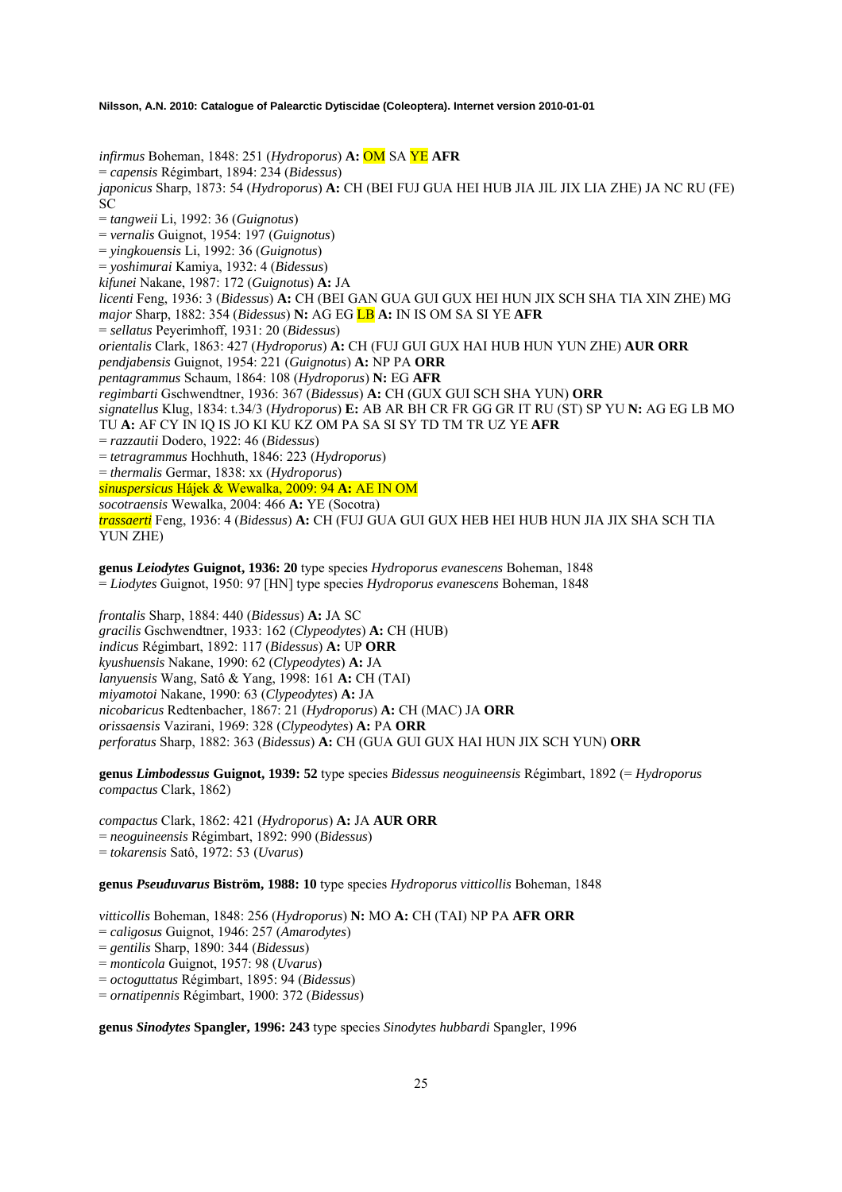*infirmus* Boheman, 1848: 251 (*Hydroporus*) **A:** OM SA YE **AFR**
= *capensis* Régimbart, 1894: 234 (*Bidessus*)
*japonicus* Sharp, 1873: 54 (*Hydroporus*) **A:** CH (BEI FUJ GUA HEI HUB JIA JIL JIX LIA ZHE) JA NC RU (FE) SC
= *tangweii* Li, 1992: 36 (*Guignotus*)
= *vernalis* Guignot, 1954: 197 (*Guignotus*)
= *yingkouensis* Li, 1992: 36 (*Guignotus*)
= *yoshimurai* Kamiya, 1932: 4 (*Bidessus*)
*kifunei* Nakane, 1987: 172 (*Guignotus*) **A:** JA
*licenti* Feng, 1936: 3 (*Bidessus*) **A:** CH (BEI GAN GUA GUI GUX HEI HUN JIX SCH SHA TIA XIN ZHE) MG
*major* Sharp, 1882: 354 (*Bidessus*) **N:** AG EG LB **A:** IN IS OM SA SI YE **AFR**
= *sellatus* Peyerimhoff, 1931: 20 (*Bidessus*)
*orientalis* Clark, 1863: 427 (*Hydroporus*) **A:** CH (FUJ GUI GUX HAI HUB HUN YUN ZHE) **AUR ORR**
*pendjabensis* Guignot, 1954: 221 (*Guignotus*) **A:** NP PA **ORR**
*pentagrammus* Schaum, 1864: 108 (*Hydroporus*) **N:** EG **AFR**
*regimbarti* Gschwendtner, 1936: 367 (*Bidessus*) **A:** CH (GUX GUI SCH SHA YUN) **ORR**
*signatellus* Klug, 1834: t.34/3 (*Hydroporus*) **E:** AB AR BH CR FR GG GR IT RU (ST) SP YU **N:** AG EG LB MO TU **A:** AF CY IN IQ IS JO KI KU KZ OM PA SA SI SY TD TM TR UZ YE **AFR**
= *razzautii* Dodero, 1922: 46 (*Bidessus*)
= *tetragrammus* Hochhuth, 1846: 223 (*Hydroporus*)
= *thermalis* Germar, 1838: xx (*Hydroporus*)
*sinuspersicus* Hájek & Wewalka, 2009: 94 **A:** AE IN OM
*socotraensis* Wewalka, 2004: 466 **A:** YE (Socotra)
*trassaerti* Feng, 1936: 4 (*Bidessus*) **A:** CH (FUJ GUA GUI GUX HEB HEI HUB HUN JIA JIX SHA SCH TIA YUN ZHE)

**genus *Leiodytes* Guignot, 1936: 20** type species *Hydroporus evanescens* Boheman, 1848
= *Liodytes* Guignot, 1950: 97 [HN] type species *Hydroporus evanescens* Boheman, 1848

*frontalis* Sharp, 1884: 440 (*Bidessus*) **A:** JA SC
*gracilis* Gschwendtner, 1933: 162 (*Clypeodytes*) **A:** CH (HUB)
*indicus* Régimbart, 1892: 117 (*Bidessus*) **A:** UP **ORR**
*kyushuensis* Nakane, 1990: 62 (*Clypeodytes*) **A:** JA
*lanyuensis* Wang, Satô & Yang, 1998: 161 **A:** CH (TAI)
*miyamotoi* Nakane, 1990: 63 (*Clypeodytes*) **A:** JA
*nicobaricus* Redtenbacher, 1867: 21 (*Hydroporus*) **A:** CH (MAC) JA **ORR**
*orissaensis* Vazirani, 1969: 328 (*Clypeodytes*) **A:** PA **ORR**
*perforatus* Sharp, 1882: 363 (*Bidessus*) **A:** CH (GUA GUI GUX HAI HUN JIX SCH YUN) **ORR**

**genus *Limbodessus* Guignot, 1939: 52** type species *Bidessus neoguineensis* Régimbart, 1892 (= *Hydroporus compactus* Clark, 1862)

*compactus* Clark, 1862: 421 (*Hydroporus*) **A:** JA **AUR ORR**
= *neoguineensis* Régimbart, 1892: 990 (*Bidessus*)
= *tokarensis* Satô, 1972: 53 (*Uvarus*)

**genus *Pseuduvarus* Biström, 1988: 10** type species *Hydroporus vitticollis* Boheman, 1848

*vitticollis* Boheman, 1848: 256 (*Hydroporus*) **N:** MO **A:** CH (TAI) NP PA **AFR ORR**
= *caligosus* Guignot, 1946: 257 (*Amarodytes*)
= *gentilis* Sharp, 1890: 344 (*Bidessus*)
= *monticola* Guignot, 1957: 98 (*Uvarus*)
= *octoguttatus* Régimbart, 1895: 94 (*Bidessus*)
= *ornatipennis* Régimbart, 1900: 372 (*Bidessus*)

**genus *Sinodytes* Spangler, 1996: 243** type species *Sinodytes hubbardi* Spangler, 1996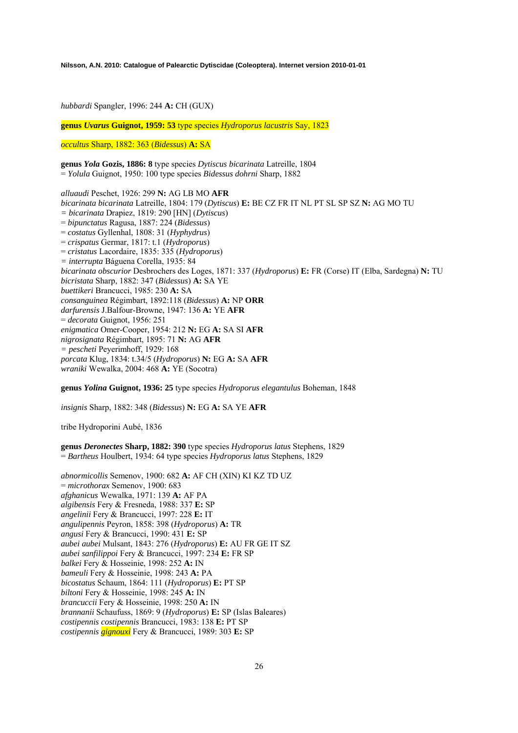*hubbardi* Spangler, 1996: 244 **A:** CH (GUX)

**genus *Uvarus* Guignot, 1959: 53** type species *Hydroporus lacustris* Say, 1823

*occultus* Sharp, 1882: 363 (*Bidessus*) **A:** SA

**genus *Yola* Gozis, 1886: 8** type species *Dytiscus bicarinata* Latreille, 1804
= *Yolula* Guignot, 1950: 100 type species *Bidessus dohrni* Sharp, 1882

*alluaudi* Peschet, 1926: 299 **N:** AG LB MO **AFR**
*bicarinata bicarinata* Latreille, 1804: 179 (*Dytiscus*) **E:** BE CZ FR IT NL PT SL SP SZ **N:** AG MO TU
= *bicarinata* Drapiez, 1819: 290 [HN] (*Dytiscus*)
= *bipunctatus* Ragusa, 1887: 224 (*Bidessus*)
= *costatus* Gyllenhal, 1808: 31 (*Hyphydrus*)
= *crispatus* Germar, 1817: t.1 (*Hydroporus*)
= *cristatus* Lacordaire, 1835: 335 (*Hydroporus*)
= *interrupta* Báguena Corella, 1935: 84
*bicarinata obscurior* Desbrochers des Loges, 1871: 337 (*Hydroporus*) **E:** FR (Corse) IT (Elba, Sardegna) **N:** TU
*bicristata* Sharp, 1882: 347 (*Bidessus*) **A:** SA YE
*buettikeri* Brancucci, 1985: 230 **A:** SA
*consanguinea* Régimbart, 1892:118 (*Bidessus*) **A:** NP **ORR**
*darfurensis* J.Balfour-Browne, 1947: 136 **A:** YE **AFR**
= *decorata* Guignot, 1956: 251
*enigmatica* Omer-Cooper, 1954: 212 **N:** EG **A:** SA SI **AFR**
*nigrosignata* Régimbart, 1895: 71 **N:** AG **AFR**
= *pescheti* Peyerimhoff, 1929: 168
*porcata* Klug, 1834: t.34/5 (*Hydroporus*) **N:** EG **A:** SA **AFR**
*wraniki* Wewalka, 2004: 468 **A:** YE (Socotra)

**genus *Yolina* Guignot, 1936: 25** type species *Hydroporus elegantulus* Boheman, 1848

*insignis* Sharp, 1882: 348 (*Bidessus*) **N:** EG **A:** SA YE **AFR**

tribe Hydroporini Aubé, 1836

**genus *Deronectes* Sharp, 1882: 390** type species *Hydroporus latus* Stephens, 1829
= *Bartheus* Houlbert, 1934: 64 type species *Hydroporus latus* Stephens, 1829

*abnormicollis* Semenov, 1900: 682 **A:** AF CH (XIN) KI KZ TD UZ
= *microthorax* Semenov, 1900: 683
*afghanicus* Wewalka, 1971: 139 **A:** AF PA
*algibensis* Fery & Fresneda, 1988: 337 **E:** SP
*angelinii* Fery & Brancucci, 1997: 228 **E:** IT
*angulipennis* Peyron, 1858: 398 (*Hydroporus*) **A:** TR
*angusi* Fery & Brancucci, 1990: 431 **E:** SP
*aubei aubei* Mulsant, 1843: 276 (*Hydroporus*) **E:** AU FR GE IT SZ
*aubei sanfilippoi* Fery & Brancucci, 1997: 234 **E:** FR SP
*balkei* Fery & Hosseinie, 1998: 252 **A:** IN
*bameuli* Fery & Hosseinie, 1998: 243 **A:** PA
*bicostatus* Schaum, 1864: 111 (*Hydroporus*) **E:** PT SP
*biltoni* Fery & Hosseinie, 1998: 245 **A:** IN
*brancuccii* Fery & Hosseinie, 1998: 250 **A:** IN
*brannanii* Schaufuss, 1869: 9 (*Hydroporus*) **E:** SP (Islas Baleares)
*costipennis costipennis* Brancucci, 1983: 138 **E:** PT SP
*costipennis gignouxi* Fery & Brancucci, 1989: 303 **E:** SP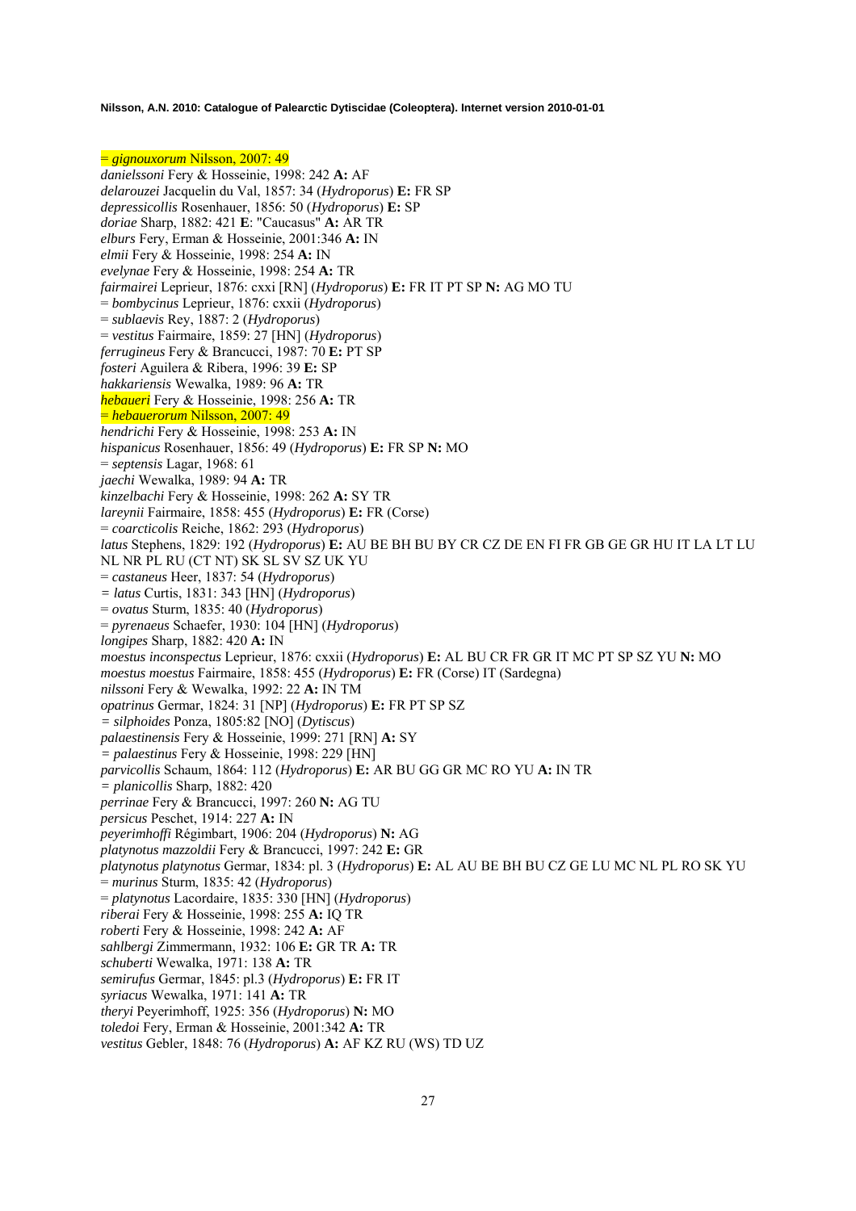= *gignouxorum* Nilsson, 2007: 49
*danielssoni* Fery & Hosseinie, 1998: 242 **A:** AF
*delarouzei* Jacquelin du Val, 1857: 34 (*Hydroporus*) **E:** FR SP
*depressicollis* Rosenhauer, 1856: 50 (*Hydroporus*) **E:** SP
*doriae* Sharp, 1882: 421 **E**: "Caucasus" **A:** AR TR
*elburs* Fery, Erman & Hosseinie, 2001:346 **A:** IN
*elmii* Fery & Hosseinie, 1998: 254 **A:** IN
*evelynae* Fery & Hosseinie, 1998: 254 **A:** TR
*fairmairei* Leprieur, 1876: cxxi [RN] (*Hydroporus*) **E:** FR IT PT SP **N:** AG MO TU
= *bombycinus* Leprieur, 1876: cxxii (*Hydroporus*)
= *sublaevis* Rey, 1887: 2 (*Hydroporus*)
= *vestitus* Fairmaire, 1859: 27 [HN] (*Hydroporus*)
*ferrugineus* Fery & Brancucci, 1987: 70 **E:** PT SP
*fosteri* Aguilera & Ribera, 1996: 39 **E:** SP
*hakkariensis* Wewalka, 1989: 96 **A:** TR
*hebaueri* Fery & Hosseinie, 1998: 256 **A:** TR
= *hebauerorum* Nilsson, 2007: 49
*hendrichi* Fery & Hosseinie, 1998: 253 **A:** IN
*hispanicus* Rosenhauer, 1856: 49 (*Hydroporus*) **E:** FR SP **N:** MO
= *septensis* Lagar, 1968: 61
*jaechi* Wewalka, 1989: 94 **A:** TR
*kinzelbachi* Fery & Hosseinie, 1998: 262 **A:** SY TR
*lareynii* Fairmaire, 1858: 455 (*Hydroporus*) **E:** FR (Corse)
= *coarcticolis* Reiche, 1862: 293 (*Hydroporus*)
*latus* Stephens, 1829: 192 (*Hydroporus*) **E:** AU BE BH BU BY CR CZ DE EN FI FR GB GE GR HU IT LA LT LU NL NR PL RU (CT NT) SK SL SV SZ UK YU
= *castaneus* Heer, 1837: 54 (*Hydroporus*)
= *latus* Curtis, 1831: 343 [HN] (*Hydroporus*)
= *ovatus* Sturm, 1835: 40 (*Hydroporus*)
= *pyrenaeus* Schaefer, 1930: 104 [HN] (*Hydroporus*)
*longipes* Sharp, 1882: 420 **A:** IN
*moestus inconspectus* Leprieur, 1876: cxxii (*Hydroporus*) **E:** AL BU CR FR GR IT MC PT SP SZ YU **N:** MO
*moestus moestus* Fairmaire, 1858: 455 (*Hydroporus*) **E:** FR (Corse) IT (Sardegna)
*nilssoni* Fery & Wewalka, 1992: 22 **A:** IN TM
*opatrinus* Germar, 1824: 31 [NP] (*Hydroporus*) **E:** FR PT SP SZ
= *silphoides* Ponza, 1805:82 [NO] (*Dytiscus*)
*palaestinensis* Fery & Hosseinie, 1999: 271 [RN] **A:** SY
= *palaestinus* Fery & Hosseinie, 1998: 229 [HN]
*parvicollis* Schaum, 1864: 112 (*Hydroporus*) **E:** AR BU GG GR MC RO YU **A:** IN TR
= *planicollis* Sharp, 1882: 420
*perrinae* Fery & Brancucci, 1997: 260 **N:** AG TU
*persicus* Peschet, 1914: 227 **A:** IN
*peyerimhoffi* Régimbart, 1906: 204 (*Hydroporus*) **N:** AG
*platynotus mazzoldii* Fery & Brancucci, 1997: 242 **E:** GR
*platynotus platynotus* Germar, 1834: pl. 3 (*Hydroporus*) **E:** AL AU BE BH BU CZ GE LU MC NL PL RO SK YU
= *murinus* Sturm, 1835: 42 (*Hydroporus*)
= *platynotus* Lacordaire, 1835: 330 [HN] (*Hydroporus*)
*riberai* Fery & Hosseinie, 1998: 255 **A:** IQ TR
*roberti* Fery & Hosseinie, 1998: 242 **A:** AF
*sahlbergi* Zimmermann, 1932: 106 **E:** GR TR **A:** TR
*schuberti* Wewalka, 1971: 138 **A:** TR
*semirufus* Germar, 1845: pl.3 (*Hydroporus*) **E:** FR IT
*syriacus* Wewalka, 1971: 141 **A:** TR
*theryi* Peyerimhoff, 1925: 356 (*Hydroporus*) **N:** MO
*toledoi* Fery, Erman & Hosseinie, 2001:342 **A:** TR
*vestitus* Gebler, 1848: 76 (*Hydroporus*) **A:** AF KZ RU (WS) TD UZ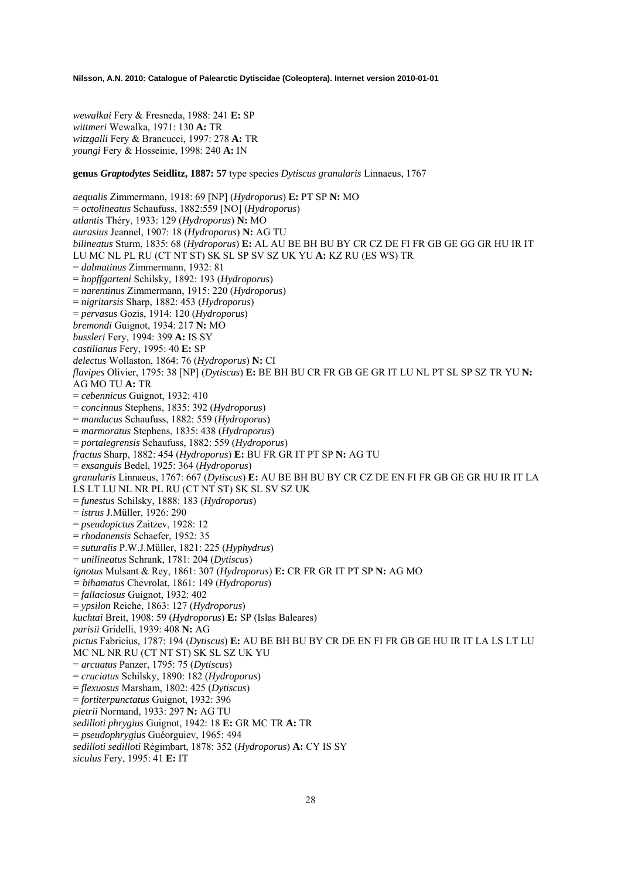*wewalkai* Fery & Fresneda, 1988: 241 **E:** SP
*wittmeri* Wewalka, 1971: 130 **A:** TR
*witzgalli* Fery & Brancucci, 1997: 278 **A:** TR
*youngi* Fery & Hosseinie, 1998: 240 **A:** IN

**genus *Graptodytes* Seidlitz, 1887: 57** type species *Dytiscus granularis* Linnaeus, 1767

*aequalis* Zimmermann, 1918: 69 [NP] (*Hydroporus*) **E:** PT SP **N:** MO
= *octolineatus* Schaufuss, 1882:559 [NO] (*Hydroporus*)
*atlantis* Théry, 1933: 129 (*Hydroporus*) **N:** MO
*aurasius* Jeannel, 1907: 18 (*Hydroporus*) **N:** AG TU
*bilineatus* Sturm, 1835: 68 (*Hydroporus*) **E:** AL AU BE BH BU BY CR CZ DE FI FR GB GE GG GR HU IR IT LU MC NL PL RU (CT NT ST) SK SL SP SV SZ UK YU **A:** KZ RU (ES WS) TR
= *dalmatinus* Zimmermann, 1932: 81
= *hopffgarteni* Schilsky, 1892: 193 (*Hydroporus*)
= *narentinus* Zimmermann, 1915: 220 (*Hydroporus*)
= *nigritarsis* Sharp, 1882: 453 (*Hydroporus*)
= *pervasus* Gozis, 1914: 120 (*Hydroporus*)
*bremondi* Guignot, 1934: 217 **N:** MO
*bussleri* Fery, 1994: 399 **A:** IS SY
*castilianus* Fery, 1995: 40 **E:** SP
*delectus* Wollaston, 1864: 76 (*Hydroporus*) **N:** CI
*flavipes* Olivier, 1795: 38 [NP] (*Dytiscus*) **E:** BE BH BU CR FR GB GE GR IT LU NL PT SL SP SZ TR YU **N:** AG MO TU **A:** TR
= *cebennicus* Guignot, 1932: 410
= *concinnus* Stephens, 1835: 392 (*Hydroporus*)
= *manducus* Schaufuss, 1882: 559 (*Hydroporus*)
= *marmoratus* Stephens, 1835: 438 (*Hydroporus*)
= *portalegrensis* Schaufuss, 1882: 559 (*Hydroporus*)
*fractus* Sharp, 1882: 454 (*Hydroporus*) **E:** BU FR GR IT PT SP **N:** AG TU
= *exsanguis* Bedel, 1925: 364 (*Hydroporus*)
*granularis* Linnaeus, 1767: 667 (*Dytiscus*) **E:** AU BE BH BU BY CR CZ DE EN FI FR GB GE GR HU IR IT LA LS LT LU NL NR PL RU (CT NT ST) SK SL SV SZ UK
= *funestus* Schilsky, 1888: 183 (*Hydroporus*)
= *istrus* J.Müller, 1926: 290
= *pseudopictus* Zaitzev, 1928: 12
= *rhodanensis* Schaefer, 1952: 35
= *suturalis* P.W.J.Müller, 1821: 225 (*Hyphydrus*)
= *unilineatus* Schrank, 1781: 204 (*Dytiscus*)
*ignotus* Mulsant & Rey, 1861: 307 (*Hydroporus*) **E:** CR FR GR IT PT SP **N:** AG MO
= *bihamatus* Chevrolat, 1861: 149 (*Hydroporus*)
= *fallaciosus* Guignot, 1932: 402
= *ypsilon* Reiche, 1863: 127 (*Hydroporus*)
*kuchtai* Breit, 1908: 59 (*Hydroporus*) **E:** SP (Islas Baleares)
*parisii* Gridelli, 1939: 408 **N:** AG
*pictus* Fabricius, 1787: 194 (*Dytiscus*) **E:** AU BE BH BU BY CR DE EN FI FR GB GE HU IR IT LA LS LT LU MC NL NR RU (CT NT ST) SK SL SZ UK YU
= *arcuatus* Panzer, 1795: 75 (*Dytiscus*)
= *cruciatus* Schilsky, 1890: 182 (*Hydroporus*)
= *flexuosus* Marsham, 1802: 425 (*Dytiscus*)
= *fortiterpunctatus* Guignot, 1932: 396
*pietrii* Normand, 1933: 297 **N:** AG TU
*sedilloti phrygius* Guignot, 1942: 18 **E:** GR MC TR **A:** TR
= *pseudophrygius* Guéorguiev, 1965: 494
*sedilloti sedilloti* Régimbart, 1878: 352 (*Hydroporus*) **A:** CY IS SY
*siculus* Fery, 1995: 41 **E:** IT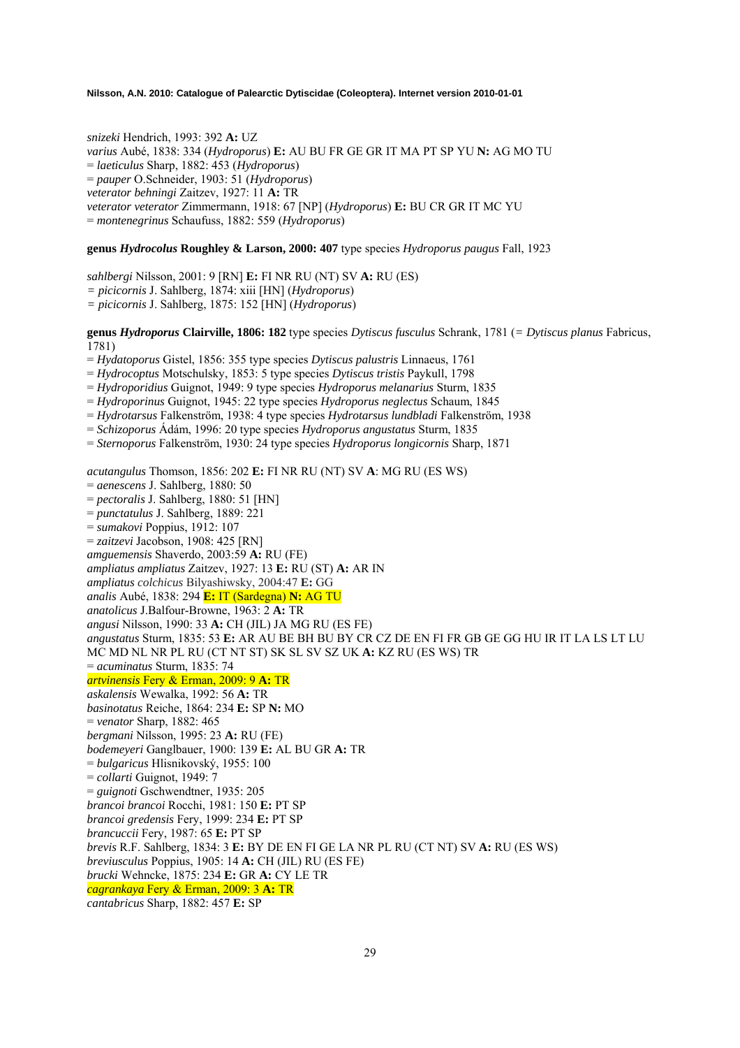*snizeki* Hendrich, 1993: 392 **A:** UZ
*varius* Aubé, 1838: 334 (*Hydroporus*) **E:** AU BU FR GE GR IT MA PT SP YU **N:** AG MO TU
= *laeticulus* Sharp, 1882: 453 (*Hydroporus*)
= *pauper* O.Schneider, 1903: 51 (*Hydroporus*)
*veterator behningi* Zaitzev, 1927: 11 **A:** TR
*veterator veterator* Zimmermann, 1918: 67 [NP] (*Hydroporus*) **E:** BU CR GR IT MC YU
= *montenegrinus* Schaufuss, 1882: 559 (*Hydroporus*)

**genus *Hydrocolus* Roughley & Larson, 2000: 407** type species *Hydroporus paugus* Fall, 1923

*sahlbergi* Nilsson, 2001: 9 [RN] **E:** FI NR RU (NT) SV **A:** RU (ES)
= *picicornis* J. Sahlberg, 1874: xiii [HN] (*Hydroporus*)
= *picicornis* J. Sahlberg, 1875: 152 [HN] (*Hydroporus*)

**genus *Hydroporus* Clairville, 1806: 182** type species *Dytiscus fusculus* Schrank, 1781 (= *Dytiscus planus* Fabricus, 1781)
= *Hydatoporus* Gistel, 1856: 355 type species *Dytiscus palustris* Linnaeus, 1761
= *Hydrocoptus* Motschulsky, 1853: 5 type species *Dytiscus tristis* Paykull, 1798
= *Hydroporidius* Guignot, 1949: 9 type species *Hydroporus melanarius* Sturm, 1835
= *Hydroporinus* Guignot, 1945: 22 type species *Hydroporus neglectus* Schaum, 1845
= *Hydrotarsus* Falkenström, 1938: 4 type species *Hydrotarsus lundbladi* Falkenström, 1938
= *Schizoporus* Ádám, 1996: 20 type species *Hydroporus angustatus* Sturm, 1835
= *Sternoporus* Falkenström, 1930: 24 type species *Hydroporus longicornis* Sharp, 1871

*acutangulus* Thomson, 1856: 202 **E:** FI NR RU (NT) SV **A**: MG RU (ES WS)
= *aenescens* J. Sahlberg, 1880: 50
= *pectoralis* J. Sahlberg, 1880: 51 [HN]
= *punctatulus* J. Sahlberg, 1889: 221
= *sumakovi* Poppius, 1912: 107
= *zaitzevi* Jacobson, 1908: 425 [RN]
*amguemensis* Shaverdo, 2003:59 **A:** RU (FE)
*ampliatus ampliatus* Zaitzev, 1927: 13 **E:** RU (ST) **A:** AR IN
*ampliatus colchicus* Bilyashiwsky, 2004:47 **E:** GG
*analis* Aubé, 1838: 294 **E:** IT (Sardegna) **N:** AG TU
*anatolicus* J.Balfour-Browne, 1963: 2 **A:** TR
*angusi* Nilsson, 1990: 33 **A:** CH (JIL) JA MG RU (ES FE)
*angustatus* Sturm, 1835: 53 **E:** AR AU BE BH BU BY CR CZ DE EN FI FR GB GE GG HU IR IT LA LS LT LU MC MD NL NR PL RU (CT NT ST) SK SL SV SZ UK **A:** KZ RU (ES WS) TR
= *acuminatus* Sturm, 1835: 74
*artvinensis* Fery & Erman, 2009: 9 **A:** TR
*askalensis* Wewalka, 1992: 56 **A:** TR
*basinotatus* Reiche, 1864: 234 **E:** SP **N:** MO
= *venator* Sharp, 1882: 465
*bergmani* Nilsson, 1995: 23 **A:** RU (FE)
*bodemeyeri* Ganglbauer, 1900: 139 **E:** AL BU GR **A:** TR
= *bulgaricus* Hlisnikovský, 1955: 100
= *collarti* Guignot, 1949: 7
= *guignoti* Gschwendtner, 1935: 205
*brancoi brancoi* Rocchi, 1981: 150 **E:** PT SP
*brancoi gredensis* Fery, 1999: 234 **E:** PT SP
*brancuccii* Fery, 1987: 65 **E:** PT SP
*brevis* R.F. Sahlberg, 1834: 3 **E:** BY DE EN FI GE LA NR PL RU (CT NT) SV **A:** RU (ES WS)
*breviusculus* Poppius, 1905: 14 **A:** CH (JIL) RU (ES FE)
*brucki* Wehncke, 1875: 234 **E:** GR **A:** CY LE TR
*cagrankaya* Fery & Erman, 2009: 3 **A:** TR
*cantabricus* Sharp, 1882: 457 **E:** SP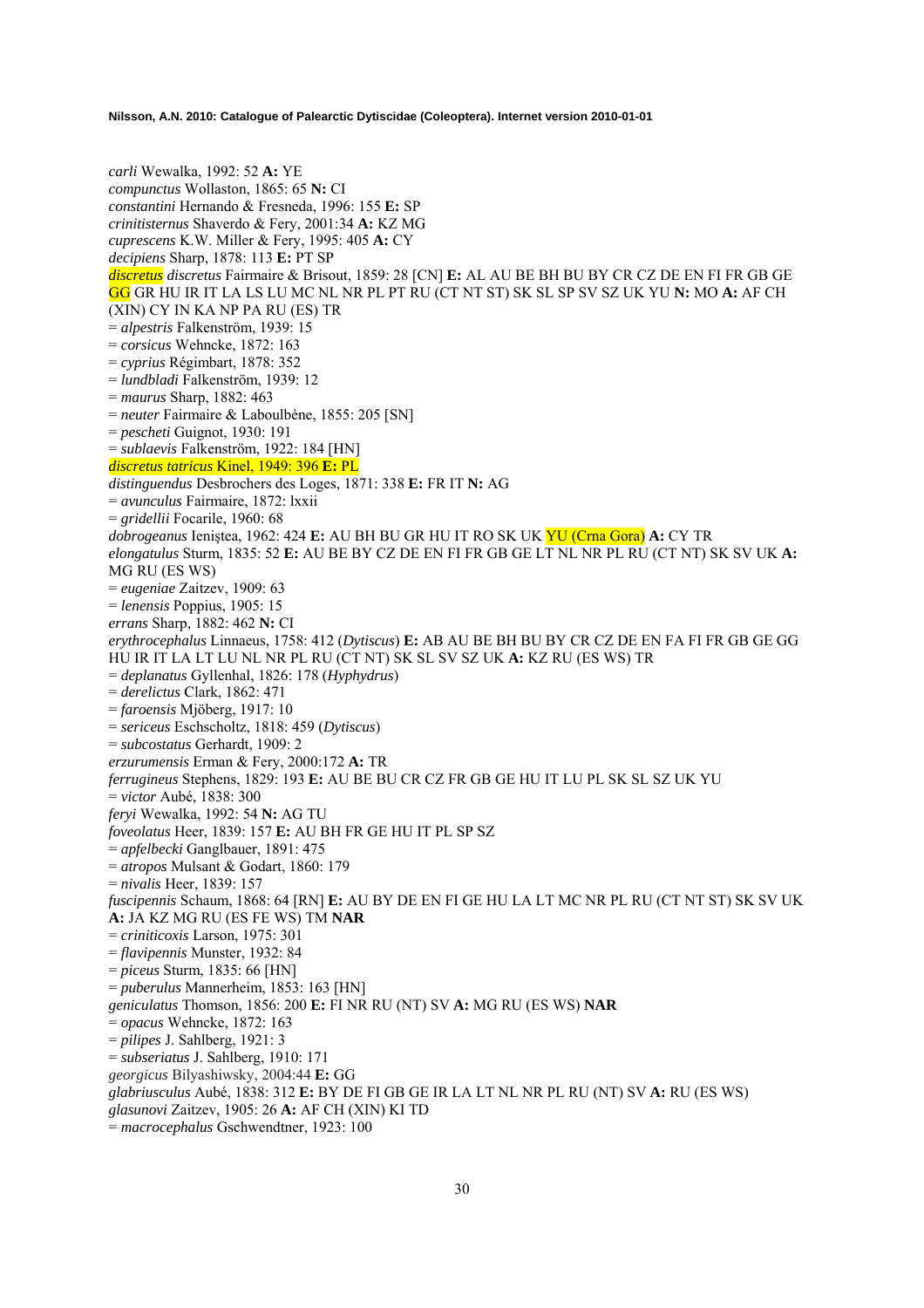*carli* Wewalka, 1992: 52 **A:** YE
*compunctus* Wollaston, 1865: 65 **N:** CI
*constantini* Hernando & Fresneda, 1996: 155 **E:** SP
*crinitisternus* Shaverdo & Fery, 2001:34 **A:** KZ MG
*cuprescens* K.W. Miller & Fery, 1995: 405 **A:** CY
*decipiens* Sharp, 1878: 113 **E:** PT SP
*discretus discretus* Fairmaire & Brisout, 1859: 28 [CN] **E:** AL AU BE BH BU BY CR CZ DE EN FI FR GB GE GG GR HU IR IT LA LS LU MC NL NR PL PT RU (CT NT ST) SK SL SP SV SZ UK YU **N:** MO **A:** AF CH (XIN) CY IN KA NP PA RU (ES) TR
= *alpestris* Falkenström, 1939: 15
= *corsicus* Wehncke, 1872: 163
= *cyprius* Régimbart, 1878: 352
= *lundbladi* Falkenström, 1939: 12
= *maurus* Sharp, 1882: 463
= *neuter* Fairmaire & Laboulbène, 1855: 205 [SN]
= *pescheti* Guignot, 1930: 191
= *sublaevis* Falkenström, 1922: 184 [HN]
*discretus tatricus* Kinel, 1949: 396 **E:** PL
*distinguendus* Desbrochers des Loges, 1871: 338 **E:** FR IT **N:** AG
= *avunculus* Fairmaire, 1872: lxxii
= *gridellii* Focarile, 1960: 68
*dobrogeanus* Ieniştea, 1962: 424 **E:** AU BH BU GR HU IT RO SK UK YU (Crna Gora) **A:** CY TR
*elongatulus* Sturm, 1835: 52 **E:** AU BE BY CZ DE EN FI FR GB GE LT NL NR PL RU (CT NT) SK SV UK **A:** MG RU (ES WS)
= *eugeniae* Zaitzev, 1909: 63
= *lenensis* Poppius, 1905: 15
*errans* Sharp, 1882: 462 **N:** CI
*erythrocephalus* Linnaeus, 1758: 412 (*Dytiscus*) **E:** AB AU BE BH BU BY CR CZ DE EN FA FI FR GB GE GG HU IR IT LA LT LU NL NR PL RU (CT NT) SK SL SV SZ UK **A:** KZ RU (ES WS) TR
= *deplanatus* Gyllenhal, 1826: 178 (*Hyphydrus*)
= *derelictus* Clark, 1862: 471
= *faroensis* Mjöberg, 1917: 10
= *sericeus* Eschscholtz, 1818: 459 (*Dytiscus*)
= *subcostatus* Gerhardt, 1909: 2
*erzurumensis* Erman & Fery, 2000:172 **A:** TR
*ferrugineus* Stephens, 1829: 193 **E:** AU BE BU CR CZ FR GB GE HU IT LU PL SK SL SZ UK YU
= *victor* Aubé, 1838: 300
*feryi* Wewalka, 1992: 54 **N:** AG TU
*foveolatus* Heer, 1839: 157 **E:** AU BH FR GE HU IT PL SP SZ
= *apfelbecki* Ganglbauer, 1891: 475
= *atropos* Mulsant & Godart, 1860: 179
= *nivalis* Heer, 1839: 157
*fuscipennis* Schaum, 1868: 64 [RN] **E:** AU BY DE EN FI GE HU LA LT MC NR PL RU (CT NT ST) SK SV UK **A:** JA KZ MG RU (ES FE WS) TM **NAR**
= *criniticoxis* Larson, 1975: 301
= *flavipennis* Munster, 1932: 84
= *piceus* Sturm, 1835: 66 [HN]
= *puberulus* Mannerheim, 1853: 163 [HN]
*geniculatus* Thomson, 1856: 200 **E:** FI NR RU (NT) SV **A:** MG RU (ES WS) **NAR**
= *opacus* Wehncke, 1872: 163
= *pilipes* J. Sahlberg, 1921: 3
= *subseriatus* J. Sahlberg, 1910: 171
*georgicus* Bilyashiwsky, 2004:44 **E:** GG
*glabriusculus* Aubé, 1838: 312 **E:** BY DE FI GB GE IR LA LT NL NR PL RU (NT) SV **A:** RU (ES WS)
*glasunovi* Zaitzev, 1905: 26 **A:** AF CH (XIN) KI TD
= *macrocephalus* Gschwendtner, 1923: 100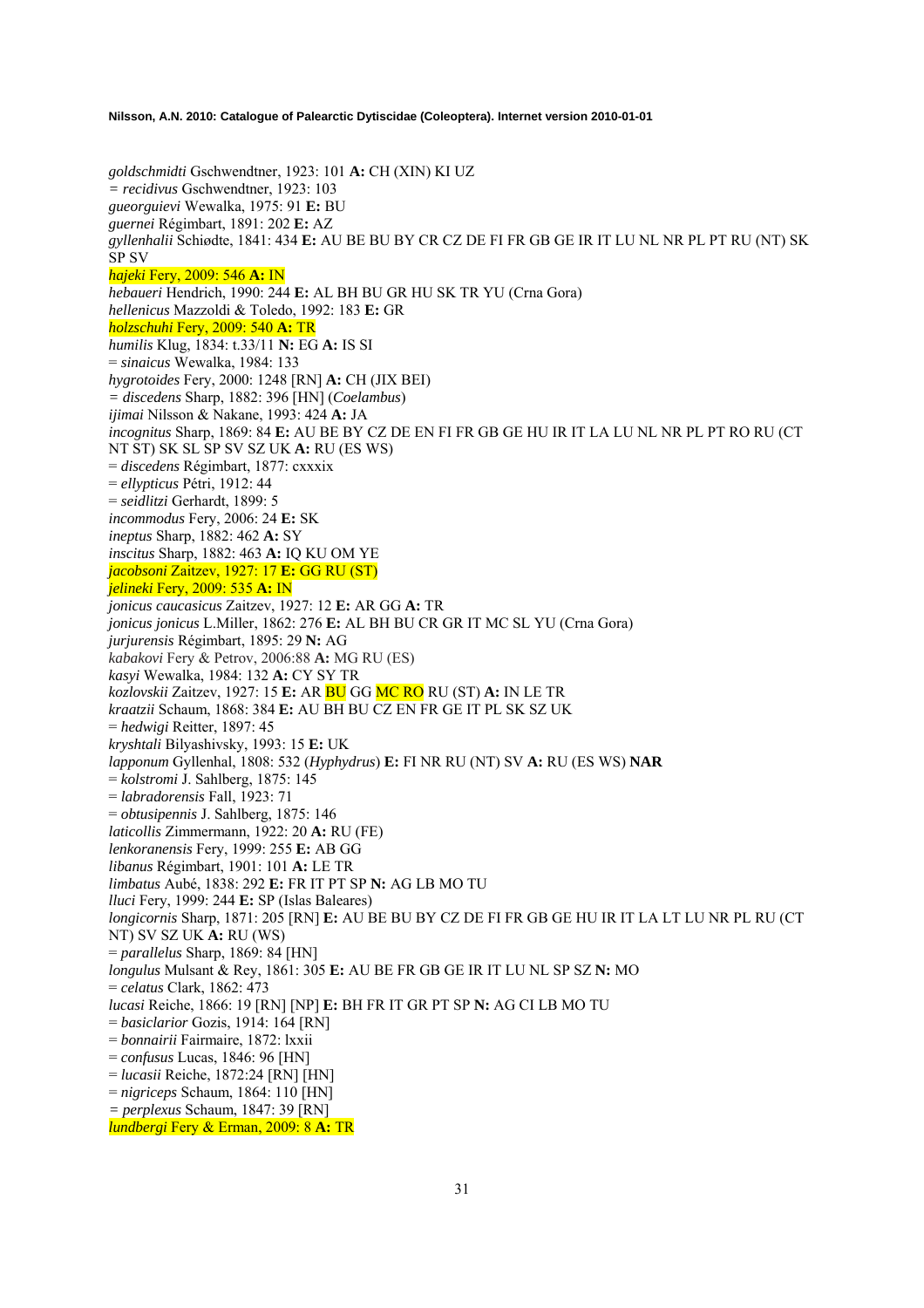*goldschmidti* Gschwendtner, 1923: 101 **A:** CH (XIN) KI UZ
= *recidivus* Gschwendtner, 1923: 103
*gueorguievi* Wewalka, 1975: 91 **E:** BU
*guernei* Régimbart, 1891: 202 **E:** AZ
*gyllenhalii* Schiødte, 1841: 434 **E:** AU BE BU BY CR CZ DE FI FR GB GE IR IT LU NL NR PL PT RU (NT) SK SP SV
*hajeki* Fery, 2009: 546 **A:** IN
*hebaueri* Hendrich, 1990: 244 **E:** AL BH BU GR HU SK TR YU (Crna Gora)
*hellenicus* Mazzoldi & Toledo, 1992: 183 **E:** GR
*holzschuhi* Fery, 2009: 540 **A:** TR
*humilis* Klug, 1834: t.33/11 **N:** EG **A:** IS SI
= *sinaicus* Wewalka, 1984: 133
*hygrotoides* Fery, 2000: 1248 [RN] **A:** CH (JIX BEI)
= *discedens* Sharp, 1882: 396 [HN] (*Coelambus*)
*ijimai* Nilsson & Nakane, 1993: 424 **A:** JA
*incognitus* Sharp, 1869: 84 **E:** AU BE BY CZ DE EN FI FR GB GE HU IR IT LA LU NL NR PL PT RO RU (CT NT ST) SK SL SP SV SZ UK **A:** RU (ES WS)
= *discedens* Régimbart, 1877: cxxxix
= *ellypticus* Pétri, 1912: 44
= *seidlitzi* Gerhardt, 1899: 5
*incommodus* Fery, 2006: 24 **E:** SK
*ineptus* Sharp, 1882: 462 **A:** SY
*inscitus* Sharp, 1882: 463 **A:** IQ KU OM YE
*jacobsoni* Zaitzev, 1927: 17 **E:** GG RU (ST)
*jelineki* Fery, 2009: 535 **A:** IN
*jonicus caucasicus* Zaitzev, 1927: 12 **E:** AR GG **A:** TR
*jonicus jonicus* L.Miller, 1862: 276 **E:** AL BH BU CR GR IT MC SL YU (Crna Gora)
*jurjurensis* Régimbart, 1895: 29 **N:** AG
*kabakovi* Fery & Petrov, 2006:88 **A:** MG RU (ES)
*kasyi* Wewalka, 1984: 132 **A:** CY SY TR
*kozlovskii* Zaitzev, 1927: 15 **E:** AR BU GG MC RO RU (ST) **A:** IN LE TR
*kraatzii* Schaum, 1868: 384 **E:** AU BH BU CZ EN FR GE IT PL SK SZ UK
= *hedwigi* Reitter, 1897: 45
*kryshtali* Bilyashivsky, 1993: 15 **E:** UK
*lapponum* Gyllenhal, 1808: 532 (*Hyphydrus*) **E:** FI NR RU (NT) SV **A:** RU (ES WS) **NAR**
= *kolstromi* J. Sahlberg, 1875: 145
= *labradorensis* Fall, 1923: 71
= *obtusipennis* J. Sahlberg, 1875: 146
*laticollis* Zimmermann, 1922: 20 **A:** RU (FE)
*lenkoranensis* Fery, 1999: 255 **E:** AB GG
*libanus* Régimbart, 1901: 101 **A:** LE TR
*limbatus* Aubé, 1838: 292 **E:** FR IT PT SP **N:** AG LB MO TU
*lluci* Fery, 1999: 244 **E:** SP (Islas Baleares)
*longicornis* Sharp, 1871: 205 [RN] **E:** AU BE BU BY CZ DE FI FR GB GE HU IR IT LA LT LU NR PL RU (CT NT) SV SZ UK **A:** RU (WS)
= *parallelus* Sharp, 1869: 84 [HN]
*longulus* Mulsant & Rey, 1861: 305 **E:** AU BE FR GB GE IR IT LU NL SP SZ **N:** MO
= *celatus* Clark, 1862: 473
*lucasi* Reiche, 1866: 19 [RN] [NP] **E:** BH FR IT GR PT SP **N:** AG CI LB MO TU
= *basiclarior* Gozis, 1914: 164 [RN]
= *bonnairii* Fairmaire, 1872: lxxii
= *confusus* Lucas, 1846: 96 [HN]
= *lucasii* Reiche, 1872:24 [RN] [HN]
= *nigriceps* Schaum, 1864: 110 [HN]
= *perplexus* Schaum, 1847: 39 [RN]
*lundbergi* Fery & Erman, 2009: 8 **A:** TR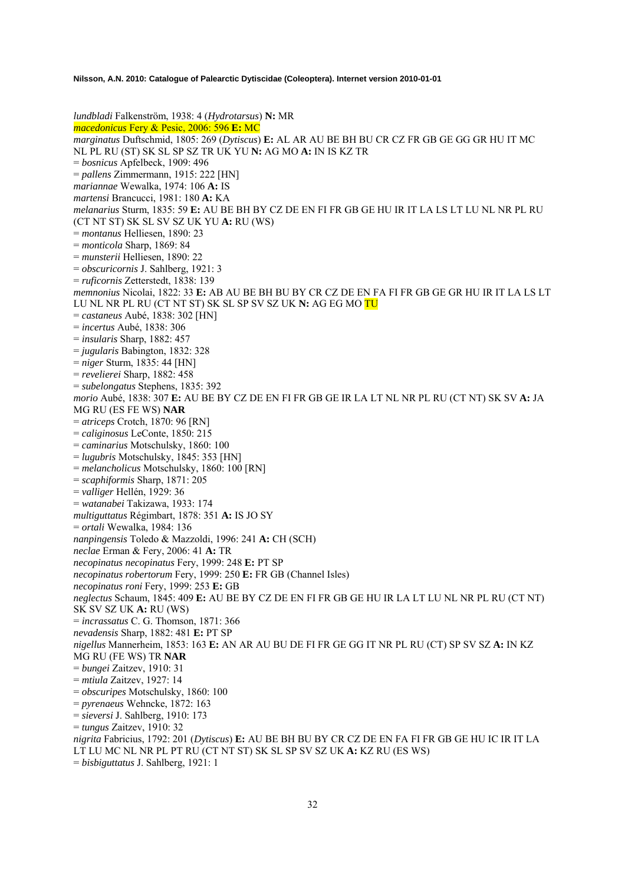*lundbladi* Falkenström, 1938: 4 (*Hydrotarsus*) **N:** MR
*macedonicus* Fery & Pesic, 2006: 596 **E:** MC
*marginatus* Duftschmid, 1805: 269 (*Dytiscus*) **E:** AL AR AU BE BH BU CR CZ FR GB GE GG GR HU IT MC NL PL RU (ST) SK SL SP SZ TR UK YU **N:** AG MO **A:** IN IS KZ TR
= *bosnicus* Apfelbeck, 1909: 496
= *pallens* Zimmermann, 1915: 222 [HN]
*mariannae* Wewalka, 1974: 106 **A:** IS
*martensi* Brancucci, 1981: 180 **A:** KA
*melanarius* Sturm, 1835: 59 **E:** AU BE BH BY CZ DE EN FI FR GB GE HU IR IT LA LS LT LU NL NR PL RU (CT NT ST) SK SL SV SZ UK YU **A:** RU (WS)
= *montanus* Helliesen, 1890: 23
= *monticola* Sharp, 1869: 84
= *munsterii* Helliesen, 1890: 22
= *obscuricornis* J. Sahlberg, 1921: 3
= *ruficornis* Zetterstedt, 1838: 139
*memnonius* Nicolai, 1822: 33 **E:** AB AU BE BH BU BY CR CZ DE EN FA FI FR GB GE GR HU IR IT LA LS LT LU NL NR PL RU (CT NT ST) SK SL SP SV SZ UK **N:** AG EG MO TU
= *castaneus* Aubé, 1838: 302 [HN]
= *incertus* Aubé, 1838: 306
= *insularis* Sharp, 1882: 457
= *jugularis* Babington, 1832: 328
= *niger* Sturm, 1835: 44 [HN]
= *revelierei* Sharp, 1882: 458
= *subelongatus* Stephens, 1835: 392
*morio* Aubé, 1838: 307 **E:** AU BE BY CZ DE EN FI FR GB GE IR LA LT NL NR PL RU (CT NT) SK SV **A:** JA MG RU (ES FE WS) **NAR**
= *atriceps* Crotch, 1870: 96 [RN]
= *caliginosus* LeConte, 1850: 215
= *caminarius* Motschulsky, 1860: 100
= *lugubris* Motschulsky, 1845: 353 [HN]
= *melancholicus* Motschulsky, 1860: 100 [RN]
= *scaphiformis* Sharp, 1871: 205
= *valliger* Hellén, 1929: 36
= *watanabei* Takizawa, 1933: 174
*multiguttatus* Régimbart, 1878: 351 **A:** IS JO SY
= *ortali* Wewalka, 1984: 136
*nanpingensis* Toledo & Mazzoldi, 1996: 241 **A:** CH (SCH)
*neclae* Erman & Fery, 2006: 41 **A:** TR
*necopinatus necopinatus* Fery, 1999: 248 **E:** PT SP
*necopinatus robertorum* Fery, 1999: 250 **E:** FR GB (Channel Isles)
*necopinatus roni* Fery, 1999: 253 **E:** GB
*neglectus* Schaum, 1845: 409 **E:** AU BE BY CZ DE EN FI FR GB GE HU IR LA LT LU NL NR PL RU (CT NT) SK SV SZ UK **A:** RU (WS)
= *incrassatus* C. G. Thomson, 1871: 366
*nevadensis* Sharp, 1882: 481 **E:** PT SP
*nigellus* Mannerheim, 1853: 163 **E:** AN AR AU BU DE FI FR GE GG IT NR PL RU (CT) SP SV SZ **A:** IN KZ MG RU (FE WS) TR **NAR**
= *bungei* Zaitzev, 1910: 31
= *mtiula* Zaitzev, 1927: 14
= *obscuripes* Motschulsky, 1860: 100
= *pyrenaeus* Wehncke, 1872: 163
= *sieversi* J. Sahlberg, 1910: 173
= *tungus* Zaitzev, 1910: 32
*nigrita* Fabricius, 1792: 201 (*Dytiscus*) **E:** AU BE BH BU BY CR CZ DE EN FA FI FR GB GE HU IC IR IT LA LT LU MC NL NR PL PT RU (CT NT ST) SK SL SP SV SZ UK **A:** KZ RU (ES WS)
= *bisbiguttatus* J. Sahlberg, 1921: 1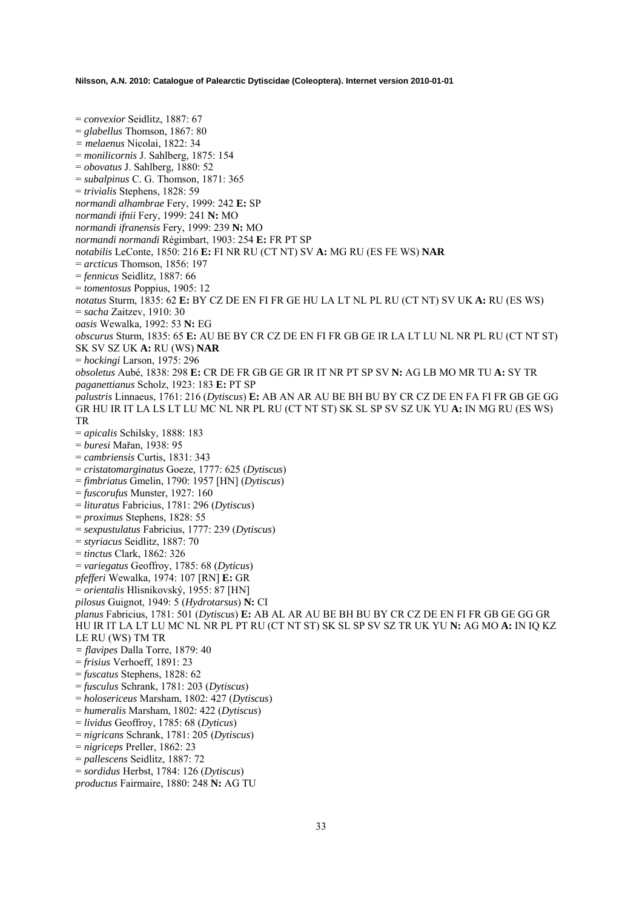= *convexior* Seidlitz, 1887: 67
= *glabellus* Thomson, 1867: 80
= *melaenus* Nicolai, 1822: 34
= *monilicornis* J. Sahlberg, 1875: 154
= *obovatus* J. Sahlberg, 1880: 52
= *subalpinus* C. G. Thomson, 1871: 365
= *trivialis* Stephens, 1828: 59
*normandi alhambrae* Fery, 1999: 242 **E:** SP
*normandi ifnii* Fery, 1999: 241 **N:** MO
*normandi ifranensis* Fery, 1999: 239 **N:** MO
*normandi normandi* Régimbart, 1903: 254 **E:** FR PT SP
*notabilis* LeConte, 1850: 216 **E:** FI NR RU (CT NT) SV **A:** MG RU (ES FE WS) **NAR**
= *arcticus* Thomson, 1856: 197
= *fennicus* Seidlitz, 1887: 66
= *tomentosus* Poppius, 1905: 12
*notatus* Sturm, 1835: 62 **E:** BY CZ DE EN FI FR GE HU LA LT NL PL RU (CT NT) SV UK **A:** RU (ES WS)
= *sacha* Zaitzev, 1910: 30
*oasis* Wewalka, 1992: 53 **N:** EG
*obscurus* Sturm, 1835: 65 **E:** AU BE BY CR CZ DE EN FI FR GB GE IR LA LT LU NL NR PL RU (CT NT ST) SK SV SZ UK **A:** RU (WS) **NAR**
= *hockingi* Larson, 1975: 296
*obsoletus* Aubé, 1838: 298 **E:** CR DE FR GB GE GR IR IT NR PT SP SV **N:** AG LB MO MR TU **A:** SY TR
*paganettianus* Scholz, 1923: 183 **E:** PT SP
*palustris* Linnaeus, 1761: 216 (*Dytiscus*) **E:** AB AN AR AU BE BH BU BY CR CZ DE EN FA FI FR GB GE GG GR HU IR IT LA LS LT LU MC NL NR PL RU (CT NT ST) SK SL SP SV SZ UK YU **A:** IN MG RU (ES WS) TR
= *apicalis* Schilsky, 1888: 183
= *buresi* Mařan, 1938: 95
= *cambriensis* Curtis, 1831: 343
= *cristatomarginatus* Goeze, 1777: 625 (*Dytiscus*)
= *fimbriatus* Gmelin, 1790: 1957 [HN] (*Dytiscus*)
= *fuscorufus* Munster, 1927: 160
= *lituratus* Fabricius, 1781: 296 (*Dytiscus*)
= *proximus* Stephens, 1828: 55
= *sexpustulatus* Fabricius, 1777: 239 (*Dytiscus*)
= *styriacus* Seidlitz, 1887: 70
= *tinctus* Clark, 1862: 326
= *variegatus* Geoffroy, 1785: 68 (*Dyticus*)
*pfefferi* Wewalka, 1974: 107 [RN] **E:** GR
= *orientalis* Hlisnikovský, 1955: 87 [HN]
*pilosus* Guignot, 1949: 5 (*Hydrotarsus*) **N:** CI
*planus* Fabricius, 1781: 501 (*Dytiscus*) **E:** AB AL AR AU BE BH BU BY CR CZ DE EN FI FR GB GE GG GR HU IR IT LA LT LU MC NL NR PL PT RU (CT NT ST) SK SL SP SV SZ TR UK YU **N:** AG MO **A:** IN IQ KZ LE RU (WS) TM TR
= *flavipes* Dalla Torre, 1879: 40
= *frisius* Verhoeff, 1891: 23
= *fuscatus* Stephens, 1828: 62
= *fusculus* Schrank, 1781: 203 (*Dytiscus*)
= *holosericeus* Marsham, 1802: 427 (*Dytiscus*)
= *humeralis* Marsham, 1802: 422 (*Dytiscus*)
= *lividus* Geoffroy, 1785: 68 (*Dyticus*)
= *nigricans* Schrank, 1781: 205 (*Dytiscus*)
= *nigriceps* Preller, 1862: 23
= *pallescens* Seidlitz, 1887: 72
= *sordidus* Herbst, 1784: 126 (*Dytiscus*)
*productus* Fairmaire, 1880: 248 **N:** AG TU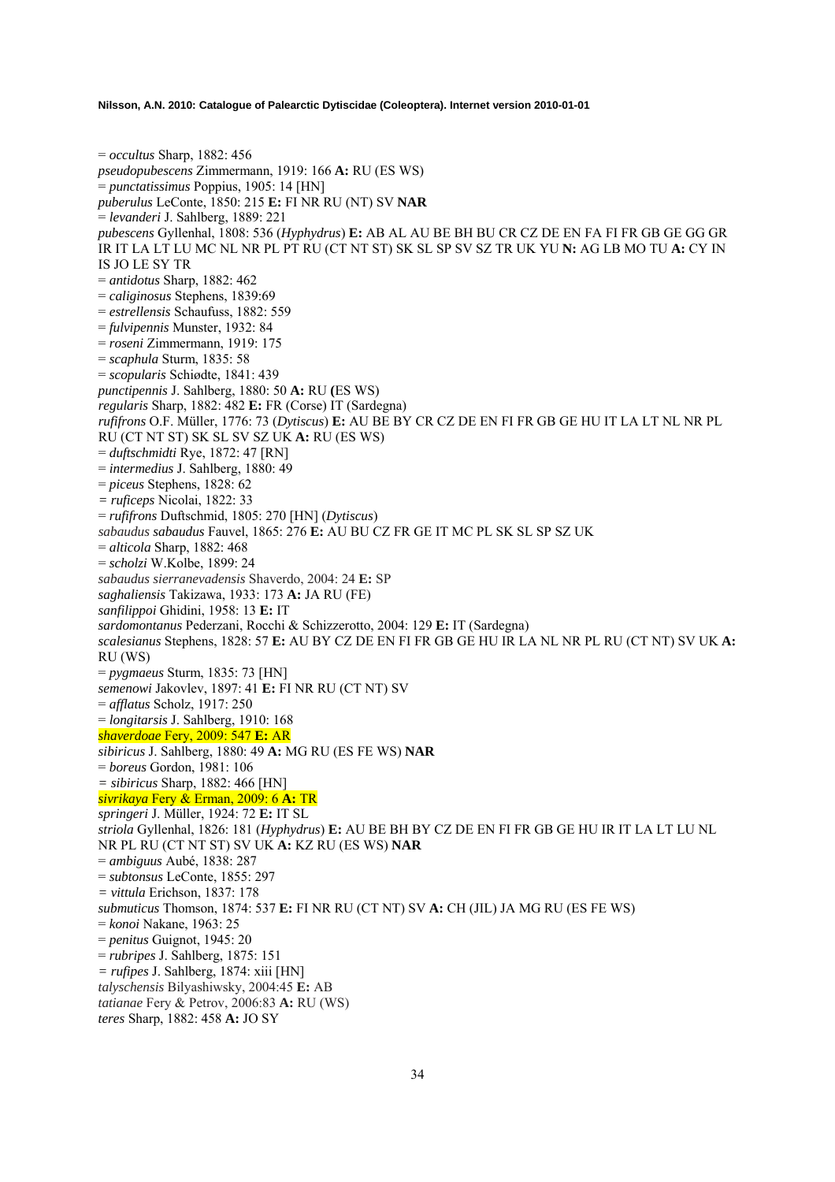= *occultus* Sharp, 1882: 456
*pseudopubescens* Zimmermann, 1919: 166 **A:** RU (ES WS)
= *punctatissimus* Poppius, 1905: 14 [HN]
*puberulus* LeConte, 1850: 215 **E:** FI NR RU (NT) SV **NAR**
= *levanderi* J. Sahlberg, 1889: 221
*pubescens* Gyllenhal, 1808: 536 (*Hyphydrus*) **E:** AB AL AU BE BH BU CR CZ DE EN FA FI FR GB GE GG GR IR IT LA LT LU MC NL NR PL PT RU (CT NT ST) SK SL SP SV SZ TR UK YU **N:** AG LB MO TU **A:** CY IN IS JO LE SY TR
= *antidotus* Sharp, 1882: 462
= *caliginosus* Stephens, 1839:69
= *estrellensis* Schaufuss, 1882: 559
= *fulvipennis* Munster, 1932: 84
= *roseni* Zimmermann, 1919: 175
= *scaphula* Sturm, 1835: 58
= *scopularis* Schiødte, 1841: 439
*punctipennis* J. Sahlberg, 1880: 50 **A:** RU **(**ES WS)
*regularis* Sharp, 1882: 482 **E:** FR (Corse) IT (Sardegna)
*rufifrons* O.F. Müller, 1776: 73 (*Dytiscus*) **E:** AU BE BY CR CZ DE EN FI FR GB GE HU IT LA LT NL NR PL RU (CT NT ST) SK SL SV SZ UK **A:** RU (ES WS)
= *duftschmidti* Rye, 1872: 47 [RN]
= *intermedius* J. Sahlberg, 1880: 49
= *piceus* Stephens, 1828: 62
= *ruficeps* Nicolai, 1822: 33
= *rufifrons* Duftschmid, 1805: 270 [HN] (*Dytiscus*)
*sabaudus sabaudus* Fauvel, 1865: 276 **E:** AU BU CZ FR GE IT MC PL SK SL SP SZ UK
= *alticola* Sharp, 1882: 468
= *scholzi* W.Kolbe, 1899: 24
*sabaudus sierranevadensis* Shaverdo, 2004: 24 **E:** SP
*saghaliensis* Takizawa, 1933: 173 **A:** JA RU (FE)
*sanfilippoi* Ghidini, 1958: 13 **E:** IT
*sardomontanus* Pederzani, Rocchi & Schizzerotto, 2004: 129 **E:** IT (Sardegna)
*scalesianus* Stephens, 1828: 57 **E:** AU BY CZ DE EN FI FR GB GE HU IR LA NL NR PL RU (CT NT) SV UK **A:** RU (WS)
= *pygmaeus* Sturm, 1835: 73 [HN]
*semenowi* Jakovlev, 1897: 41 **E:** FI NR RU (CT NT) SV
= *afflatus* Scholz, 1917: 250
= *longitarsis* J. Sahlberg, 1910: 168
*shaverdoae* Fery, 2009: 547 **E:** AR
*sibiricus* J. Sahlberg, 1880: 49 **A:** MG RU (ES FE WS) **NAR**
= *boreus* Gordon, 1981: 106
= *sibiricus* Sharp, 1882: 466 [HN]
*sivrikaya* Fery & Erman, 2009: 6 **A:** TR
*springeri* J. Müller, 1924: 72 **E:** IT SL
*striola* Gyllenhal, 1826: 181 (*Hyphydrus*) **E:** AU BE BH BY CZ DE EN FI FR GB GE HU IR IT LA LT LU NL NR PL RU (CT NT ST) SV UK **A:** KZ RU (ES WS) **NAR**
= *ambiguus* Aubé, 1838: 287
= *subtonsus* LeConte, 1855: 297
= *vittula* Erichson, 1837: 178
*submuticus* Thomson, 1874: 537 **E:** FI NR RU (CT NT) SV **A:** CH (JIL) JA MG RU (ES FE WS)
= *konoi* Nakane, 1963: 25
= *penitus* Guignot, 1945: 20
= *rubripes* J. Sahlberg, 1875: 151
= *rufipes* J. Sahlberg, 1874: xiii [HN]
*talyschensis* Bilyashiwsky, 2004:45 **E:** AB
*tatianae* Fery & Petrov, 2006:83 **A:** RU (WS)
*teres* Sharp, 1882: 458 **A:** JO SY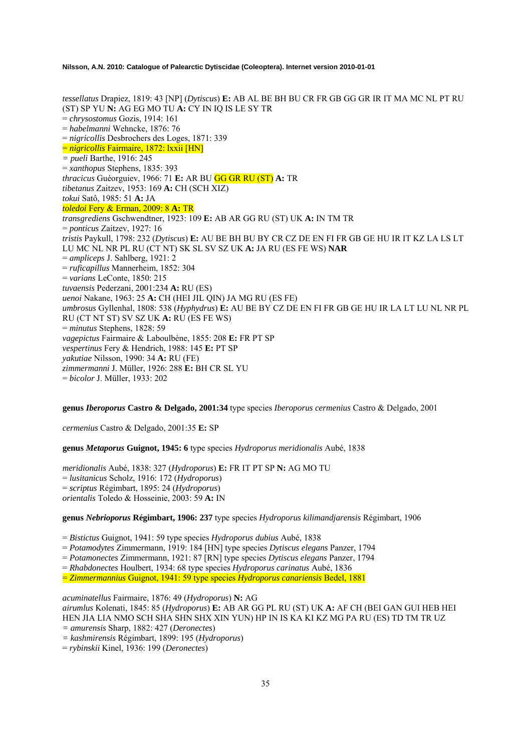*tessellatus* Drapiez, 1819: 43 [NP] (*Dytiscus*) **E:** AB AL BE BH BU CR FR GB GG GR IR IT MA MC NL PT RU (ST) SP YU **N:** AG EG MO TU **A:** CY IN IQ IS LE SY TR
= *chrysostomus* Gozis, 1914: 161
= *habelmanni* Wehncke, 1876: 76
= *nigricollis* Desbrochers des Loges, 1871: 339
= *nigricollis* Fairmaire, 1872: lxxii [HN]
= *pueli* Barthe, 1916: 245
= *xanthopus* Stephens, 1835: 393
*thracicus* Guéorguiev, 1966: 71 **E:** AR BU GG GR RU (ST) **A:** TR
*tibetanus* Zaitzev, 1953: 169 **A:** CH (SCH XIZ)
*tokui* Satô, 1985: 51 **A:** JA
*toledoi* Fery & Erman, 2009: 8 **A:** TR
*transgrediens* Gschwendtner, 1923: 109 **E:** AB AR GG RU (ST) UK **A:** IN TM TR
= *ponticus* Zaitzev, 1927: 16
*tristis* Paykull, 1798: 232 (*Dytiscus*) **E:** AU BE BH BU BY CR CZ DE EN FI FR GB GE HU IR IT KZ LA LS LT LU MC NL NR PL RU (CT NT) SK SL SV SZ UK **A:** JA RU (ES FE WS) **NAR**
= *ampliceps* J. Sahlberg, 1921: 2
= *ruficapillus* Mannerheim, 1852: 304
= *varians* LeConte, 1850: 215
*tuvaensis* Pederzani, 2001:234 **A:** RU (ES)
*uenoi* Nakane, 1963: 25 **A:** CH (HEI JIL QIN) JA MG RU (ES FE)
*umbrosus* Gyllenhal, 1808: 538 (*Hyphydrus*) **E:** AU BE BY CZ DE EN FI FR GB GE HU IR LA LT LU NL NR PL RU (CT NT ST) SV SZ UK **A:** RU (ES FE WS)
= *minutus* Stephens, 1828: 59
*vagepictus* Fairmaire & Laboulbène, 1855: 208 **E:** FR PT SP
*vespertinus* Fery & Hendrich, 1988: 145 **E:** PT SP
*yakutiae* Nilsson, 1990: 34 **A:** RU (FE)
*zimmermanni* J. Müller, 1926: 288 **E:** BH CR SL YU
= *bicolor* J. Müller, 1933: 202

**genus *Iberoporus* Castro & Delgado, 2001:34** type species *Iberoporus cermenius* Castro & Delgado, 2001

*cermenius* Castro & Delgado, 2001:35 **E:** SP

**genus *Metaporus* Guignot, 1945: 6** type species *Hydroporus meridionalis* Aubé, 1838

*meridionalis* Aubé, 1838: 327 (*Hydroporus*) **E:** FR IT PT SP **N:** AG MO TU
= *lusitanicus* Scholz, 1916: 172 (*Hydroporus*)
= *scriptus* Régimbart, 1895: 24 (*Hydroporus*)
*orientalis* Toledo & Hosseinie, 2003: 59 **A:** IN

**genus *Nebrioporus* Régimbart, 1906: 237** type species *Hydroporus kilimandjarensis* Régimbart, 1906

= *Bistictus* Guignot, 1941: 59 type species *Hydroporus dubius* Aubé, 1838
= *Potamodytes* Zimmermann, 1919: 184 [HN] type species *Dytiscus elegans* Panzer, 1794
= *Potamonectes* Zimmermann, 1921: 87 [RN] type species *Dytiscus elegans* Panzer, 1794
= *Rhabdonectes* Houlbert, 1934: 68 type species *Hydroporus carinatus* Aubé, 1836
= *Zimmermannius* Guignot, 1941: 59 type species *Hydroporus canariensis* Bedel, 1881

*acuminatellus* Fairmaire, 1876: 49 (*Hydroporus*) **N:** AG
*airumlus* Kolenati, 1845: 85 (*Hydroporus*) **E:** AB AR GG PL RU (ST) UK **A:** AF CH (BEI GAN GUI HEB HEI HEN JIA LIA NMO SCH SHA SHN SHX XIN YUN) HP IN IS KA KI KZ MG PA RU (ES) TD TM TR UZ
= *amurensis* Sharp, 1882: 427 (*Deronectes*)
= *kashmirensis* Régimbart, 1899: 195 (*Hydroporus*)
= *rybinskii* Kinel, 1936: 199 (*Deronectes*)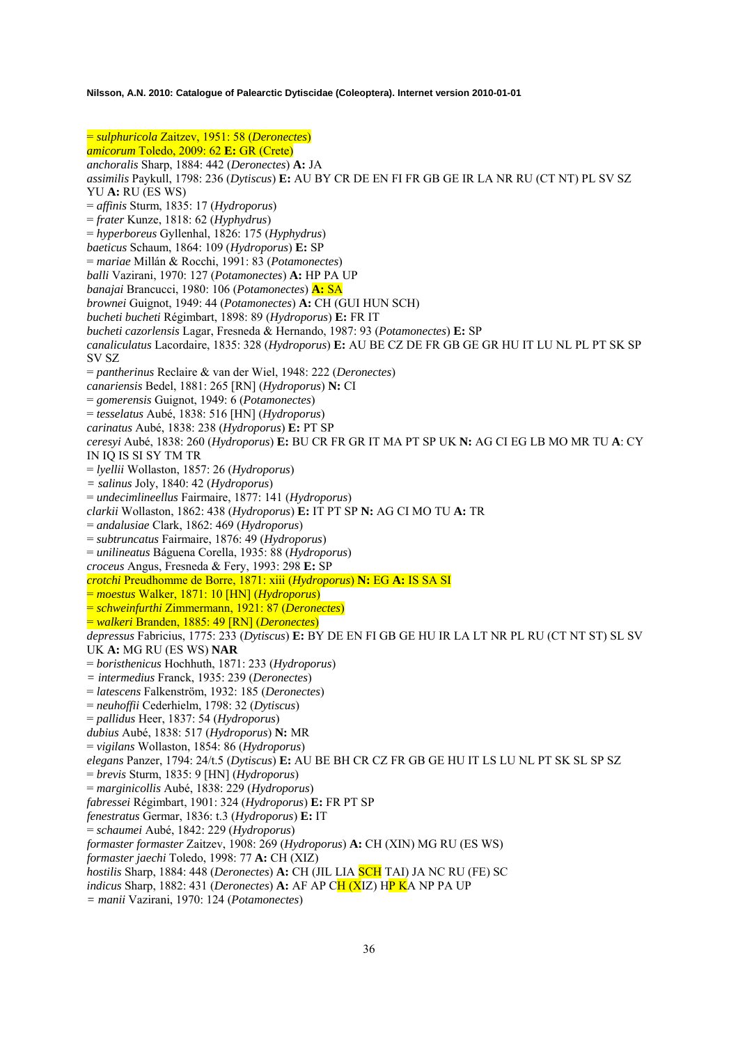= *sulphuricola* Zaitzev, 1951: 58 (*Deronectes*)
*amicorum* Toledo, 2009: 62 **E:** GR (Crete)
*anchoralis* Sharp, 1884: 442 (*Deronectes*) **A:** JA
*assimilis* Paykull, 1798: 236 (*Dytiscus*) **E:** AU BY CR DE EN FI FR GB GE IR LA NR RU (CT NT) PL SV SZ YU **A:** RU (ES WS)
= *affinis* Sturm, 1835: 17 (*Hydroporus*)
= *frater* Kunze, 1818: 62 (*Hyphydrus*)
= *hyperboreus* Gyllenhal, 1826: 175 (*Hyphydrus*)
*baeticus* Schaum, 1864: 109 (*Hydroporus*) **E:** SP
= *mariae* Millán & Rocchi, 1991: 83 (*Potamonectes*)
*balli* Vazirani, 1970: 127 (*Potamonectes*) **A:** HP PA UP
*banajai* Brancucci, 1980: 106 (*Potamonectes*) **A:** SA
*brownei* Guignot, 1949: 44 (*Potamonectes*) **A:** CH (GUI HUN SCH)
*bucheti bucheti* Régimbart, 1898: 89 (*Hydroporus*) **E:** FR IT
*bucheti cazorlensis* Lagar, Fresneda & Hernando, 1987: 93 (*Potamonectes*) **E:** SP
*canaliculatus* Lacordaire, 1835: 328 (*Hydroporus*) **E:** AU BE CZ DE FR GB GE GR HU IT LU NL PL PT SK SP SV SZ
= *pantherinus* Reclaire & van der Wiel, 1948: 222 (*Deronectes*)
*canariensis* Bedel, 1881: 265 [RN] (*Hydroporus*) **N:** CI
= *gomerensis* Guignot, 1949: 6 (*Potamonectes*)
= *tesselatus* Aubé, 1838: 516 [HN] (*Hydroporus*)
*carinatus* Aubé, 1838: 238 (*Hydroporus*) **E:** PT SP
*ceresyi* Aubé, 1838: 260 (*Hydroporus*) **E:** BU CR FR GR IT MA PT SP UK **N:** AG CI EG LB MO MR TU **A**: CY IN IQ IS SI SY TM TR
= *lyellii* Wollaston, 1857: 26 (*Hydroporus*)
= *salinus* Joly, 1840: 42 (*Hydroporus*)
= *undecimlineellus* Fairmaire, 1877: 141 (*Hydroporus*)
*clarkii* Wollaston, 1862: 438 (*Hydroporus*) **E:** IT PT SP **N:** AG CI MO TU **A:** TR
= *andalusiae* Clark, 1862: 469 (*Hydroporus*)
= *subtruncatus* Fairmaire, 1876: 49 (*Hydroporus*)
= *unilineatus* Báguena Corella, 1935: 88 (*Hydroporus*)
*croceus* Angus, Fresneda & Fery, 1993: 298 **E:** SP
*crotchi* Preudhomme de Borre, 1871: xiii (*Hydroporus*) **N:** EG **A:** IS SA SI
= *moestus* Walker, 1871: 10 [HN] (*Hydroporus*)
= *schweinfurthi* Zimmermann, 1921: 87 (*Deronectes*)
= *walkeri* Branden, 1885: 49 [RN] (*Deronectes*)
*depressus* Fabricius, 1775: 233 (*Dytiscus*) **E:** BY DE EN FI GB GE HU IR LA LT NR PL RU (CT NT ST) SL SV UK **A:** MG RU (ES WS) **NAR**
= *boristhenicus* Hochhuth, 1871: 233 (*Hydroporus*)
= *intermedius* Franck, 1935: 239 (*Deronectes*)
= *latescens* Falkenström, 1932: 185 (*Deronectes*)
= *neuhoffii* Cederhielm, 1798: 32 (*Dytiscus*)
= *pallidus* Heer, 1837: 54 (*Hydroporus*)
*dubius* Aubé, 1838: 517 (*Hydroporus*) **N:** MR
= *vigilans* Wollaston, 1854: 86 (*Hydroporus*)
*elegans* Panzer, 1794: 24/t.5 (*Dytiscus*) **E:** AU BE BH CR CZ FR GB GE HU IT LS LU NL PT SK SL SP SZ
= *brevis* Sturm, 1835: 9 [HN] (*Hydroporus*)
= *marginicollis* Aubé, 1838: 229 (*Hydroporus*)
*fabressei* Régimbart, 1901: 324 (*Hydroporus*) **E:** FR PT SP
*fenestratus* Germar, 1836: t.3 (*Hydroporus*) **E:** IT
= *schaumei* Aubé, 1842: 229 (*Hydroporus*)
*formaster formaster* Zaitzev, 1908: 269 (*Hydroporus*) **A:** CH (XIN) MG RU (ES WS)
*formaster jaechi* Toledo, 1998: 77 **A:** CH (XIZ)
*hostilis* Sharp, 1884: 448 (*Deronectes*) **A:** CH (JIL LIA SCH TAI) JA NC RU (FE) SC
*indicus* Sharp, 1882: 431 (*Deronectes*) **A:** AF AP CH (XIZ) HP KA NP PA UP
= *manii* Vazirani, 1970: 124 (*Potamonectes*)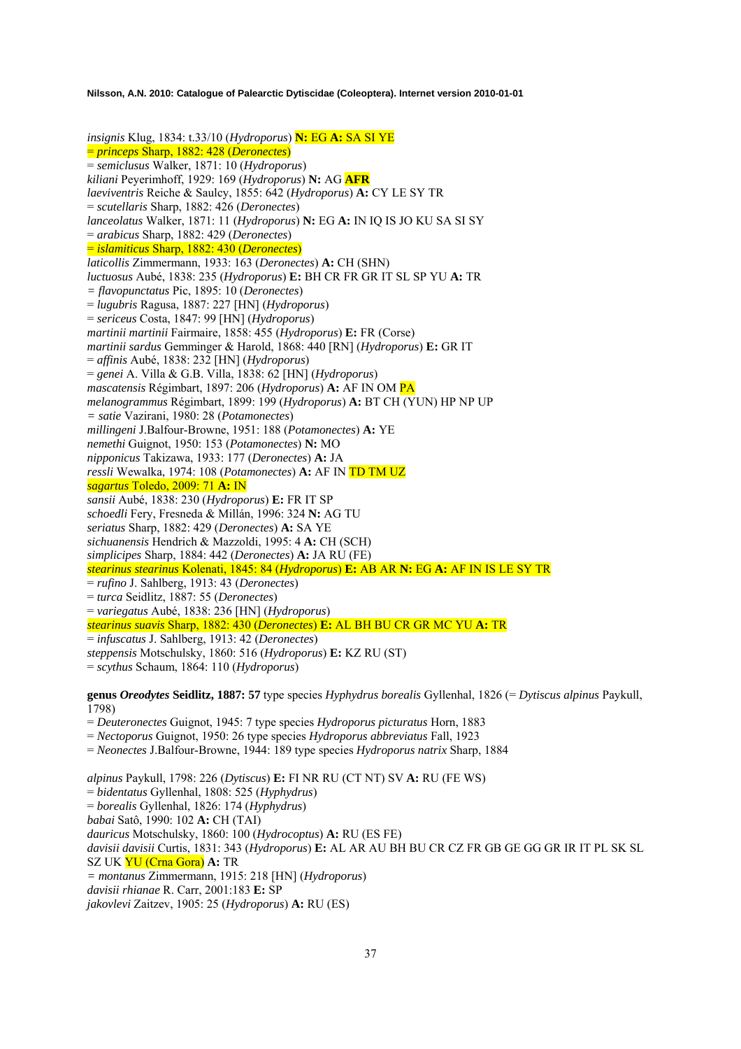*insignis* Klug, 1834: t.33/10 (*Hydroporus*) **N:** EG **A:** SA SI YE
= *princeps* Sharp, 1882: 428 (*Deronectes*)
= *semiclusus* Walker, 1871: 10 (*Hydroporus*)
*kiliani* Peyerimhoff, 1929: 169 (*Hydroporus*) **N:** AG **AFR**
*laeviventris* Reiche & Saulcy, 1855: 642 (*Hydroporus*) **A:** CY LE SY TR
= *scutellaris* Sharp, 1882: 426 (*Deronectes*)
*lanceolatus* Walker, 1871: 11 (*Hydroporus*) **N:** EG **A:** IN IQ IS JO KU SA SI SY
= *arabicus* Sharp, 1882: 429 (*Deronectes*)
= *islamiticus* Sharp, 1882: 430 (*Deronectes*)
*laticollis* Zimmermann, 1933: 163 (*Deronectes*) **A:** CH (SHN)
*luctuosus* Aubé, 1838: 235 (*Hydroporus*) **E:** BH CR FR GR IT SL SP YU **A:** TR
= *flavopunctatus* Pic, 1895: 10 (*Deronectes*)
= *lugubris* Ragusa, 1887: 227 [HN] (*Hydroporus*)
= *sericeus* Costa, 1847: 99 [HN] (*Hydroporus*)
*martinii martinii* Fairmaire, 1858: 455 (*Hydroporus*) **E:** FR (Corse)
*martinii sardus* Gemminger & Harold, 1868: 440 [RN] (*Hydroporus*) **E:** GR IT
= *affinis* Aubé, 1838: 232 [HN] (*Hydroporus*)
= *genei* A. Villa & G.B. Villa, 1838: 62 [HN] (*Hydroporus*)
*mascatensis* Régimbart, 1897: 206 (*Hydroporus*) **A:** AF IN OM PA
*melanogrammus* Régimbart, 1899: 199 (*Hydroporus*) **A:** BT CH (YUN) HP NP UP
= *satie* Vazirani, 1980: 28 (*Potamonectes*)
*millingeni* J.Balfour-Browne, 1951: 188 (*Potamonectes*) **A:** YE
*nemethi* Guignot, 1950: 153 (*Potamonectes*) **N:** MO
*nipponicus* Takizawa, 1933: 177 (*Deronectes*) **A:** JA
*ressli* Wewalka, 1974: 108 (*Potamonectes*) **A:** AF IN TD TM UZ
*sagartus* Toledo, 2009: 71 **A:** IN
*sansii* Aubé, 1838: 230 (*Hydroporus*) **E:** FR IT SP
*schoedli* Fery, Fresneda & Millán, 1996: 324 **N:** AG TU
*seriatus* Sharp, 1882: 429 (*Deronectes*) **A:** SA YE
*sichuanensis* Hendrich & Mazzoldi, 1995: 4 **A:** CH (SCH)
*simplicipes* Sharp, 1884: 442 (*Deronectes*) **A:** JA RU (FE)
*stearinus stearinus* Kolenati, 1845: 84 (*Hydroporus*) **E:** AB AR **N:** EG **A:** AF IN IS LE SY TR
= *rufino* J. Sahlberg, 1913: 43 (*Deronectes*)
= *turca* Seidlitz, 1887: 55 (*Deronectes*)
= *variegatus* Aubé, 1838: 236 [HN] (*Hydroporus*)
*stearinus suavis* Sharp, 1882: 430 (*Deronectes*) **E:** AL BH BU CR GR MC YU **A:** TR
= *infuscatus* J. Sahlberg, 1913: 42 (*Deronectes*)
*steppensis* Motschulsky, 1860: 516 (*Hydroporus*) **E:** KZ RU (ST)
= *scythus* Schaum, 1864: 110 (*Hydroporus*)

**genus *Oreodytes* Seidlitz, 1887: 57** type species *Hyphydrus borealis* Gyllenhal, 1826 (= *Dytiscus alpinus* Paykull, 1798)
= *Deuteronectes* Guignot, 1945: 7 type species *Hydroporus picturatus* Horn, 1883
= *Nectoporus* Guignot, 1950: 26 type species *Hydroporus abbreviatus* Fall, 1923
= *Neonectes* J.Balfour-Browne, 1944: 189 type species *Hydroporus natrix* Sharp, 1884

*alpinus* Paykull, 1798: 226 (*Dytiscus*) **E:** FI NR RU (CT NT) SV **A:** RU (FE WS)
= *bidentatus* Gyllenhal, 1808: 525 (*Hyphydrus*)
= *borealis* Gyllenhal, 1826: 174 (*Hyphydrus*)
*babai* Satô, 1990: 102 **A:** CH (TAI)
*dauricus* Motschulsky, 1860: 100 (*Hydrocoptus*) **A:** RU (ES FE)
*davisii davisii* Curtis, 1831: 343 (*Hydroporus*) **E:** AL AR AU BH BU CR CZ FR GB GE GG GR IR IT PL SK SL SZ UK YU (Crna Gora) **A:** TR
= *montanus* Zimmermann, 1915: 218 [HN] (*Hydroporus*)
*davisii rhianae* R. Carr, 2001:183 **E:** SP
*jakovlevi* Zaitzev, 1905: 25 (*Hydroporus*) **A:** RU (ES)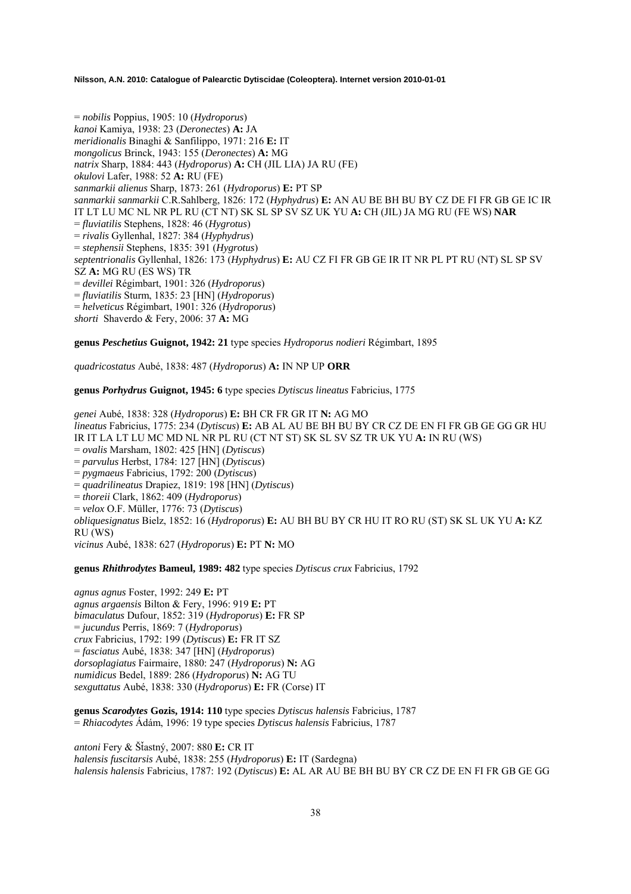= *nobilis* Poppius, 1905: 10 (*Hydroporus*)
*kanoi* Kamiya, 1938: 23 (*Deronectes*) **A:** JA
*meridionalis* Binaghi & Sanfilippo, 1971: 216 **E:** IT
*mongolicus* Brinck, 1943: 155 (*Deronectes*) **A:** MG
*natrix* Sharp, 1884: 443 (*Hydroporus*) **A:** CH (JIL LIA) JA RU (FE)
*okulovi* Lafer, 1988: 52 **A:** RU (FE)
*sanmarkii alienus* Sharp, 1873: 261 (*Hydroporus*) **E:** PT SP
*sanmarkii sanmarkii* C.R.Sahlberg, 1826: 172 (*Hyphydrus*) **E:** AN AU BE BH BU BY CZ DE FI FR GB GE IC IR IT LT LU MC NL NR PL RU (CT NT) SK SL SP SV SZ UK YU **A:** CH (JIL) JA MG RU (FE WS) **NAR**
= *fluviatilis* Stephens, 1828: 46 (*Hygrotus*)
= *rivalis* Gyllenhal, 1827: 384 (*Hyphydrus*)
= *stephensii* Stephens, 1835: 391 (*Hygrotus*)
*septentrionalis* Gyllenhal, 1826: 173 (*Hyphydrus*) **E:** AU CZ FI FR GB GE IR IT NR PL PT RU (NT) SL SP SV SZ **A:** MG RU (ES WS) TR
= *devillei* Régimbart, 1901: 326 (*Hydroporus*)
= *fluviatilis* Sturm, 1835: 23 [HN] (*Hydroporus*)
= *helveticus* Régimbart, 1901: 326 (*Hydroporus*)
*shorti* Shaverdo & Fery, 2006: 37 **A:** MG

**genus *Peschetius* Guignot, 1942: 21** type species *Hydroporus nodieri* Régimbart, 1895

*quadricostatus* Aubé, 1838: 487 (*Hydroporus*) **A:** IN NP UP **ORR**

**genus *Porhydrus* Guignot, 1945: 6** type species *Dytiscus lineatus* Fabricius, 1775

*genei* Aubé, 1838: 328 (*Hydroporus*) **E:** BH CR FR GR IT **N:** AG MO
*lineatus* Fabricius, 1775: 234 (*Dytiscus*) **E:** AB AL AU BE BH BU BY CR CZ DE EN FI FR GB GE GG GR HU IR IT LA LT LU MC MD NL NR PL RU (CT NT ST) SK SL SV SZ TR UK YU **A:** IN RU (WS)
= *ovalis* Marsham, 1802: 425 [HN] (*Dytiscus*)
= *parvulus* Herbst, 1784: 127 [HN] (*Dytiscus*)
= *pygmaeus* Fabricius, 1792: 200 (*Dytiscus*)
= *quadrilineatus* Drapiez, 1819: 198 [HN] (*Dytiscus*)
= *thoreii* Clark, 1862: 409 (*Hydroporus*)
= *velox* O.F. Müller, 1776: 73 (*Dytiscus*)
*obliquesignatus* Bielz, 1852: 16 (*Hydroporus*) **E:** AU BH BU BY CR HU IT RO RU (ST) SK SL UK YU **A:** KZ RU (WS)
*vicinus* Aubé, 1838: 627 (*Hydroporus*) **E:** PT **N:** MO

**genus *Rhithrodytes* Bameul, 1989: 482** type species *Dytiscus crux* Fabricius, 1792

*agnus agnus* Foster, 1992: 249 **E:** PT
*agnus argaensis* Bilton & Fery, 1996: 919 **E:** PT
*bimaculatus* Dufour, 1852: 319 (*Hydroporus*) **E:** FR SP
= *jucundus* Perris, 1869: 7 (*Hydroporus*)
*crux* Fabricius, 1792: 199 (*Dytiscus*) **E:** FR IT SZ
= *fasciatus* Aubé, 1838: 347 [HN] (*Hydroporus*)
*dorsoplagiatus* Fairmaire, 1880: 247 (*Hydroporus*) **N:** AG
*numidicus* Bedel, 1889: 286 (*Hydroporus*) **N:** AG TU
*sexguttatus* Aubé, 1838: 330 (*Hydroporus*) **E:** FR (Corse) IT

**genus *Scarodytes* Gozis, 1914: 110** type species *Dytiscus halensis* Fabricius, 1787
= *Rhiacodytes* Ádám, 1996: 19 type species *Dytiscus halensis* Fabricius, 1787

*antoni* Fery & Šťastný, 2007: 880 **E:** CR IT
*halensis fuscitarsis* Aubé, 1838: 255 (*Hydroporus*) **E:** IT (Sardegna)
*halensis halensis* Fabricius, 1787: 192 (*Dytiscus*) **E:** AL AR AU BE BH BU BY CR CZ DE EN FI FR GB GE GG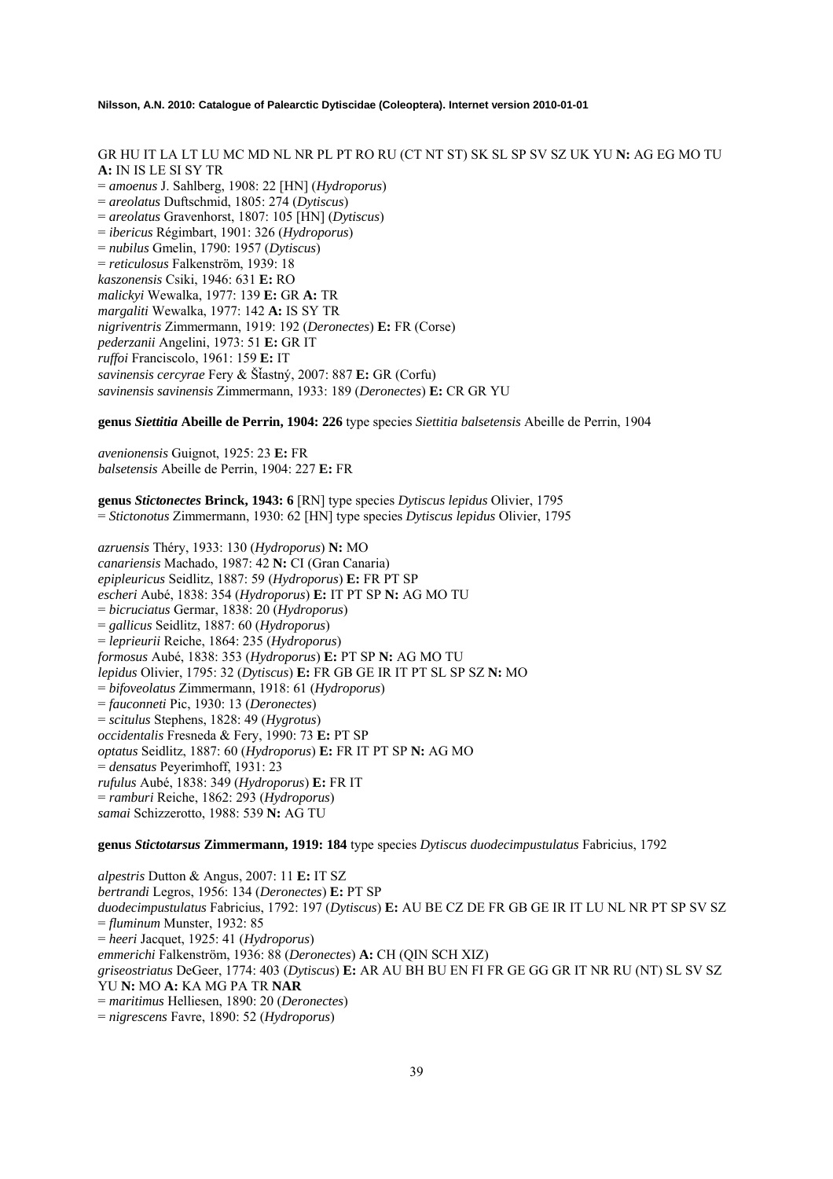GR HU IT LA LT LU MC MD NL NR PL PT RO RU (CT NT ST) SK SL SP SV SZ UK YU **N:** AG EG MO TU **A:** IN IS LE SI SY TR
= *amoenus* J. Sahlberg, 1908: 22 [HN] (*Hydroporus*)
= *areolatus* Duftschmid, 1805: 274 (*Dytiscus*)
= *areolatus* Gravenhorst, 1807: 105 [HN] (*Dytiscus*)
= *ibericus* Régimbart, 1901: 326 (*Hydroporus*)
= *nubilus* Gmelin, 1790: 1957 (*Dytiscus*)
= *reticulosus* Falkenström, 1939: 18
*kaszonensis* Csiki, 1946: 631 **E:** RO
*malickyi* Wewalka, 1977: 139 **E:** GR **A:** TR
*margaliti* Wewalka, 1977: 142 **A:** IS SY TR
*nigriventris* Zimmermann, 1919: 192 (*Deronectes*) **E:** FR (Corse)
*pederzanii* Angelini, 1973: 51 **E:** GR IT
*ruffoi* Franciscolo, 1961: 159 **E:** IT
*savinensis cercyrae* Fery & Šťastný, 2007: 887 **E:** GR (Corfu)
*savinensis savinensis* Zimmermann, 1933: 189 (*Deronectes*) **E:** CR GR YU

**genus *Siettitia* Abeille de Perrin, 1904: 226** type species *Siettitia balsetensis* Abeille de Perrin, 1904

*avenionensis* Guignot, 1925: 23 **E:** FR
*balsetensis* Abeille de Perrin, 1904: 227 **E:** FR

**genus *Stictonectes* Brinck, 1943: 6** [RN] type species *Dytiscus lepidus* Olivier, 1795
= *Stictonotus* Zimmermann, 1930: 62 [HN] type species *Dytiscus lepidus* Olivier, 1795

*azruensis* Théry, 1933: 130 (*Hydroporus*) **N:** MO
*canariensis* Machado, 1987: 42 **N:** CI (Gran Canaria)
*epipleuricus* Seidlitz, 1887: 59 (*Hydroporus*) **E:** FR PT SP
*escheri* Aubé, 1838: 354 (*Hydroporus*) **E:** IT PT SP **N:** AG MO TU
= *bicruciatus* Germar, 1838: 20 (*Hydroporus*)
= *gallicus* Seidlitz, 1887: 60 (*Hydroporus*)
= *leprieurii* Reiche, 1864: 235 (*Hydroporus*)
*formosus* Aubé, 1838: 353 (*Hydroporus*) **E:** PT SP **N:** AG MO TU
*lepidus* Olivier, 1795: 32 (*Dytiscus*) **E:** FR GB GE IR IT PT SL SP SZ **N:** MO
= *bifoveolatus* Zimmermann, 1918: 61 (*Hydroporus*)
= *fauconneti* Pic, 1930: 13 (*Deronectes*)
= *scitulus* Stephens, 1828: 49 (*Hygrotus*)
*occidentalis* Fresneda & Fery, 1990: 73 **E:** PT SP
*optatus* Seidlitz, 1887: 60 (*Hydroporus*) **E:** FR IT PT SP **N:** AG MO
= *densatus* Peyerimhoff, 1931: 23
*rufulus* Aubé, 1838: 349 (*Hydroporus*) **E:** FR IT
= *ramburi* Reiche, 1862: 293 (*Hydroporus*)
*samai* Schizzerotto, 1988: 539 **N:** AG TU

**genus *Stictotarsus* Zimmermann, 1919: 184** type species *Dytiscus duodecimpustulatus* Fabricius, 1792

*alpestris* Dutton & Angus, 2007: 11 **E:** IT SZ
*bertrandi* Legros, 1956: 134 (*Deronectes*) **E:** PT SP
*duodecimpustulatus* Fabricius, 1792: 197 (*Dytiscus*) **E:** AU BE CZ DE FR GB GE IR IT LU NL NR PT SP SV SZ
= *fluminum* Munster, 1932: 85
= *heeri* Jacquet, 1925: 41 (*Hydroporus*)
*emmerichi* Falkenström, 1936: 88 (*Deronectes*) **A:** CH (QIN SCH XIZ)
*griseostriatus* DeGeer, 1774: 403 (*Dytiscus*) **E:** AR AU BH BU EN FI FR GE GG GR IT NR RU (NT) SL SV SZ YU **N:** MO **A:** KA MG PA TR **NAR**
= *maritimus* Helliesen, 1890: 20 (*Deronectes*)
= *nigrescens* Favre, 1890: 52 (*Hydroporus*)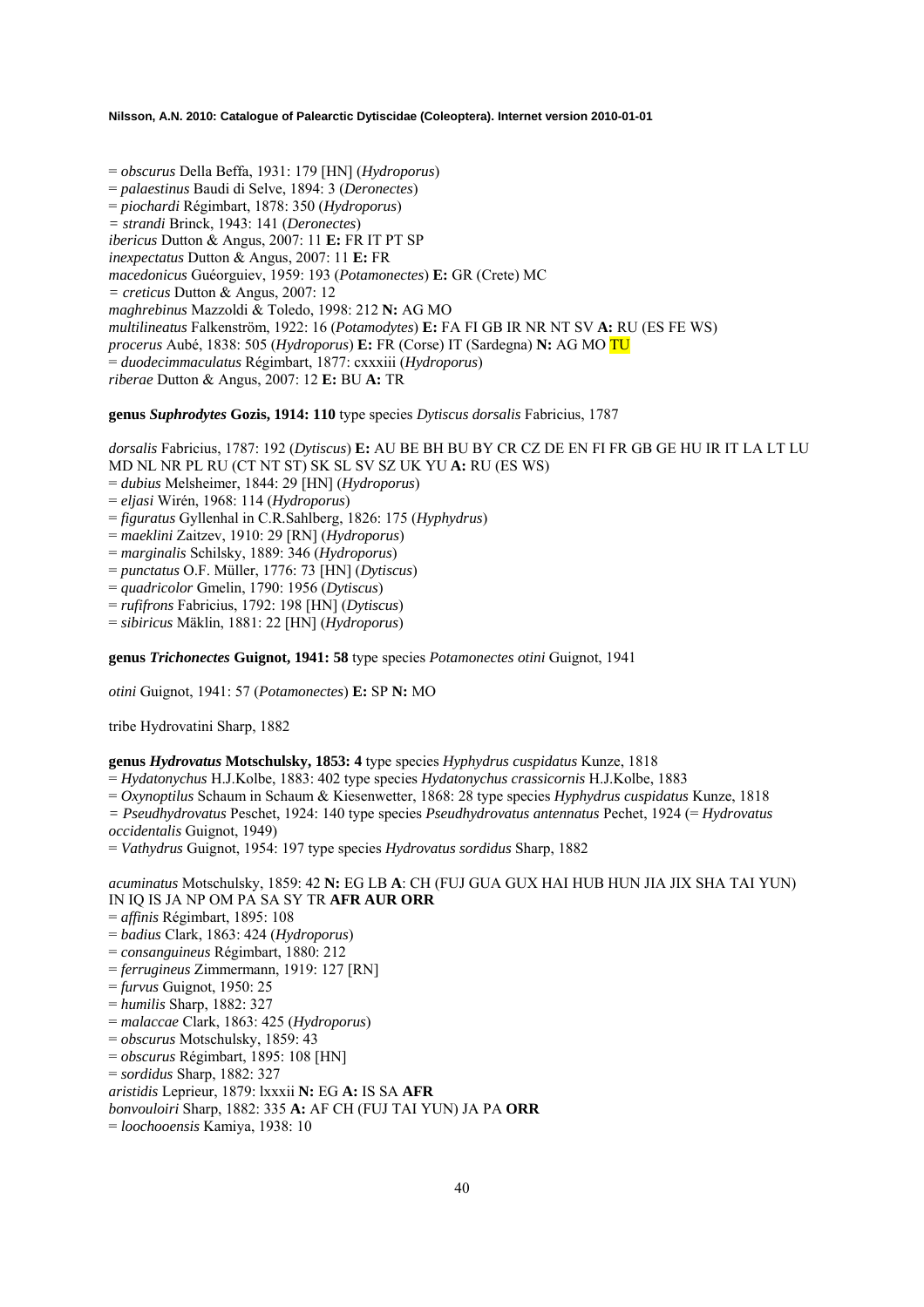= *obscurus* Della Beffa, 1931: 179 [HN] (*Hydroporus*)
= *palaestinus* Baudi di Selve, 1894: 3 (*Deronectes*)
= *piochardi* Régimbart, 1878: 350 (*Hydroporus*)
= *strandi* Brinck, 1943: 141 (*Deronectes*)
*ibericus* Dutton & Angus, 2007: 11 **E:** FR IT PT SP
*inexpectatus* Dutton & Angus, 2007: 11 **E:** FR
*macedonicus* Guéorguiev, 1959: 193 (*Potamonectes*) **E:** GR (Crete) MC
= *creticus* Dutton & Angus, 2007: 12
*maghrebinus* Mazzoldi & Toledo, 1998: 212 **N:** AG MO
*multilineatus* Falkenström, 1922: 16 (*Potamodytes*) **E:** FA FI GB IR NR NT SV **A:** RU (ES FE WS)
*procerus* Aubé, 1838: 505 (*Hydroporus*) **E:** FR (Corse) IT (Sardegna) **N:** AG MO TU
= *duodecimmaculatus* Régimbart, 1877: cxxxiii (*Hydroporus*)
*riberae* Dutton & Angus, 2007: 12 **E:** BU **A:** TR

**genus *Suphrodytes* Gozis, 1914: 110** type species *Dytiscus dorsalis* Fabricius, 1787

*dorsalis* Fabricius, 1787: 192 (*Dytiscus*) **E:** AU BE BH BU BY CR CZ DE EN FI FR GB GE HU IR IT LA LT LU MD NL NR PL RU (CT NT ST) SK SL SV SZ UK YU **A:** RU (ES WS)
= *dubius* Melsheimer, 1844: 29 [HN] (*Hydroporus*)
= *eljasi* Wirén, 1968: 114 (*Hydroporus*)
= *figuratus* Gyllenhal in C.R.Sahlberg, 1826: 175 (*Hyphydrus*)
= *maeklini* Zaitzev, 1910: 29 [RN] (*Hydroporus*)
= *marginalis* Schilsky, 1889: 346 (*Hydroporus*)
= *punctatus* O.F. Müller, 1776: 73 [HN] (*Dytiscus*)
= *quadricolor* Gmelin, 1790: 1956 (*Dytiscus*)
= *rufifrons* Fabricius, 1792: 198 [HN] (*Dytiscus*)
= *sibiricus* Mäklin, 1881: 22 [HN] (*Hydroporus*)

**genus *Trichonectes* Guignot, 1941: 58** type species *Potamonectes otini* Guignot, 1941

*otini* Guignot, 1941: 57 (*Potamonectes*) **E:** SP **N:** MO

tribe Hydrovatini Sharp, 1882

**genus *Hydrovatus* Motschulsky, 1853: 4** type species *Hyphydrus cuspidatus* Kunze, 1818
= *Hydatonychus* H.J.Kolbe, 1883: 402 type species *Hydatonychus crassicornis* H.J.Kolbe, 1883
= *Oxynoptilus* Schaum in Schaum & Kiesenwetter, 1868: 28 type species *Hyphydrus cuspidatus* Kunze, 1818
= *Pseudhydrovatus* Peschet, 1924: 140 type species *Pseudhydrovatus antennatus* Pechet, 1924 (= *Hydrovatus occidentalis* Guignot, 1949)
= *Vathydrus* Guignot, 1954: 197 type species *Hydrovatus sordidus* Sharp, 1882

*acuminatus* Motschulsky, 1859: 42 **N:** EG LB **A**: CH (FUJ GUA GUX HAI HUB HUN JIA JIX SHA TAI YUN) IN IQ IS JA NP OM PA SA SY TR **AFR AUR ORR**
= *affinis* Régimbart, 1895: 108
= *badius* Clark, 1863: 424 (*Hydroporus*)
= *consanguineus* Régimbart, 1880: 212
= *ferrugineus* Zimmermann, 1919: 127 [RN]
= *furvus* Guignot, 1950: 25
= *humilis* Sharp, 1882: 327
= *malaccae* Clark, 1863: 425 (*Hydroporus*)
= *obscurus* Motschulsky, 1859: 43
= *obscurus* Régimbart, 1895: 108 [HN]
= *sordidus* Sharp, 1882: 327
*aristidis* Leprieur, 1879: lxxxii **N:** EG **A:** IS SA **AFR**
*bonvouloiri* Sharp, 1882: 335 **A:** AF CH (FUJ TAI YUN) JA PA **ORR**
= *loochooensis* Kamiya, 1938: 10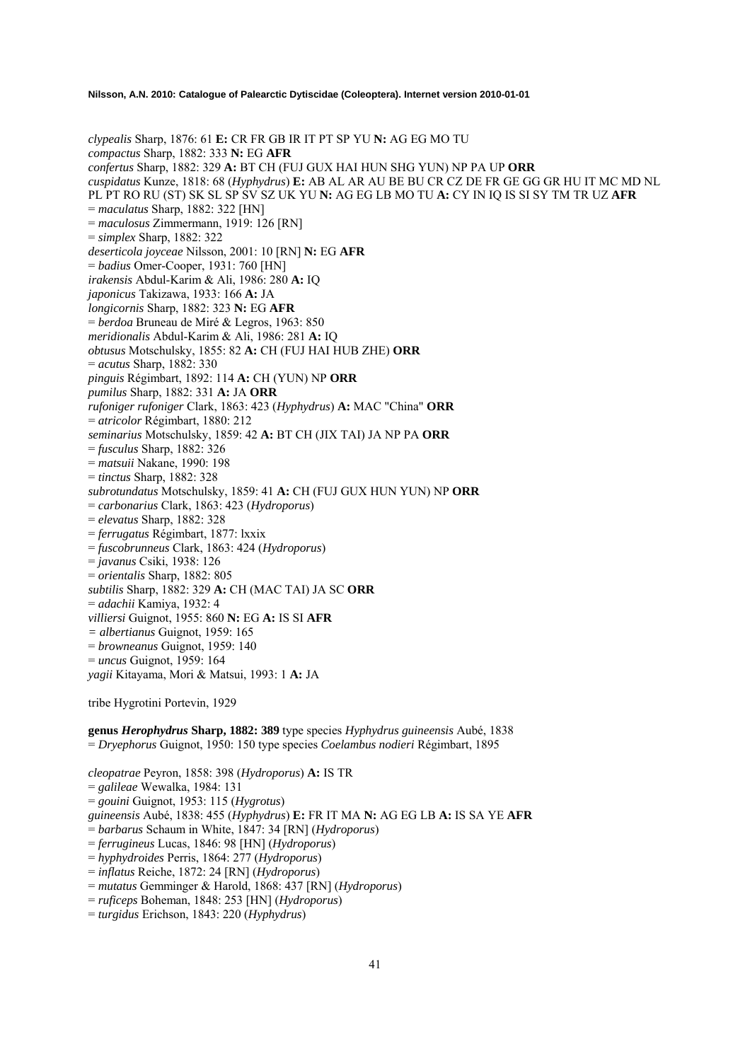*clypealis* Sharp, 1876: 61 **E:** CR FR GB IR IT PT SP YU **N:** AG EG MO TU
*compactus* Sharp, 1882: 333 **N:** EG **AFR**
*confertus* Sharp, 1882: 329 **A:** BT CH (FUJ GUX HAI HUN SHG YUN) NP PA UP **ORR**
*cuspidatus* Kunze, 1818: 68 (*Hyphydrus*) **E:** AB AL AR AU BE BU CR CZ DE FR GE GG GR HU IT MC MD NL PL PT RO RU (ST) SK SL SP SV SZ UK YU **N:** AG EG LB MO TU **A:** CY IN IQ IS SI SY TM TR UZ **AFR**
= *maculatus* Sharp, 1882: 322 [HN]
= *maculosus* Zimmermann, 1919: 126 [RN]
= *simplex* Sharp, 1882: 322
*deserticola joyceae* Nilsson, 2001: 10 [RN] **N:** EG **AFR**
= *badius* Omer-Cooper, 1931: 760 [HN]
*irakensis* Abdul-Karim & Ali, 1986: 280 **A:** IQ
*japonicus* Takizawa, 1933: 166 **A:** JA
*longicornis* Sharp, 1882: 323 **N:** EG **AFR**
= *berdoa* Bruneau de Miré & Legros, 1963: 850
*meridionalis* Abdul-Karim & Ali, 1986: 281 **A:** IQ
*obtusus* Motschulsky, 1855: 82 **A:** CH (FUJ HAI HUB ZHE) **ORR**
= *acutus* Sharp, 1882: 330
*pinguis* Régimbart, 1892: 114 **A:** CH (YUN) NP **ORR**
*pumilus* Sharp, 1882: 331 **A:** JA **ORR**
*rufoniger rufoniger* Clark, 1863: 423 (*Hyphydrus*) **A:** MAC "China" **ORR**
= *atricolor* Régimbart, 1880: 212
*seminarius* Motschulsky, 1859: 42 **A:** BT CH (JIX TAI) JA NP PA **ORR**
= *fusculus* Sharp, 1882: 326
= *matsuii* Nakane, 1990: 198
= *tinctus* Sharp, 1882: 328
*subrotundatus* Motschulsky, 1859: 41 **A:** CH (FUJ GUX HUN YUN) NP **ORR**
= *carbonarius* Clark, 1863: 423 (*Hydroporus*)
= *elevatus* Sharp, 1882: 328
= *ferrugatus* Régimbart, 1877: lxxix
= *fuscobrunneus* Clark, 1863: 424 (*Hydroporus*)
= *javanus* Csiki, 1938: 126
= *orientalis* Sharp, 1882: 805
*subtilis* Sharp, 1882: 329 **A:** CH (MAC TAI) JA SC **ORR**
= *adachii* Kamiya, 1932: 4
*villiersi* Guignot, 1955: 860 **N:** EG **A:** IS SI **AFR**
= *albertianus* Guignot, 1959: 165
= *browneanus* Guignot, 1959: 140
= *uncus* Guignot, 1959: 164
*yagii* Kitayama, Mori & Matsui, 1993: 1 **A:** JA

tribe Hygrotini Portevin, 1929

**genus *Herophydrus* Sharp, 1882: 389** type species *Hyphydrus guineensis* Aubé, 1838
= *Dryephorus* Guignot, 1950: 150 type species *Coelambus nodieri* Régimbart, 1895

*cleopatrae* Peyron, 1858: 398 (*Hydroporus*) **A:** IS TR
= *galileae* Wewalka, 1984: 131
= *gouini* Guignot, 1953: 115 (*Hygrotus*)
*guineensis* Aubé, 1838: 455 (*Hyphydrus*) **E:** FR IT MA **N:** AG EG LB **A:** IS SA YE **AFR**
= *barbarus* Schaum in White, 1847: 34 [RN] (*Hydroporus*)
= *ferrugineus* Lucas, 1846: 98 [HN] (*Hydroporus*)
= *hyphydroides* Perris, 1864: 277 (*Hydroporus*)
= *inflatus* Reiche, 1872: 24 [RN] (*Hydroporus*)
= *mutatus* Gemminger & Harold, 1868: 437 [RN] (*Hydroporus*)
= *ruficeps* Boheman, 1848: 253 [HN] (*Hydroporus*)
= *turgidus* Erichson, 1843: 220 (*Hyphydrus*)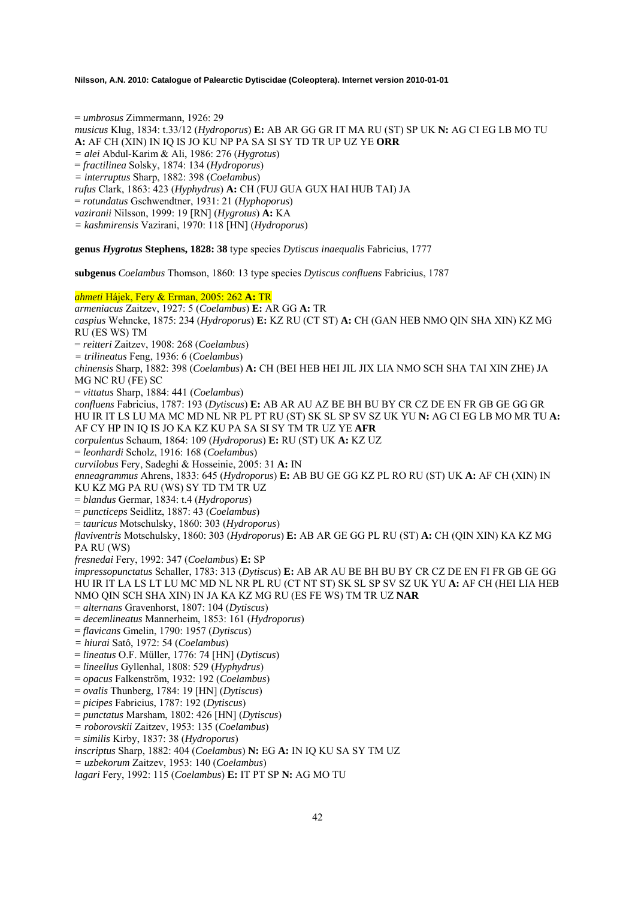= *umbrosus* Zimmermann, 1926: 29
*musicus* Klug, 1834: t.33/12 (*Hydroporus*) **E:** AB AR GG GR IT MA RU (ST) SP UK **N:** AG CI EG LB MO TU **A:** AF CH (XIN) IN IQ IS JO KU NP PA SA SI SY TD TR UP UZ YE **ORR**
= *alei* Abdul-Karim & Ali, 1986: 276 (*Hygrotus*)
= *fractilinea* Solsky, 1874: 134 (*Hydroporus*)
= *interruptus* Sharp, 1882: 398 (*Coelambus*)
*rufus* Clark, 1863: 423 (*Hyphydrus*) **A:** CH (FUJ GUA GUX HAI HUB TAI) JA
= *rotundatus* Gschwendtner, 1931: 21 (*Hyphoporus*)
*vaziranii* Nilsson, 1999: 19 [RN] (*Hygrotus*) **A:** KA
= *kashmirensis* Vazirani, 1970: 118 [HN] (*Hydroporus*)

**genus *Hygrotus* Stephens, 1828: 38** type species *Dytiscus inaequalis* Fabricius, 1777

**subgenus** *Coelambus* Thomson, 1860: 13 type species *Dytiscus confluens* Fabricius, 1787

*ahmeti* Hájek, Fery & Erman, 2005: 262 **A:** TR
*armeniacus* Zaitzev, 1927: 5 (*Coelambus*) **E:** AR GG **A:** TR
*caspius* Wehncke, 1875: 234 (*Hydroporus*) **E:** KZ RU (CT ST) **A:** CH (GAN HEB NMO QIN SHA XIN) KZ MG RU (ES WS) TM
= *reitteri* Zaitzev, 1908: 268 (*Coelambus*)
= *trilineatus* Feng, 1936: 6 (*Coelambus*)
*chinensis* Sharp, 1882: 398 (*Coelambus*) **A:** CH (BEI HEB HEI JIL JIX LIA NMO SCH SHA TAI XIN ZHE) JA MG NC RU (FE) SC
= *vittatus* Sharp, 1884: 441 (*Coelambus*)
*confluens* Fabricius, 1787: 193 (*Dytiscus*) **E:** AB AR AU AZ BE BH BU BY CR CZ DE EN FR GB GE GG GR HU IR IT LS LU MA MC MD NL NR PL PT RU (ST) SK SL SP SV SZ UK YU **N:** AG CI EG LB MO MR TU **A:** AF CY HP IN IQ IS JO KA KZ KU PA SA SI SY TM TR UZ YE **AFR**
*corpulentus* Schaum, 1864: 109 (*Hydroporus*) **E:** RU (ST) UK **A:** KZ UZ
= *leonhardi* Scholz, 1916: 168 (*Coelambus*)
*curvilobus* Fery, Sadeghi & Hosseinie, 2005: 31 **A:** IN
*enneagrammus* Ahrens, 1833: 645 (*Hydroporus*) **E:** AB BU GE GG KZ PL RO RU (ST) UK **A:** AF CH (XIN) IN KU KZ MG PA RU (WS) SY TD TM TR UZ
= *blandus* Germar, 1834: t.4 (*Hydroporus*)
= *puncticeps* Seidlitz, 1887: 43 (*Coelambus*)
= *tauricus* Motschulsky, 1860: 303 (*Hydroporus*)
*flaviventris* Motschulsky, 1860: 303 (*Hydroporus*) **E:** AB AR GE GG PL RU (ST) **A:** CH (QIN XIN) KA KZ MG PA RU (WS)
*fresnedai* Fery, 1992: 347 (*Coelambus*) **E:** SP
*impressopunctatus* Schaller, 1783: 313 (*Dytiscus*) **E:** AB AR AU BE BH BU BY CR CZ DE EN FI FR GB GE GG HU IR IT LA LS LT LU MC MD NL NR PL RU (CT NT ST) SK SL SP SV SZ UK YU **A:** AF CH (HEI LIA HEB NMO QIN SCH SHA XIN) IN JA KA KZ MG RU (ES FE WS) TM TR UZ **NAR**
= *alternans* Gravenhorst, 1807: 104 (*Dytiscus*)
= *decemlineatus* Mannerheim, 1853: 161 (*Hydroporus*)
= *flavicans* Gmelin, 1790: 1957 (*Dytiscus*)
= *hiurai* Satô, 1972: 54 (*Coelambus*)
= *lineatus* O.F. Müller, 1776: 74 [HN] (*Dytiscus*)
= *lineellus* Gyllenhal, 1808: 529 (*Hyphydrus*)
= *opacus* Falkenström, 1932: 192 (*Coelambus*)
= *ovalis* Thunberg, 1784: 19 [HN] (*Dytiscus*)
= *picipes* Fabricius, 1787: 192 (*Dytiscus*)
= *punctatus* Marsham, 1802: 426 [HN] (*Dytiscus*)
= *roborovskii* Zaitzev, 1953: 135 (*Coelambus*)
= *similis* Kirby, 1837: 38 (*Hydroporus*)
*inscriptus* Sharp, 1882: 404 (*Coelambus*) **N:** EG **A:** IN IQ KU SA SY TM UZ
= *uzbekorum* Zaitzev, 1953: 140 (*Coelambus*)
*lagari* Fery, 1992: 115 (*Coelambus*) **E:** IT PT SP **N:** AG MO TU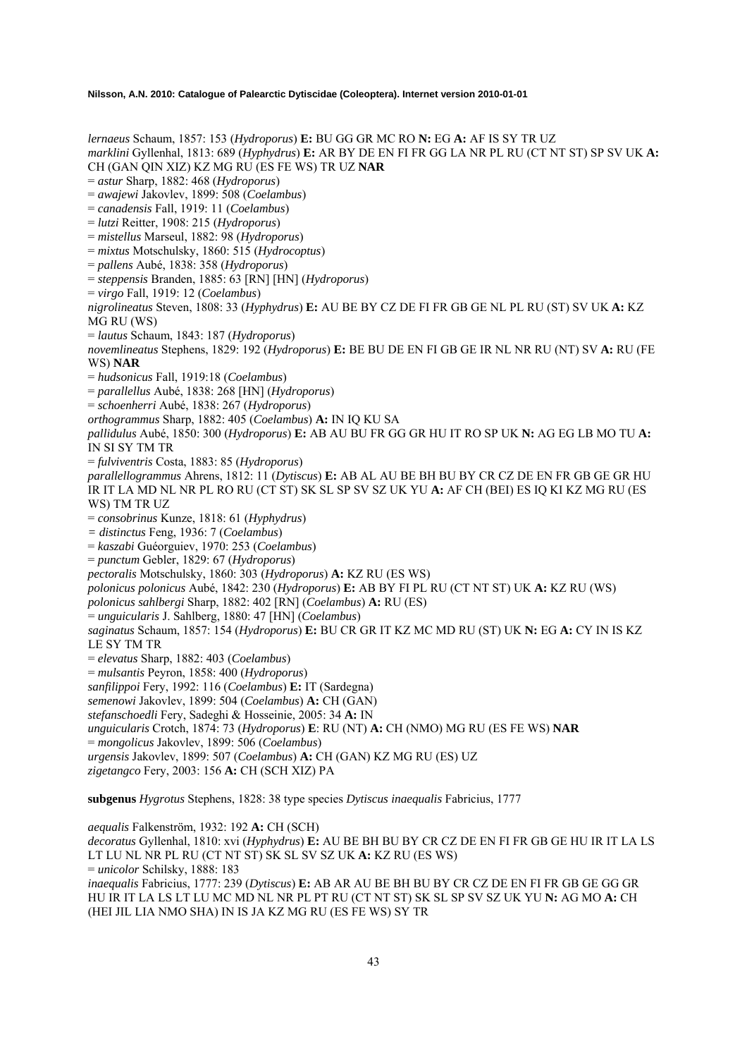*lernaeus* Schaum, 1857: 153 (*Hydroporus*) **E:** BU GG GR MC RO **N:** EG **A:** AF IS SY TR UZ
*marklini* Gyllenhal, 1813: 689 (*Hyphydrus*) **E:** AR BY DE EN FI FR GG LA NR PL RU (CT NT ST) SP SV UK **A:** CH (GAN QIN XIZ) KZ MG RU (ES FE WS) TR UZ **NAR**
= *astur* Sharp, 1882: 468 (*Hydroporus*)
= *awajewi* Jakovlev, 1899: 508 (*Coelambus*)
= *canadensis* Fall, 1919: 11 (*Coelambus*)
= *lutzi* Reitter, 1908: 215 (*Hydroporus*)
= *mistellus* Marseul, 1882: 98 (*Hydroporus*)
= *mixtus* Motschulsky, 1860: 515 (*Hydrocoptus*)
= *pallens* Aubé, 1838: 358 (*Hydroporus*)
= *steppensis* Branden, 1885: 63 [RN] [HN] (*Hydroporus*)
= *virgo* Fall, 1919: 12 (*Coelambus*)
*nigrolineatus* Steven, 1808: 33 (*Hyphydrus*) **E:** AU BE BY CZ DE FI FR GB GE NL PL RU (ST) SV UK **A:** KZ MG RU (WS)
= *lautus* Schaum, 1843: 187 (*Hydroporus*)
*novemlineatus* Stephens, 1829: 192 (*Hydroporus*) **E:** BE BU DE EN FI GB GE IR NL NR RU (NT) SV **A:** RU (FE WS) **NAR**
= *hudsonicus* Fall, 1919:18 (*Coelambus*)
= *parallellus* Aubé, 1838: 268 [HN] (*Hydroporus*)
= *schoenherri* Aubé, 1838: 267 (*Hydroporus*)
*orthogrammus* Sharp, 1882: 405 (*Coelambus*) **A:** IN IQ KU SA
*pallidulus* Aubé, 1850: 300 (*Hydroporus*) **E:** AB AU BU FR GG GR HU IT RO SP UK **N:** AG EG LB MO TU **A:** IN SI SY TM TR
= *fulviventris* Costa, 1883: 85 (*Hydroporus*)
*parallellogrammus* Ahrens, 1812: 11 (*Dytiscus*) **E:** AB AL AU BE BH BU BY CR CZ DE EN FR GB GE GR HU IR IT LA MD NL NR PL RO RU (CT ST) SK SL SP SV SZ UK YU **A:** AF CH (BEI) ES IQ KI KZ MG RU (ES WS) TM TR UZ
= *consobrinus* Kunze, 1818: 61 (*Hyphydrus*)
= *distinctus* Feng, 1936: 7 (*Coelambus*)
= *kaszabi* Guéorguiev, 1970: 253 (*Coelambus*)
= *punctum* Gebler, 1829: 67 (*Hydroporus*)
*pectoralis* Motschulsky, 1860: 303 (*Hydroporus*) **A:** KZ RU (ES WS)
*polonicus polonicus* Aubé, 1842: 230 (*Hydroporus*) **E:** AB BY FI PL RU (CT NT ST) UK **A:** KZ RU (WS)
*polonicus sahlbergi* Sharp, 1882: 402 [RN] (*Coelambus*) **A:** RU (ES)
= *unguicularis* J. Sahlberg, 1880: 47 [HN] (*Coelambus*)
*saginatus* Schaum, 1857: 154 (*Hydroporus*) **E:** BU CR GR IT KZ MC MD RU (ST) UK **N:** EG **A:** CY IN IS KZ LE SY TM TR
= *elevatus* Sharp, 1882: 403 (*Coelambus*)
= *mulsantis* Peyron, 1858: 400 (*Hydroporus*)
*sanfilippoi* Fery, 1992: 116 (*Coelambus*) **E:** IT (Sardegna)
*semenowi* Jakovlev, 1899: 504 (*Coelambus*) **A:** CH (GAN)
*stefanschoedli* Fery, Sadeghi & Hosseinie, 2005: 34 **A:** IN
*unguicularis* Crotch, 1874: 73 (*Hydroporus*) **E**: RU (NT) **A:** CH (NMO) MG RU (ES FE WS) **NAR**
= *mongolicus* Jakovlev, 1899: 506 (*Coelambus*)
*urgensis* Jakovlev, 1899: 507 (*Coelambus*) **A:** CH (GAN) KZ MG RU (ES) UZ
*zigetangco* Fery, 2003: 156 **A:** CH (SCH XIZ) PA

**subgenus** *Hygrotus* Stephens, 1828: 38 type species *Dytiscus inaequalis* Fabricius, 1777

*aequalis* Falkenström, 1932: 192 **A:** CH (SCH)
*decoratus* Gyllenhal, 1810: xvi (*Hyphydrus*) **E:** AU BE BH BU BY CR CZ DE EN FI FR GB GE HU IR IT LA LS LT LU NL NR PL RU (CT NT ST) SK SL SV SZ UK **A:** KZ RU (ES WS)
= *unicolor* Schilsky, 1888: 183
*inaequalis* Fabricius, 1777: 239 (*Dytiscus*) **E:** AB AR AU BE BH BU BY CR CZ DE EN FI FR GB GE GG GR HU IR IT LA LS LT LU MC MD NL NR PL PT RU (CT NT ST) SK SL SP SV SZ UK YU **N:** AG MO **A:** CH (HEI JIL LIA NMO SHA) IN IS JA KZ MG RU (ES FE WS) SY TR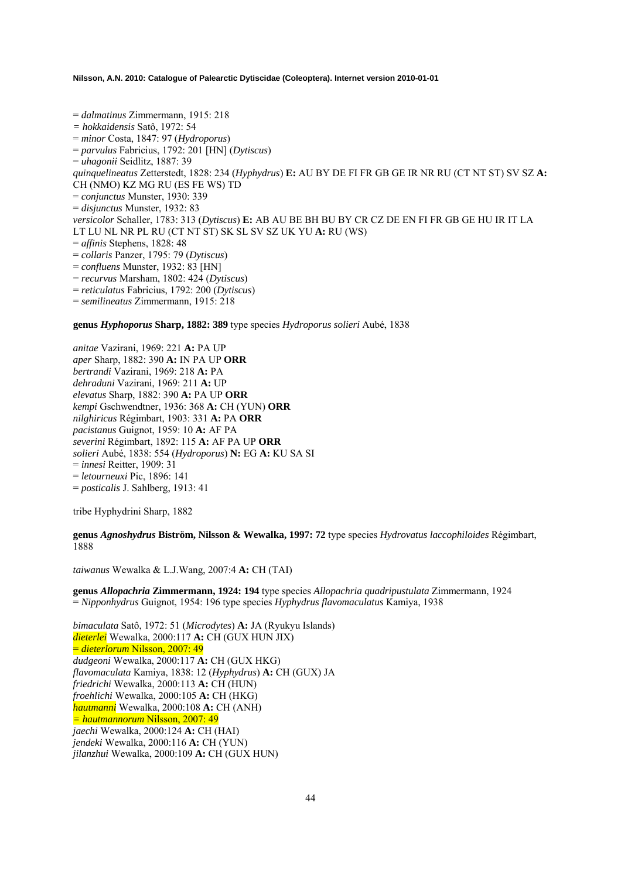= *dalmatinus* Zimmermann, 1915: 218
= *hokkaidensis* Satô, 1972: 54
= *minor* Costa, 1847: 97 (*Hydroporus*)
= *parvulus* Fabricius, 1792: 201 [HN] (*Dytiscus*)
= *uhagonii* Seidlitz, 1887: 39
*quinquelineatus* Zetterstedt, 1828: 234 (*Hyphydrus*) **E:** AU BY DE FI FR GB GE IR NR RU (CT NT ST) SV SZ **A:** CH (NMO) KZ MG RU (ES FE WS) TD
= *conjunctus* Munster, 1930: 339
= *disjunctus* Munster, 1932: 83
*versicolor* Schaller, 1783: 313 (*Dytiscus*) **E:** AB AU BE BH BU BY CR CZ DE EN FI FR GB GE HU IR IT LA LT LU NL NR PL RU (CT NT ST) SK SL SV SZ UK YU **A:** RU (WS)
= *affinis* Stephens, 1828: 48
= *collaris* Panzer, 1795: 79 (*Dytiscus*)
= *confluens* Munster, 1932: 83 [HN]
= *recurvus* Marsham, 1802: 424 (*Dytiscus*)
= *reticulatus* Fabricius, 1792: 200 (*Dytiscus*)
= *semilineatus* Zimmermann, 1915: 218

**genus *Hyphoporus* Sharp, 1882: 389** type species *Hydroporus solieri* Aubé, 1838

*anitae* Vazirani, 1969: 221 **A:** PA UP
*aper* Sharp, 1882: 390 **A:** IN PA UP **ORR**
*bertrandi* Vazirani, 1969: 218 **A:** PA
*dehraduni* Vazirani, 1969: 211 **A:** UP
*elevatus* Sharp, 1882: 390 **A:** PA UP **ORR**
*kempi* Gschwendtner, 1936: 368 **A:** CH (YUN) **ORR**
*nilghiricus* Régimbart, 1903: 331 **A:** PA **ORR**
*pacistanus* Guignot, 1959: 10 **A:** AF PA
*severini* Régimbart, 1892: 115 **A:** AF PA UP **ORR**
*solieri* Aubé, 1838: 554 (*Hydroporus*) **N:** EG **A:** KU SA SI
= *innesi* Reitter, 1909: 31
= *letourneuxi* Pic, 1896: 141
= *posticalis* J. Sahlberg, 1913: 41

tribe Hyphydrini Sharp, 1882

**genus *Agnoshydrus* Biström, Nilsson & Wewalka, 1997: 72** type species *Hydrovatus laccophiloides* Régimbart, 1888

*taiwanus* Wewalka & L.J.Wang, 2007:4 **A:** CH (TAI)

**genus *Allopachria* Zimmermann, 1924: 194** type species *Allopachria quadripustulata* Zimmermann, 1924
= *Nipponhydrus* Guignot, 1954: 196 type species *Hyphydrus flavomaculatus* Kamiya, 1938

*bimaculata* Satô, 1972: 51 (*Microdytes*) **A:** JA (Ryukyu Islands)
*dieterlei* Wewalka, 2000:117 **A:** CH (GUX HUN JIX)
= *dieterlorum* Nilsson, 2007: 49
*dudgeoni* Wewalka, 2000:117 **A:** CH (GUX HKG)
*flavomaculata* Kamiya, 1838: 12 (*Hyphydrus*) **A:** CH (GUX) JA
*friedrichi* Wewalka, 2000:113 **A:** CH (HUN)
*froehlichi* Wewalka, 2000:105 **A:** CH (HKG)
*hautmanni* Wewalka, 2000:108 **A:** CH (ANH)
= *hautmannorum* Nilsson, 2007: 49
*jaechi* Wewalka, 2000:124 **A:** CH (HAI)
*jendeki* Wewalka, 2000:116 **A:** CH (YUN)
*jilanzhui* Wewalka, 2000:109 **A:** CH (GUX HUN)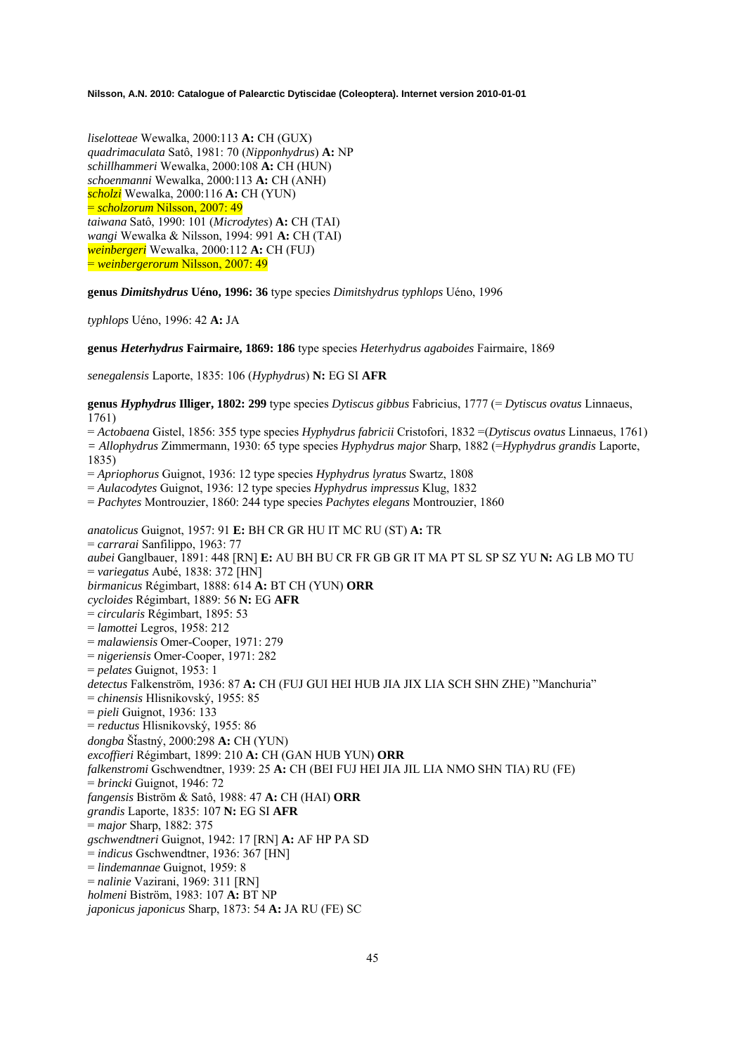*liselotteae* Wewalka, 2000:113 **A:** CH (GUX)
*quadrimaculata* Satô, 1981: 70 (*Nipponhydrus*) **A:** NP
*schillhammeri* Wewalka, 2000:108 **A:** CH (HUN)
*schoenmanni* Wewalka, 2000:113 **A:** CH (ANH)
*scholzi* Wewalka, 2000:116 **A:** CH (YUN)
= *scholzorum* Nilsson, 2007: 49
*taiwana* Satô, 1990: 101 (*Microdytes*) **A:** CH (TAI)
*wangi* Wewalka & Nilsson, 1994: 991 **A:** CH (TAI)
*weinbergeri* Wewalka, 2000:112 **A:** CH (FUJ)
= *weinbergerorum* Nilsson, 2007: 49

**genus *Dimitshydrus* Uéno, 1996: 36** type species *Dimitshydrus typhlops* Uéno, 1996

*typhlops* Uéno, 1996: 42 **A:** JA

**genus *Heterhydrus* Fairmaire, 1869: 186** type species *Heterhydrus agaboides* Fairmaire, 1869

*senegalensis* Laporte, 1835: 106 (*Hyphydrus*) **N:** EG SI **AFR**

**genus *Hyphydrus* Illiger, 1802: 299** type species *Dytiscus gibbus* Fabricius, 1777 (= *Dytiscus ovatus* Linnaeus, 1761)
= *Actobaena* Gistel, 1856: 355 type species *Hyphydrus fabricii* Cristofori, 1832 =(*Dytiscus ovatus* Linnaeus, 1761)
= *Allophydrus* Zimmermann, 1930: 65 type species *Hyphydrus major* Sharp, 1882 (=*Hyphydrus grandis* Laporte, 1835)
= *Apriophorus* Guignot, 1936: 12 type species *Hyphydrus lyratus* Swartz, 1808
= *Aulacodytes* Guignot, 1936: 12 type species *Hyphydrus impressus* Klug, 1832
= *Pachytes* Montrouzier, 1860: 244 type species *Pachytes elegans* Montrouzier, 1860

*anatolicus* Guignot, 1957: 91 **E:** BH CR GR HU IT MC RU (ST) **A:** TR
= *carrarai* Sanfilippo, 1963: 77
*aubei* Ganglbauer, 1891: 448 [RN] **E:** AU BH BU CR FR GB GR IT MA PT SL SP SZ YU **N:** AG LB MO TU
= *variegatus* Aubé, 1838: 372 [HN]
*birmanicus* Régimbart, 1888: 614 **A:** BT CH (YUN) **ORR**
*cycloides* Régimbart, 1889: 56 **N:** EG **AFR**
= *circularis* Régimbart, 1895: 53
= *lamottei* Legros, 1958: 212
= *malawiensis* Omer-Cooper, 1971: 279
= *nigeriensis* Omer-Cooper, 1971: 282
= *pelates* Guignot, 1953: 1
*detectus* Falkenström, 1936: 87 **A:** CH (FUJ GUI HEI HUB JIA JIX LIA SCH SHN ZHE) "Manchuria"
= *chinensis* Hlisnikovský, 1955: 85
= *pieli* Guignot, 1936: 133
= *reductus* Hlisnikovský, 1955: 86
*dongba* Šťastný, 2000:298 **A:** CH (YUN)
*excoffieri* Régimbart, 1899: 210 **A:** CH (GAN HUB YUN) **ORR**
*falkenstromi* Gschwendtner, 1939: 25 **A:** CH (BEI FUJ HEI JIA JIL LIA NMO SHN TIA) RU (FE)
= *brincki* Guignot, 1946: 72
*fangensis* Biström & Satô, 1988: 47 **A:** CH (HAI) **ORR**
*grandis* Laporte, 1835: 107 **N:** EG SI **AFR**
= *major* Sharp, 1882: 375
*gschwendtneri* Guignot, 1942: 17 [RN] **A:** AF HP PA SD
= *indicus* Gschwendtner, 1936: 367 [HN]
= *lindemannae* Guignot, 1959: 8
= *nalinie* Vazirani, 1969: 311 [RN]
*holmeni* Biström, 1983: 107 **A:** BT NP
*japonicus japonicus* Sharp, 1873: 54 **A:** JA RU (FE) SC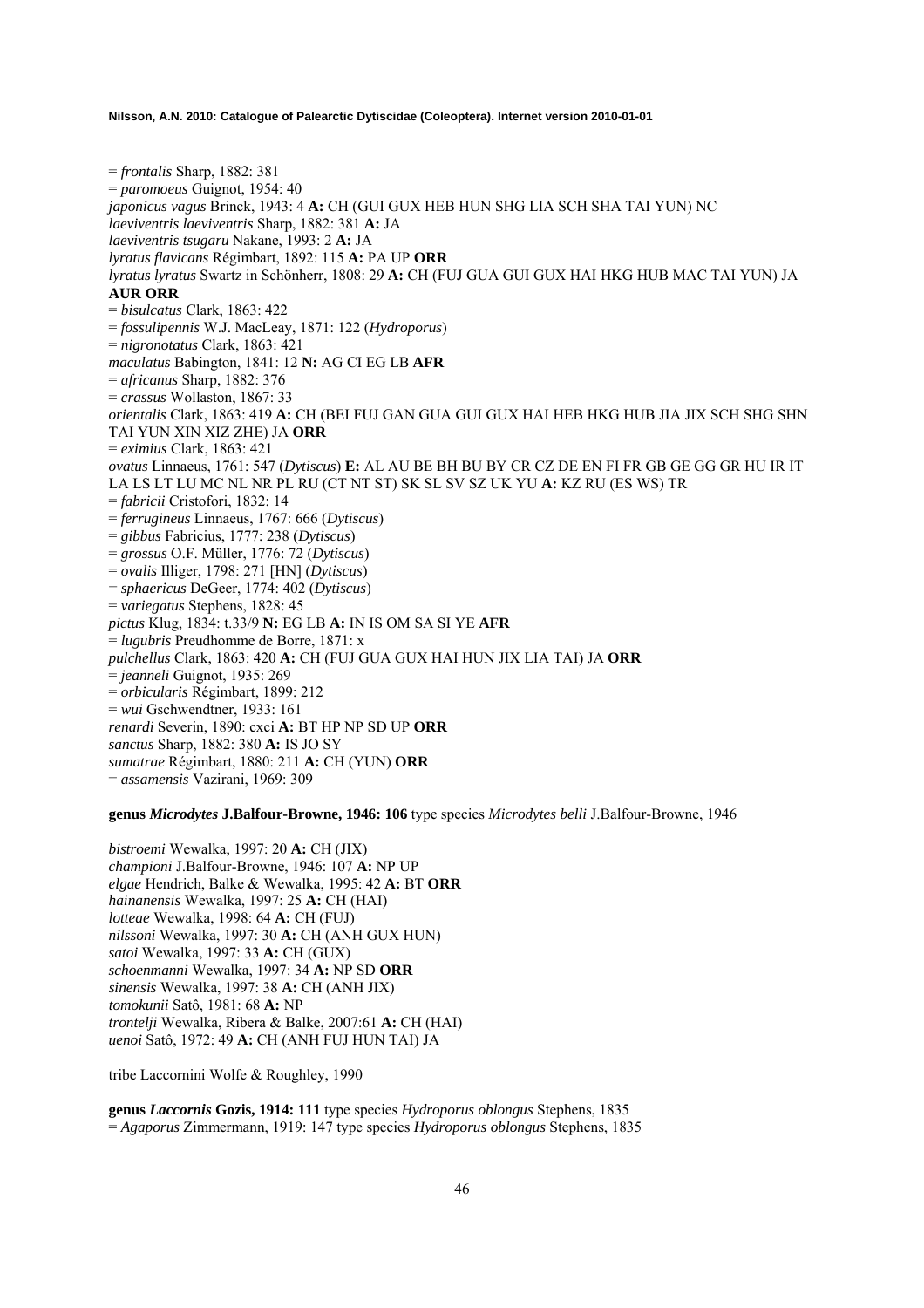= *frontalis* Sharp, 1882: 381
= *paromoeus* Guignot, 1954: 40
*japonicus vagus* Brinck, 1943: 4 **A:** CH (GUI GUX HEB HUN SHG LIA SCH SHA TAI YUN) NC
*laeviventris laeviventris* Sharp, 1882: 381 **A:** JA
*laeviventris tsugaru* Nakane, 1993: 2 **A:** JA
*lyratus flavicans* Régimbart, 1892: 115 **A:** PA UP **ORR**
*lyratus lyratus* Swartz in Schönherr, 1808: 29 **A:** CH (FUJ GUA GUI GUX HAI HKG HUB MAC TAI YUN) JA **AUR ORR**
= *bisulcatus* Clark, 1863: 422
= *fossulipennis* W.J. MacLeay, 1871: 122 (*Hydroporus*)
= *nigronotatus* Clark, 1863: 421
*maculatus* Babington, 1841: 12 **N:** AG CI EG LB **AFR**
= *africanus* Sharp, 1882: 376
= *crassus* Wollaston, 1867: 33
*orientalis* Clark, 1863: 419 **A:** CH (BEI FUJ GAN GUA GUI GUX HAI HEB HKG HUB JIA JIX SCH SHG SHN TAI YUN XIN XIZ ZHE) JA **ORR**
= *eximius* Clark, 1863: 421
*ovatus* Linnaeus, 1761: 547 (*Dytiscus*) **E:** AL AU BE BH BU BY CR CZ DE EN FI FR GB GE GG GR HU IR IT LA LS LT LU MC NL NR PL RU (CT NT ST) SK SL SV SZ UK YU **A:** KZ RU (ES WS) TR
= *fabricii* Cristofori, 1832: 14
= *ferrugineus* Linnaeus, 1767: 666 (*Dytiscus*)
= *gibbus* Fabricius, 1777: 238 (*Dytiscus*)
= *grossus* O.F. Müller, 1776: 72 (*Dytiscus*)
= *ovalis* Illiger, 1798: 271 [HN] (*Dytiscus*)
= *sphaericus* DeGeer, 1774: 402 (*Dytiscus*)
= *variegatus* Stephens, 1828: 45
*pictus* Klug, 1834: t.33/9 **N:** EG LB **A:** IN IS OM SA SI YE **AFR**
= *lugubris* Preudhomme de Borre, 1871: x
*pulchellus* Clark, 1863: 420 **A:** CH (FUJ GUA GUX HAI HUN JIX LIA TAI) JA **ORR**
= *jeanneli* Guignot, 1935: 269
= *orbicularis* Régimbart, 1899: 212
= *wui* Gschwendtner, 1933: 161
*renardi* Severin, 1890: cxci **A:** BT HP NP SD UP **ORR**
*sanctus* Sharp, 1882: 380 **A:** IS JO SY
*sumatrae* Régimbart, 1880: 211 **A:** CH (YUN) **ORR**
= *assamensis* Vazirani, 1969: 309

**genus *Microdytes* J.Balfour-Browne, 1946: 106** type species *Microdytes belli* J.Balfour-Browne, 1946

*bistroemi* Wewalka, 1997: 20 **A:** CH (JIX)
*championi* J.Balfour-Browne, 1946: 107 **A:** NP UP
*elgae* Hendrich, Balke & Wewalka, 1995: 42 **A:** BT **ORR**
*hainanensis* Wewalka, 1997: 25 **A:** CH (HAI)
*lotteae* Wewalka, 1998: 64 **A:** CH (FUJ)
*nilssoni* Wewalka, 1997: 30 **A:** CH (ANH GUX HUN)
*satoi* Wewalka, 1997: 33 **A:** CH (GUX)
*schoenmanni* Wewalka, 1997: 34 **A:** NP SD **ORR**
*sinensis* Wewalka, 1997: 38 **A:** CH (ANH JIX)
*tomokunii* Satô, 1981: 68 **A:** NP
*trontelji* Wewalka, Ribera & Balke, 2007:61 **A:** CH (HAI)
*uenoi* Satô, 1972: 49 **A:** CH (ANH FUJ HUN TAI) JA

tribe Laccornini Wolfe & Roughley, 1990

**genus *Laccornis* Gozis, 1914: 111** type species *Hydroporus oblongus* Stephens, 1835
= *Agaporus* Zimmermann, 1919: 147 type species *Hydroporus oblongus* Stephens, 1835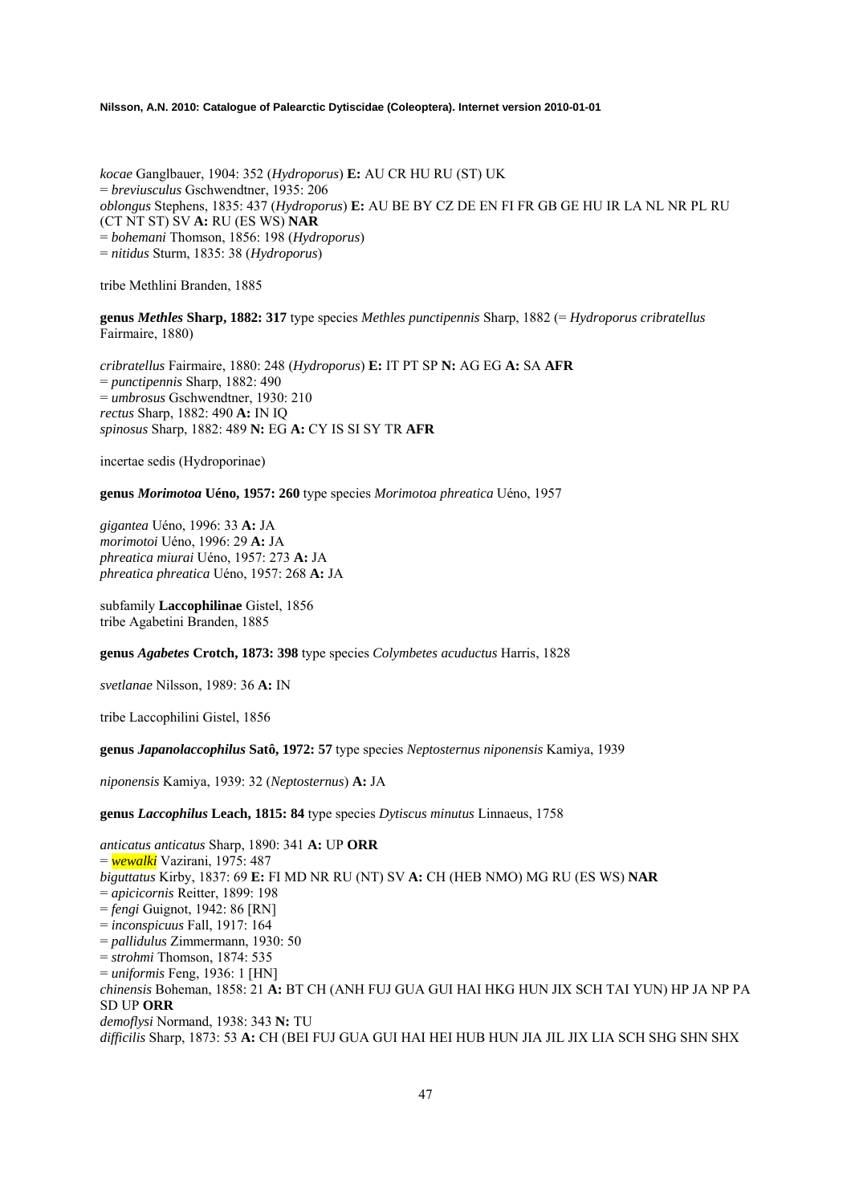*kocae* Ganglbauer, 1904: 352 (*Hydroporus*) **E:** AU CR HU RU (ST) UK
= *breviusculus* Gschwendtner, 1935: 206
*oblongus* Stephens, 1835: 437 (*Hydroporus*) **E:** AU BE BY CZ DE EN FI FR GB GE HU IR LA NL NR PL RU (CT NT ST) SV **A:** RU (ES WS) **NAR**
= *bohemani* Thomson, 1856: 198 (*Hydroporus*)
= *nitidus* Sturm, 1835: 38 (*Hydroporus*)

tribe Methlini Branden, 1885

**genus *Methles* Sharp, 1882: 317** type species *Methles punctipennis* Sharp, 1882 (= *Hydroporus cribratellus* Fairmaire, 1880)

*cribratellus* Fairmaire, 1880: 248 (*Hydroporus*) **E:** IT PT SP **N:** AG EG **A:** SA **AFR**
= *punctipennis* Sharp, 1882: 490
= *umbrosus* Gschwendtner, 1930: 210
*rectus* Sharp, 1882: 490 **A:** IN IQ
*spinosus* Sharp, 1882: 489 **N:** EG **A:** CY IS SI SY TR **AFR**

incertae sedis (Hydroporinae)

**genus *Morimotoa* Uéno, 1957: 260** type species *Morimotoa phreatica* Uéno, 1957

*gigantea* Uéno, 1996: 33 **A:** JA
*morimotoi* Uéno, 1996: 29 **A:** JA
*phreatica miurai* Uéno, 1957: 273 **A:** JA
*phreatica phreatica* Uéno, 1957: 268 **A:** JA

subfamily **Laccophilinae** Gistel, 1856
tribe Agabetini Branden, 1885

**genus *Agabetes* Crotch, 1873: 398** type species *Colymbetes acuductus* Harris, 1828

*svetlanae* Nilsson, 1989: 36 **A:** IN

tribe Laccophilini Gistel, 1856

**genus *Japanolaccophilus* Satô, 1972: 57** type species *Neptosternus niponensis* Kamiya, 1939

*niponensis* Kamiya, 1939: 32 (*Neptosternus*) **A:** JA

**genus *Laccophilus* Leach, 1815: 84** type species *Dytiscus minutus* Linnaeus, 1758

*anticatus anticatus* Sharp, 1890: 341 **A:** UP **ORR**
= *wewalki* Vazirani, 1975: 487
*biguttatus* Kirby, 1837: 69 **E:** FI MD NR RU (NT) SV **A:** CH (HEB NMO) MG RU (ES WS) **NAR**
= *apicicornis* Reitter, 1899: 198
= *fengi* Guignot, 1942: 86 [RN]
= *inconspicuus* Fall, 1917: 164
= *pallidulus* Zimmermann, 1930: 50
= *strohmi* Thomson, 1874: 535
= *uniformis* Feng, 1936: 1 [HN]
*chinensis* Boheman, 1858: 21 **A:** BT CH (ANH FUJ GUA GUI HAI HKG HUN JIX SCH TAI YUN) HP JA NP PA SD UP **ORR**
*demoflysi* Normand, 1938: 343 **N:** TU
*difficilis* Sharp, 1873: 53 **A:** CH (BEI FUJ GUA GUI HAI HEI HUB HUN JIA JIL JIX LIA SCH SHG SHN SHX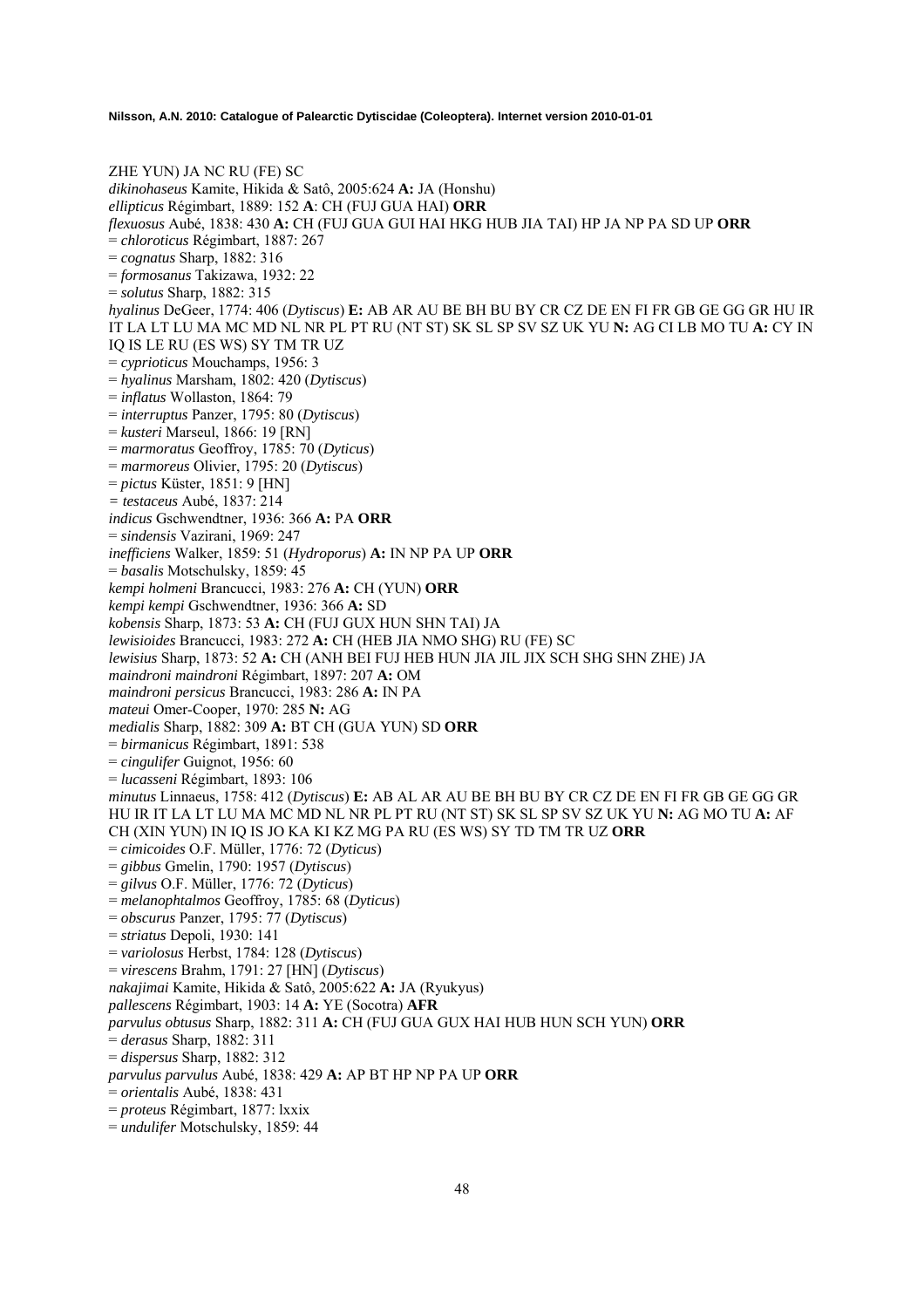ZHE YUN) JA NC RU (FE) SC

*dikinohaseus* Kamite, Hikida & Satô, 2005:624 **A:** JA (Honshu)

*ellipticus* Régimbart, 1889: 152 **A**: CH (FUJ GUA HAI) **ORR**

*flexuosus* Aubé, 1838: 430 **A:** CH (FUJ GUA GUI HAI HKG HUB JIA TAI) HP JA NP PA SD UP **ORR**

= *chloroticus* Régimbart, 1887: 267

= *cognatus* Sharp, 1882: 316

= *formosanus* Takizawa, 1932: 22

= *solutus* Sharp, 1882: 315

*hyalinus* DeGeer, 1774: 406 (*Dytiscus*) **E:** AB AR AU BE BH BU BY CR CZ DE EN FI FR GB GE GG GR HU IR IT LA LT LU MA MC MD NL NR PL PT RU (NT ST) SK SL SP SV SZ UK YU **N:** AG CI LB MO TU **A:** CY IN IQ IS LE RU (ES WS) SY TM TR UZ

= *cyprioticus* Mouchamps, 1956: 3

= *hyalinus* Marsham, 1802: 420 (*Dytiscus*)

= *inflatus* Wollaston, 1864: 79

= *interruptus* Panzer, 1795: 80 (*Dytiscus*)

= *kusteri* Marseul, 1866: 19 [RN]

= *marmoratus* Geoffroy, 1785: 70 (*Dyticus*)

= *marmoreus* Olivier, 1795: 20 (*Dytiscus*)

= *pictus* Küster, 1851: 9 [HN]

= *testaceus* Aubé, 1837: 214

*indicus* Gschwendtner, 1936: 366 **A:** PA **ORR**

= *sindensis* Vazirani, 1969: 247

*inefficiens* Walker, 1859: 51 (*Hydroporus*) **A:** IN NP PA UP **ORR**

= *basalis* Motschulsky, 1859: 45

*kempi holmeni* Brancucci, 1983: 276 **A:** CH (YUN) **ORR**

*kempi kempi* Gschwendtner, 1936: 366 **A:** SD

*kobensis* Sharp, 1873: 53 **A:** CH (FUJ GUX HUN SHN TAI) JA

*lewisioides* Brancucci, 1983: 272 **A:** CH (HEB JIA NMO SHG) RU (FE) SC

*lewisius* Sharp, 1873: 52 **A:** CH (ANH BEI FUJ HEB HUN JIA JIL JIX SCH SHG SHN ZHE) JA

*maindroni maindroni* Régimbart, 1897: 207 **A:** OM

*maindroni persicus* Brancucci, 1983: 286 **A:** IN PA

*mateui* Omer-Cooper, 1970: 285 **N:** AG

*medialis* Sharp, 1882: 309 **A:** BT CH (GUA YUN) SD **ORR**

= *birmanicus* Régimbart, 1891: 538

= *cingulifer* Guignot, 1956: 60

= *lucasseni* Régimbart, 1893: 106

*minutus* Linnaeus, 1758: 412 (*Dytiscus*) **E:** AB AL AR AU BE BH BU BY CR CZ DE EN FI FR GB GE GG GR HU IR IT LA LT LU MA MC MD NL NR PL PT RU (NT ST) SK SL SP SV SZ UK YU **N:** AG MO TU **A:** AF CH (XIN YUN) IN IQ IS JO KA KI KZ MG PA RU (ES WS) SY TD TM TR UZ **ORR**

= *cimicoides* O.F. Müller, 1776: 72 (*Dyticus*)

= *gibbus* Gmelin, 1790: 1957 (*Dytiscus*)

= *gilvus* O.F. Müller, 1776: 72 (*Dyticus*)

= *melanophtalmos* Geoffroy, 1785: 68 (*Dyticus*)

= *obscurus* Panzer, 1795: 77 (*Dytiscus*)

= *striatus* Depoli, 1930: 141

= *variolosus* Herbst, 1784: 128 (*Dytiscus*)

= *virescens* Brahm, 1791: 27 [HN] (*Dytiscus*)

*nakajimai* Kamite, Hikida & Satô, 2005:622 **A:** JA (Ryukyus)

*pallescens* Régimbart, 1903: 14 **A:** YE (Socotra) **AFR**

*parvulus obtusus* Sharp, 1882: 311 **A:** CH (FUJ GUA GUX HAI HUB HUN SCH YUN) **ORR**

= *derasus* Sharp, 1882: 311

= *dispersus* Sharp, 1882: 312

*parvulus parvulus* Aubé, 1838: 429 **A:** AP BT HP NP PA UP **ORR**

= *orientalis* Aubé, 1838: 431

= *proteus* Régimbart, 1877: lxxix

= *undulifer* Motschulsky, 1859: 44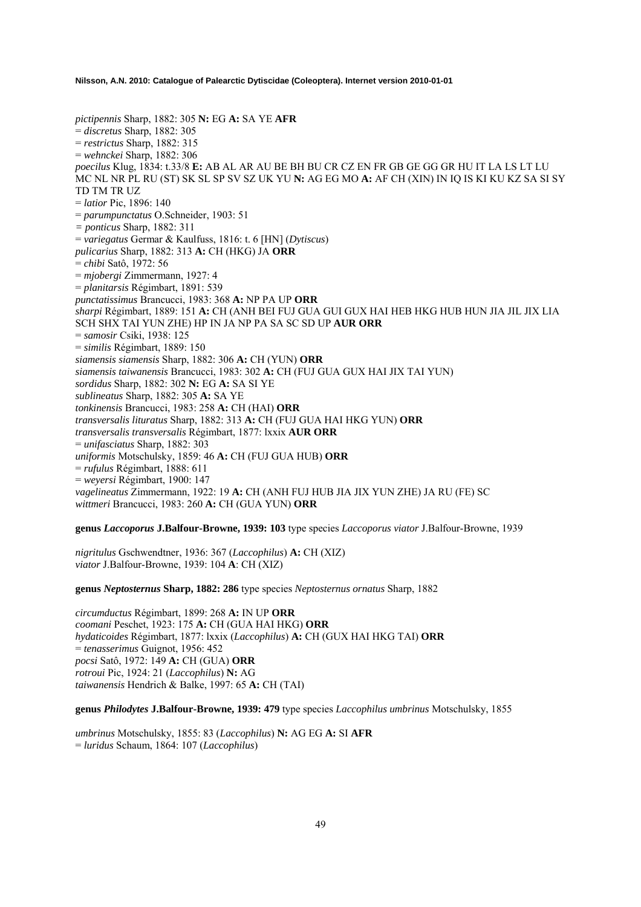*pictipennis* Sharp, 1882: 305 **N:** EG **A:** SA YE **AFR**
= *discretus* Sharp, 1882: 305
= *restrictus* Sharp, 1882: 315
= *wehnckei* Sharp, 1882: 306
*poecilus* Klug, 1834: t.33/8 **E:** AB AL AR AU BE BH BU CR CZ EN FR GB GE GG GR HU IT LA LS LT LU MC NL NR PL RU (ST) SK SL SP SV SZ UK YU **N:** AG EG MO **A:** AF CH (XIN) IN IQ IS KI KU KZ SA SI SY TD TM TR UZ
= *latior* Pic, 1896: 140
= *parumpunctatus* O.Schneider, 1903: 51
= *ponticus* Sharp, 1882: 311
= *variegatus* Germar & Kaulfuss, 1816: t. 6 [HN] (*Dytiscus*)
*pulicarius* Sharp, 1882: 313 **A:** CH (HKG) JA **ORR**
= *chibi* Satô, 1972: 56
= *mjobergi* Zimmermann, 1927: 4
= *planitarsis* Régimbart, 1891: 539
*punctatissimus* Brancucci, 1983: 368 **A:** NP PA UP **ORR**
*sharpi* Régimbart, 1889: 151 **A:** CH (ANH BEI FUJ GUA GUI GUX HAI HEB HKG HUB HUN JIA JIL JIX LIA SCH SHX TAI YUN ZHE) HP IN JA NP PA SA SC SD UP **AUR ORR**
= *samosir* Csiki, 1938: 125
= *similis* Régimbart, 1889: 150
*siamensis siamensis* Sharp, 1882: 306 **A:** CH (YUN) **ORR**
*siamensis taiwanensis* Brancucci, 1983: 302 **A:** CH (FUJ GUA GUX HAI JIX TAI YUN)
*sordidus* Sharp, 1882: 302 **N:** EG **A:** SA SI YE
*sublineatus* Sharp, 1882: 305 **A:** SA YE
*tonkinensis* Brancucci, 1983: 258 **A:** CH (HAI) **ORR**
*transversalis lituratus* Sharp, 1882: 313 **A:** CH (FUJ GUA HAI HKG YUN) **ORR**
*transversalis transversalis* Régimbart, 1877: lxxix **AUR ORR**
= *unifasciatus* Sharp, 1882: 303
*uniformis* Motschulsky, 1859: 46 **A:** CH (FUJ GUA HUB) **ORR**
= *rufulus* Régimbart, 1888: 611
= *weyersi* Régimbart, 1900: 147
*vagelineatus* Zimmermann, 1922: 19 **A:** CH (ANH FUJ HUB JIA JIX YUN ZHE) JA RU (FE) SC
*wittmeri* Brancucci, 1983: 260 **A:** CH (GUA YUN) **ORR**

**genus *Laccoporus* J.Balfour-Browne, 1939: 103** type species *Laccoporus viator* J.Balfour-Browne, 1939

*nigritulus* Gschwendtner, 1936: 367 (*Laccophilus*) **A:** CH (XIZ)
*viator* J.Balfour-Browne, 1939: 104 **A**: CH (XIZ)

**genus *Neptosternus* Sharp, 1882: 286** type species *Neptosternus ornatus* Sharp, 1882

*circumductus* Régimbart, 1899: 268 **A:** IN UP **ORR**
*coomani* Peschet, 1923: 175 **A:** CH (GUA HAI HKG) **ORR**
*hydaticoides* Régimbart, 1877: lxxix (*Laccophilus*) **A:** CH (GUX HAI HKG TAI) **ORR**
= *tenasserimus* Guignot, 1956: 452
*pocsi* Satô, 1972: 149 **A:** CH (GUA) **ORR**
*rotroui* Pic, 1924: 21 (*Laccophilus*) **N:** AG
*taiwanensis* Hendrich & Balke, 1997: 65 **A:** CH (TAI)

**genus *Philodytes* J.Balfour-Browne, 1939: 479** type species *Laccophilus umbrinus* Motschulsky, 1855

*umbrinus* Motschulsky, 1855: 83 (*Laccophilus*) **N:** AG EG **A:** SI **AFR**
= *luridus* Schaum, 1864: 107 (*Laccophilus*)